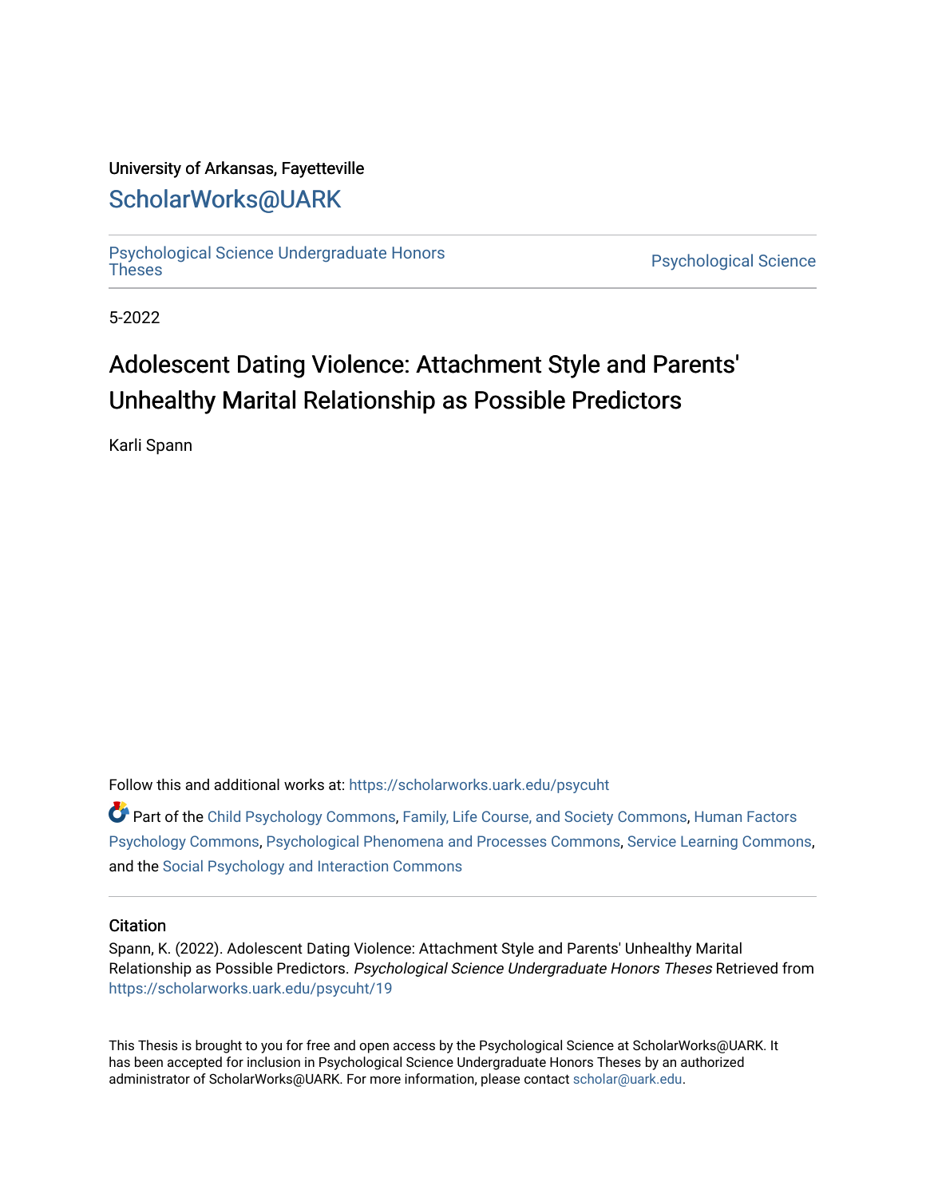University of Arkansas, Fayetteville

# ScholarWorks@UARK

Psychological Science Undergraduate Honors Theses

Psychological Science

5-2022

# Adolescent Dating Violence: Attachment Style and Parents' Unhealthy Marital Relationship as Possible Predictors

Karli Spann

Follow this and additional works at: https://scholarworks.uark.edu/psycuht

Part of the Child Psychology Commons, Family, Life Course, and Society Commons, Human Factors Psychology Commons, Psychological Phenomena and Processes Commons, Service Learning Commons, and the Social Psychology and Interaction Commons

## Citation

Spann, K. (2022). Adolescent Dating Violence: Attachment Style and Parents' Unhealthy Marital Relationship as Possible Predictors. *Psychological Science Undergraduate Honors Theses* Retrieved from https://scholarworks.uark.edu/psycuht/19

This Thesis is brought to you for free and open access by the Psychological Science at ScholarWorks@UARK. It has been accepted for inclusion in Psychological Science Undergraduate Honors Theses by an authorized administrator of ScholarWorks@UARK. For more information, please contact scholar@uark.edu.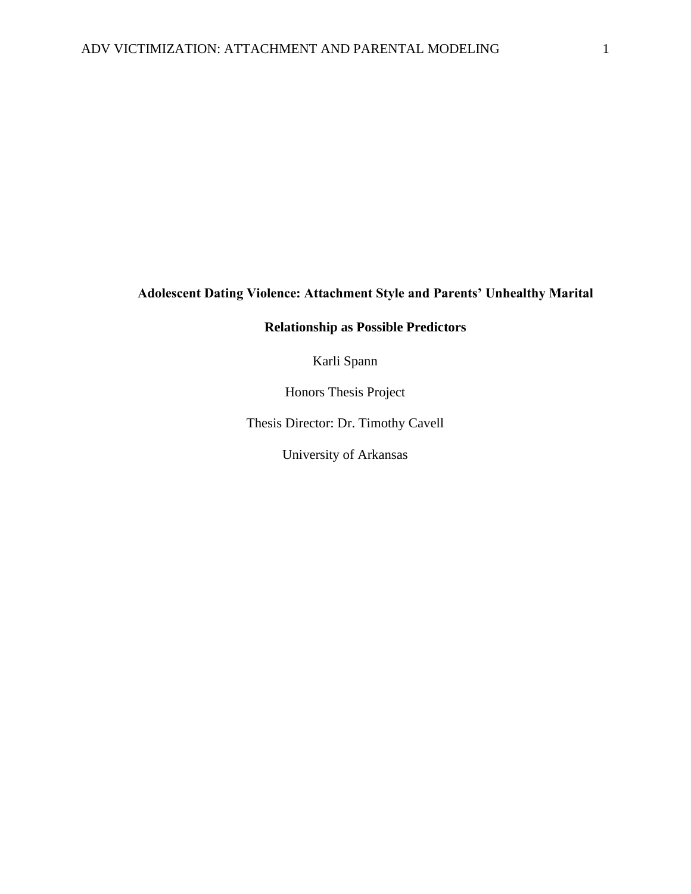**Adolescent Dating Violence: Attachment Style and Parents' Unhealthy Marital Relationship as Possible Predictors**

Karli Spann

Honors Thesis Project

Thesis Director: Dr. Timothy Cavell

University of Arkansas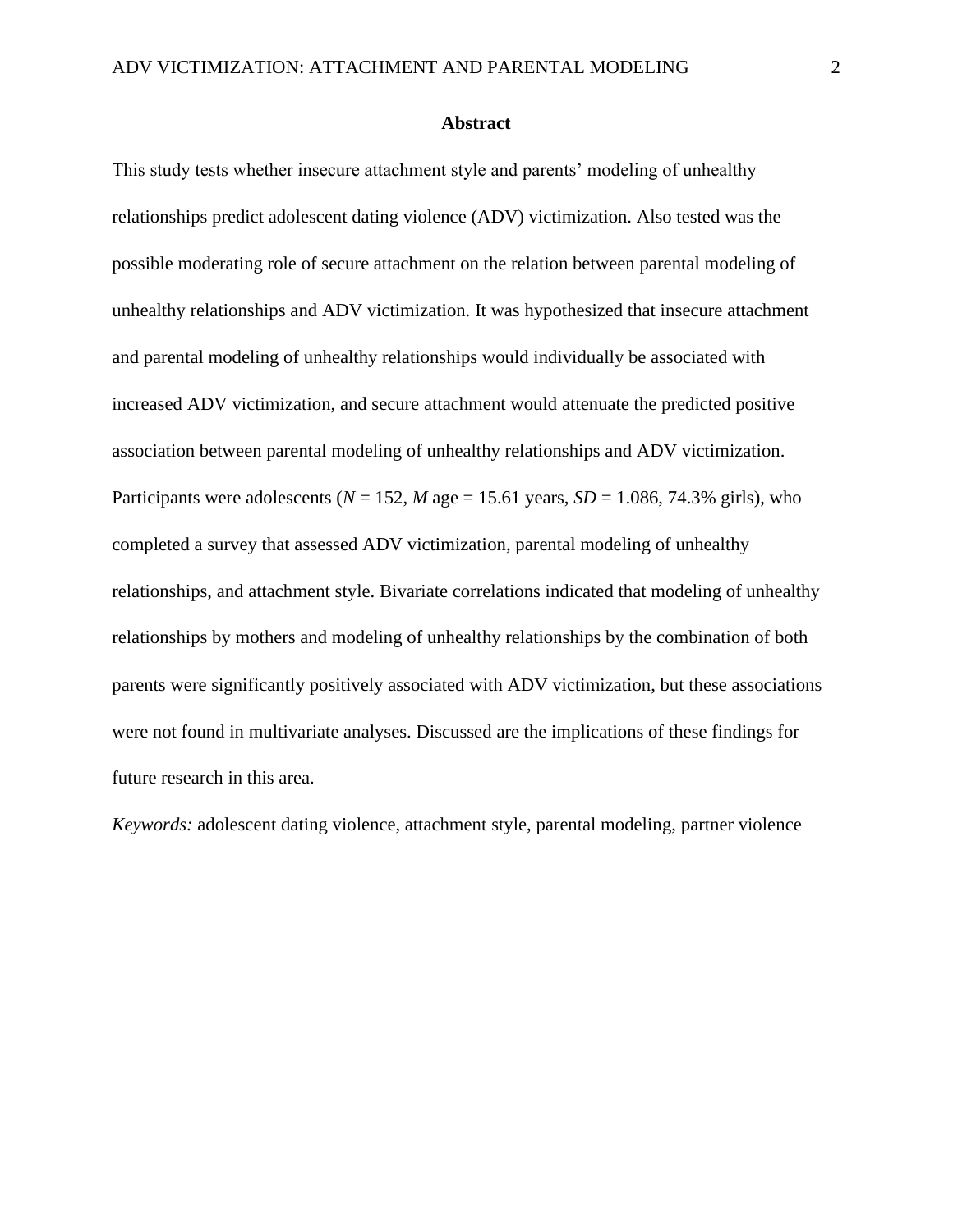# Abstract

This study tests whether insecure attachment style and parents' modeling of unhealthy relationships predict adolescent dating violence (ADV) victimization. Also tested was the possible moderating role of secure attachment on the relation between parental modeling of unhealthy relationships and ADV victimization. It was hypothesized that insecure attachment and parental modeling of unhealthy relationships would individually be associated with increased ADV victimization, and secure attachment would attenuate the predicted positive association between parental modeling of unhealthy relationships and ADV victimization. Participants were adolescents ($N$ = 152, $M$ age = 15.61 years, $SD$ = 1.086, 74.3% girls), who completed a survey that assessed ADV victimization, parental modeling of unhealthy relationships, and attachment style. Bivariate correlations indicated that modeling of unhealthy relationships by mothers and modeling of unhealthy relationships by the combination of both parents were significantly positively associated with ADV victimization, but these associations were not found in multivariate analyses. Discussed are the implications of these findings for future research in this area.

*Keywords:* adolescent dating violence, attachment style, parental modeling, partner violence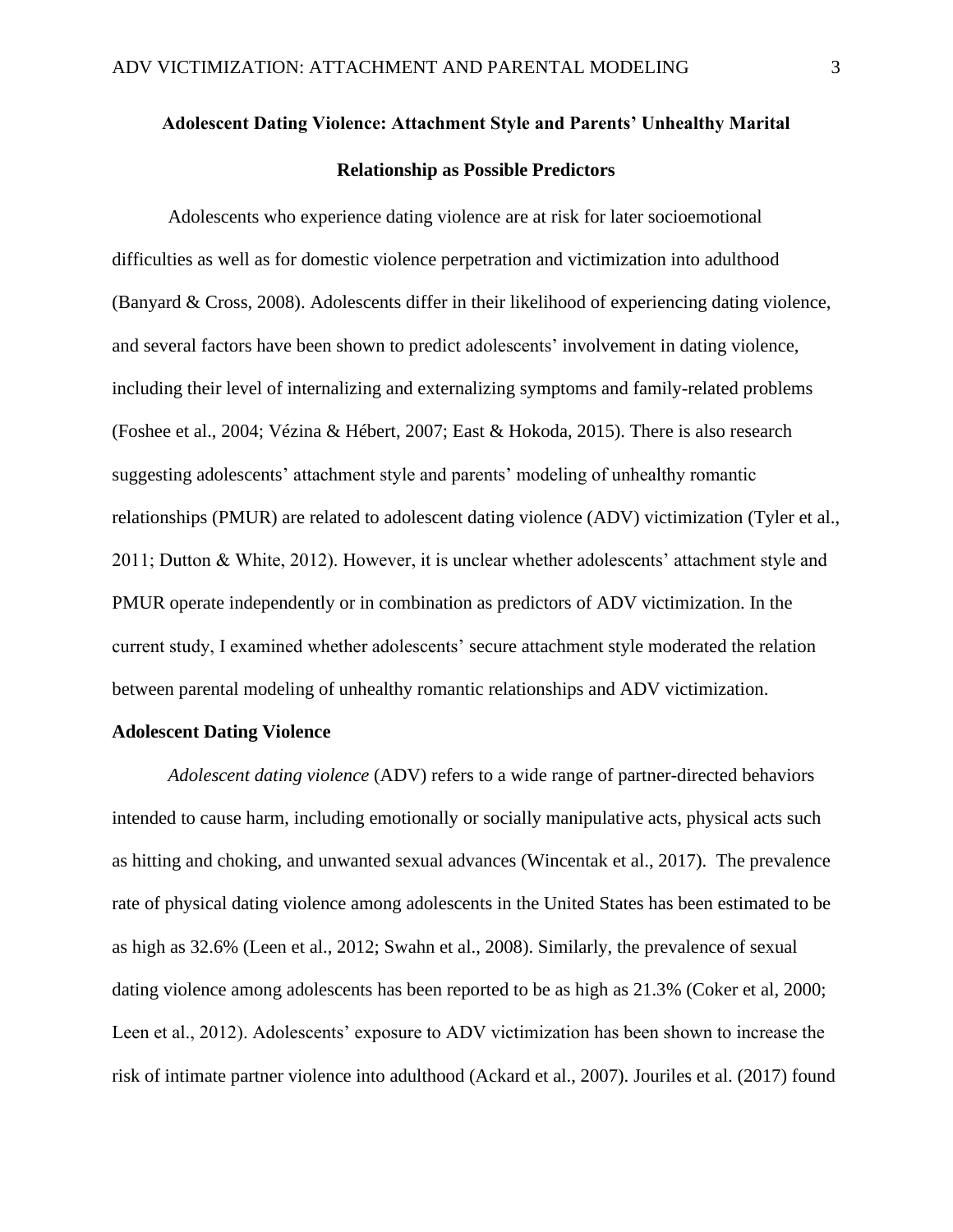# Adolescent Dating Violence: Attachment Style and Parents' Unhealthy Marital Relationship as Possible Predictors

Adolescents who experience dating violence are at risk for later socioemotional difficulties as well as for domestic violence perpetration and victimization into adulthood (Banyard & Cross, 2008). Adolescents differ in their likelihood of experiencing dating violence, and several factors have been shown to predict adolescents' involvement in dating violence, including their level of internalizing and externalizing symptoms and family-related problems (Foshee et al., 2004; Vézina & Hébert, 2007; East & Hokoda, 2015). There is also research suggesting adolescents' attachment style and parents' modeling of unhealthy romantic relationships (PMUR) are related to adolescent dating violence (ADV) victimization (Tyler et al., 2011; Dutton & White, 2012). However, it is unclear whether adolescents' attachment style and PMUR operate independently or in combination as predictors of ADV victimization. In the current study, I examined whether adolescents' secure attachment style moderated the relation between parental modeling of unhealthy romantic relationships and ADV victimization.

## Adolescent Dating Violence

*Adolescent dating violence* (ADV) refers to a wide range of partner-directed behaviors intended to cause harm, including emotionally or socially manipulative acts, physical acts such as hitting and choking, and unwanted sexual advances (Wincentak et al., 2017). The prevalence rate of physical dating violence among adolescents in the United States has been estimated to be as high as 32.6% (Leen et al., 2012; Swahn et al., 2008). Similarly, the prevalence of sexual dating violence among adolescents has been reported to be as high as 21.3% (Coker et al, 2000; Leen et al., 2012). Adolescents' exposure to ADV victimization has been shown to increase the risk of intimate partner violence into adulthood (Ackard et al., 2007). Jouriles et al. (2017) found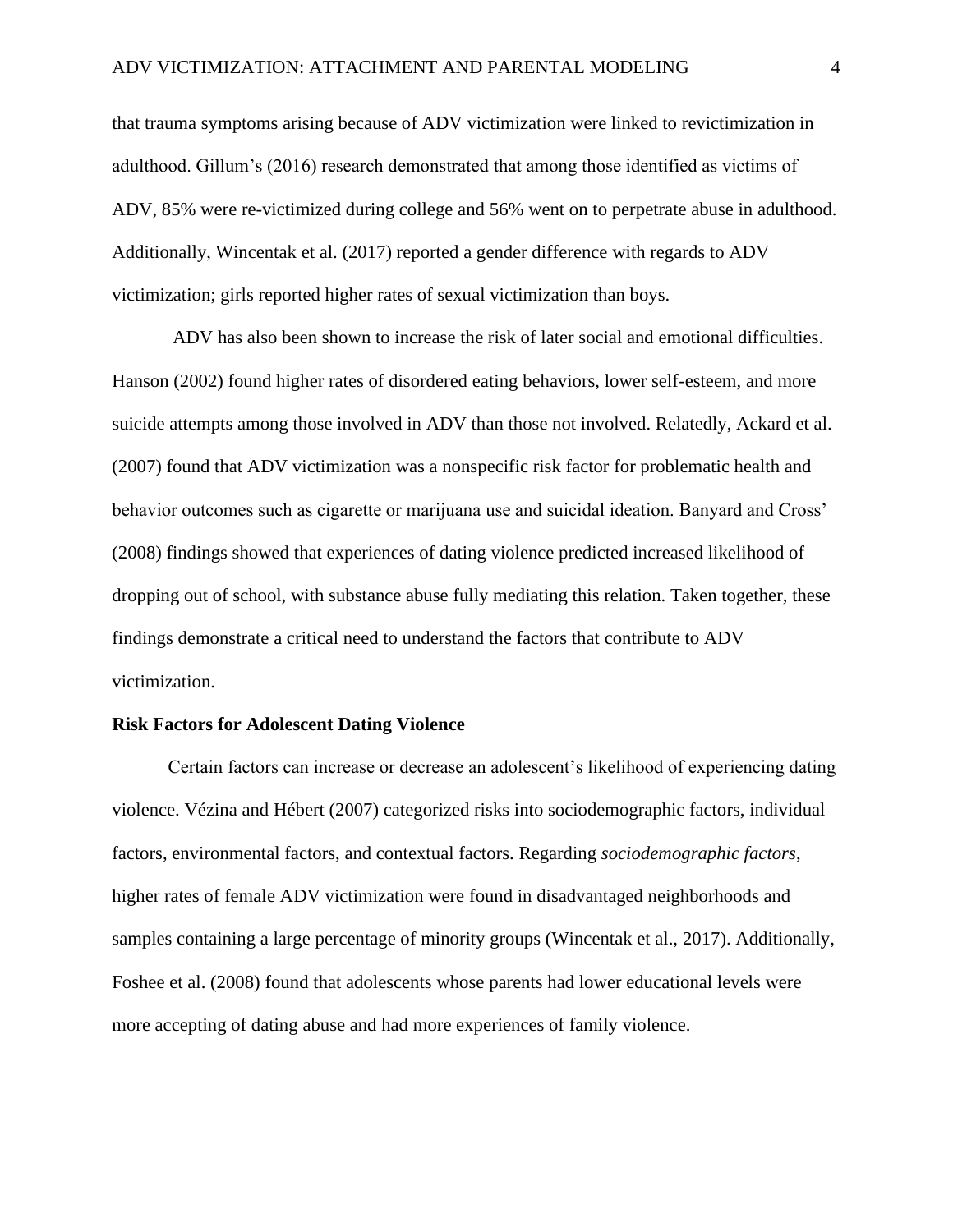that trauma symptoms arising because of ADV victimization were linked to revictimization in adulthood. Gillum's (2016) research demonstrated that among those identified as victims of ADV, 85% were re-victimized during college and 56% went on to perpetrate abuse in adulthood. Additionally, Wincentak et al. (2017) reported a gender difference with regards to ADV victimization; girls reported higher rates of sexual victimization than boys.

ADV has also been shown to increase the risk of later social and emotional difficulties. Hanson (2002) found higher rates of disordered eating behaviors, lower self-esteem, and more suicide attempts among those involved in ADV than those not involved. Relatedly, Ackard et al. (2007) found that ADV victimization was a nonspecific risk factor for problematic health and behavior outcomes such as cigarette or marijuana use and suicidal ideation. Banyard and Cross' (2008) findings showed that experiences of dating violence predicted increased likelihood of dropping out of school, with substance abuse fully mediating this relation. Taken together, these findings demonstrate a critical need to understand the factors that contribute to ADV victimization.

## Risk Factors for Adolescent Dating Violence

Certain factors can increase or decrease an adolescent's likelihood of experiencing dating violence. Vézina and Hébert (2007) categorized risks into sociodemographic factors, individual factors, environmental factors, and contextual factors. Regarding *sociodemographic factors*, higher rates of female ADV victimization were found in disadvantaged neighborhoods and samples containing a large percentage of minority groups (Wincentak et al., 2017). Additionally, Foshee et al. (2008) found that adolescents whose parents had lower educational levels were more accepting of dating abuse and had more experiences of family violence.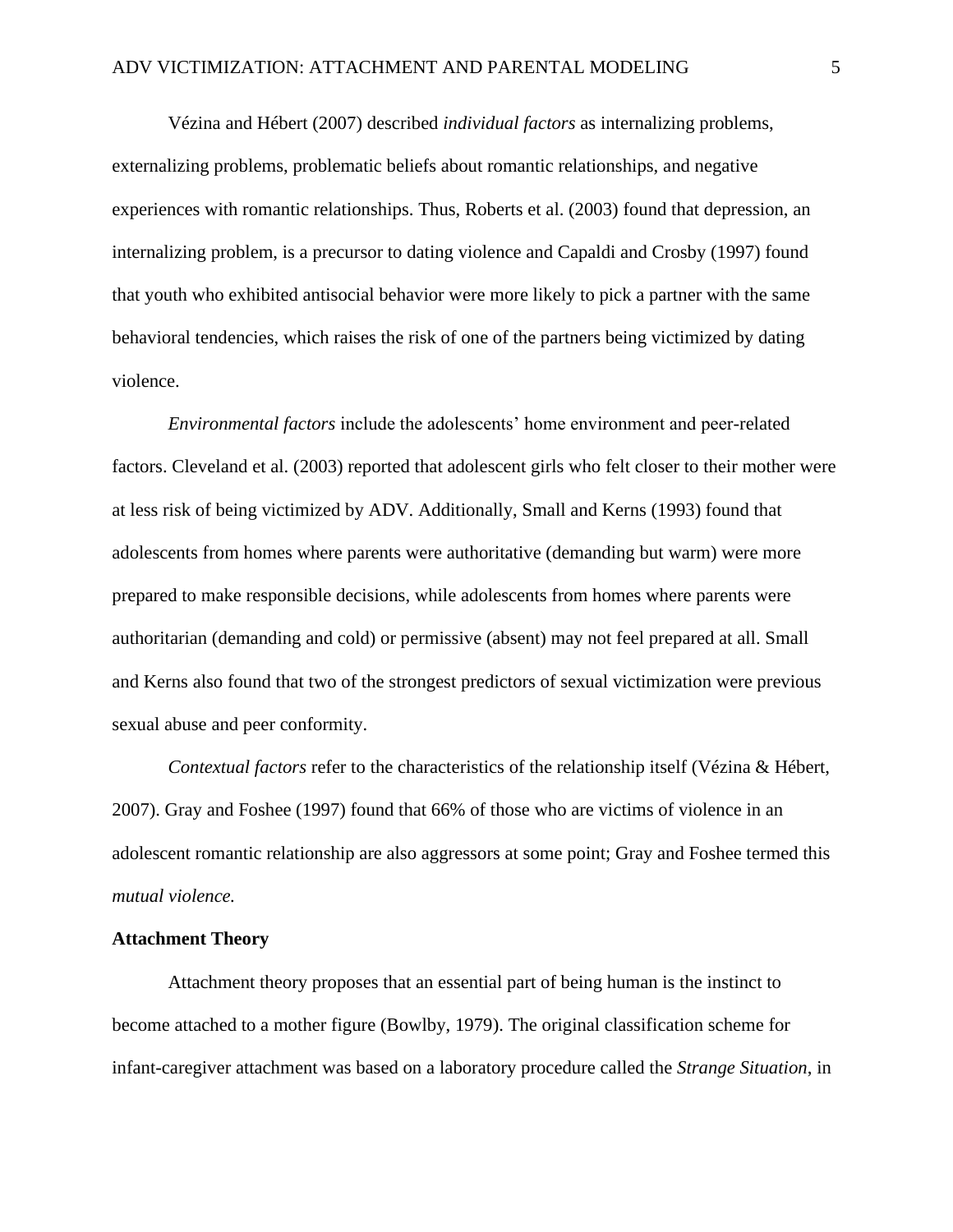Vézina and Hébert (2007) described *individual factors* as internalizing problems, externalizing problems, problematic beliefs about romantic relationships, and negative experiences with romantic relationships. Thus, Roberts et al. (2003) found that depression, an internalizing problem, is a precursor to dating violence and Capaldi and Crosby (1997) found that youth who exhibited antisocial behavior were more likely to pick a partner with the same behavioral tendencies, which raises the risk of one of the partners being victimized by dating violence.

*Environmental factors* include the adolescents' home environment and peer-related factors. Cleveland et al. (2003) reported that adolescent girls who felt closer to their mother were at less risk of being victimized by ADV. Additionally, Small and Kerns (1993) found that adolescents from homes where parents were authoritative (demanding but warm) were more prepared to make responsible decisions, while adolescents from homes where parents were authoritarian (demanding and cold) or permissive (absent) may not feel prepared at all. Small and Kerns also found that two of the strongest predictors of sexual victimization were previous sexual abuse and peer conformity.

*Contextual factors* refer to the characteristics of the relationship itself (Vézina & Hébert, 2007). Gray and Foshee (1997) found that 66% of those who are victims of violence in an adolescent romantic relationship are also aggressors at some point; Gray and Foshee termed this *mutual violence.*

**Attachment Theory**

Attachment theory proposes that an essential part of being human is the instinct to become attached to a mother figure (Bowlby, 1979). The original classification scheme for infant-caregiver attachment was based on a laboratory procedure called the *Strange Situation*, in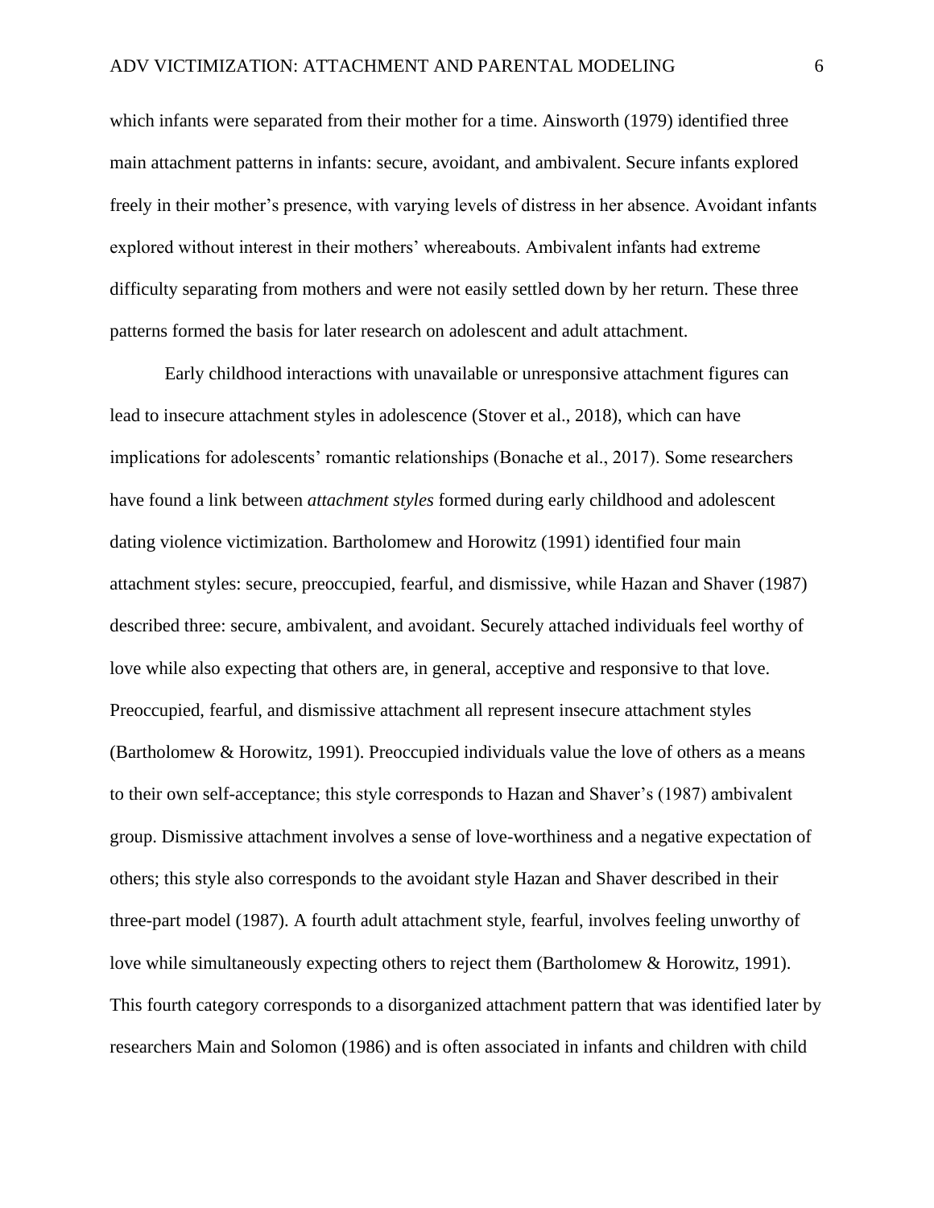which infants were separated from their mother for a time. Ainsworth (1979) identified three main attachment patterns in infants: secure, avoidant, and ambivalent. Secure infants explored freely in their mother's presence, with varying levels of distress in her absence. Avoidant infants explored without interest in their mothers' whereabouts. Ambivalent infants had extreme difficulty separating from mothers and were not easily settled down by her return. These three patterns formed the basis for later research on adolescent and adult attachment.

Early childhood interactions with unavailable or unresponsive attachment figures can lead to insecure attachment styles in adolescence (Stover et al., 2018), which can have implications for adolescents' romantic relationships (Bonache et al., 2017). Some researchers have found a link between *attachment styles* formed during early childhood and adolescent dating violence victimization. Bartholomew and Horowitz (1991) identified four main attachment styles: secure, preoccupied, fearful, and dismissive, while Hazan and Shaver (1987) described three: secure, ambivalent, and avoidant. Securely attached individuals feel worthy of love while also expecting that others are, in general, acceptive and responsive to that love. Preoccupied, fearful, and dismissive attachment all represent insecure attachment styles (Bartholomew & Horowitz, 1991). Preoccupied individuals value the love of others as a means to their own self-acceptance; this style corresponds to Hazan and Shaver's (1987) ambivalent group. Dismissive attachment involves a sense of love-worthiness and a negative expectation of others; this style also corresponds to the avoidant style Hazan and Shaver described in their three-part model (1987). A fourth adult attachment style, fearful, involves feeling unworthy of love while simultaneously expecting others to reject them (Bartholomew & Horowitz, 1991). This fourth category corresponds to a disorganized attachment pattern that was identified later by researchers Main and Solomon (1986) and is often associated in infants and children with child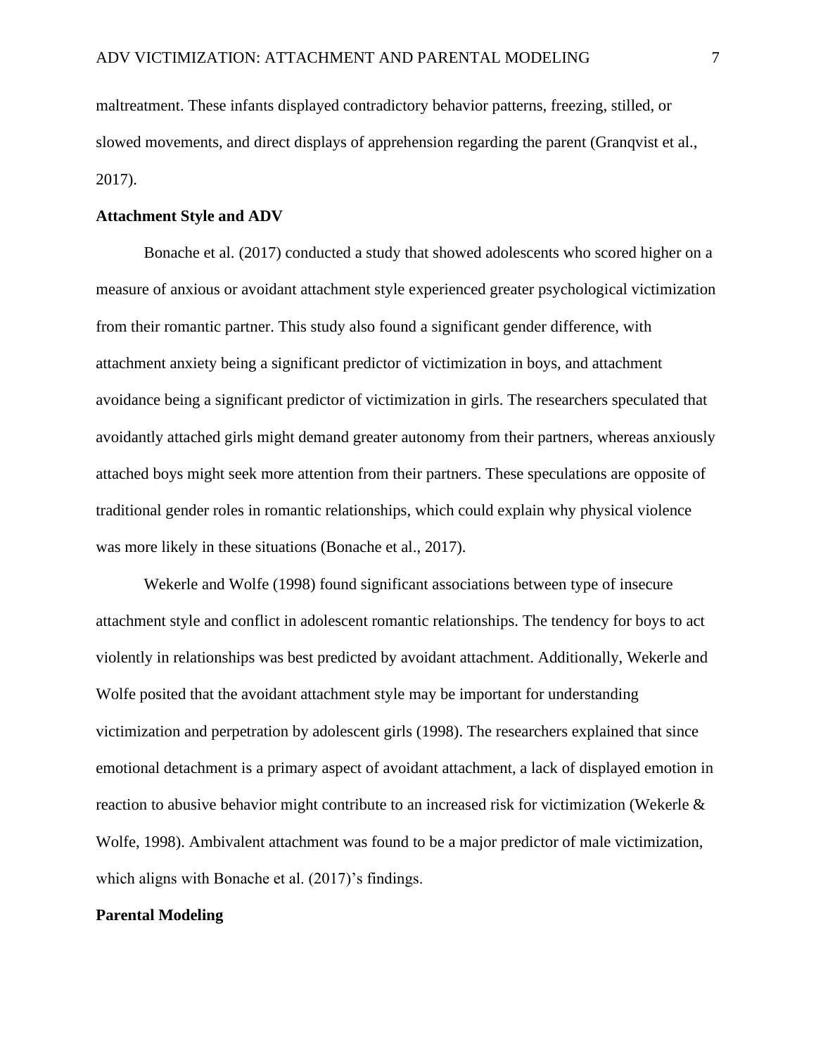maltreatment. These infants displayed contradictory behavior patterns, freezing, stilled, or slowed movements, and direct displays of apprehension regarding the parent (Granqvist et al., 2017).

**Attachment Style and ADV**

Bonache et al. (2017) conducted a study that showed adolescents who scored higher on a measure of anxious or avoidant attachment style experienced greater psychological victimization from their romantic partner. This study also found a significant gender difference, with attachment anxiety being a significant predictor of victimization in boys, and attachment avoidance being a significant predictor of victimization in girls. The researchers speculated that avoidantly attached girls might demand greater autonomy from their partners, whereas anxiously attached boys might seek more attention from their partners. These speculations are opposite of traditional gender roles in romantic relationships, which could explain why physical violence was more likely in these situations (Bonache et al., 2017).

Wekerle and Wolfe (1998) found significant associations between type of insecure attachment style and conflict in adolescent romantic relationships. The tendency for boys to act violently in relationships was best predicted by avoidant attachment. Additionally, Wekerle and Wolfe posited that the avoidant attachment style may be important for understanding victimization and perpetration by adolescent girls (1998). The researchers explained that since emotional detachment is a primary aspect of avoidant attachment, a lack of displayed emotion in reaction to abusive behavior might contribute to an increased risk for victimization (Wekerle & Wolfe, 1998). Ambivalent attachment was found to be a major predictor of male victimization, which aligns with Bonache et al. (2017)'s findings.

**Parental Modeling**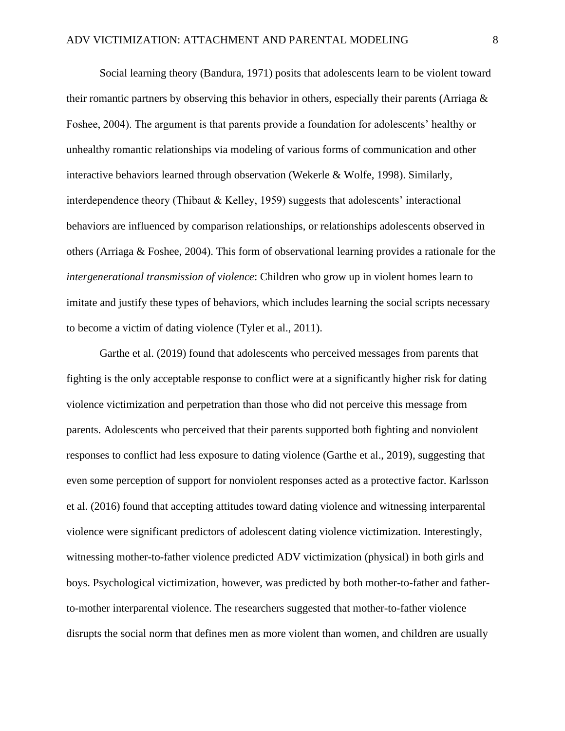Social learning theory (Bandura, 1971) posits that adolescents learn to be violent toward their romantic partners by observing this behavior in others, especially their parents (Arriaga & Foshee, 2004). The argument is that parents provide a foundation for adolescents' healthy or unhealthy romantic relationships via modeling of various forms of communication and other interactive behaviors learned through observation (Wekerle & Wolfe, 1998). Similarly, interdependence theory (Thibaut & Kelley, 1959) suggests that adolescents' interactional behaviors are influenced by comparison relationships, or relationships adolescents observed in others (Arriaga & Foshee, 2004). This form of observational learning provides a rationale for the *intergenerational transmission of violence*: Children who grow up in violent homes learn to imitate and justify these types of behaviors, which includes learning the social scripts necessary to become a victim of dating violence (Tyler et al., 2011).

Garthe et al. (2019) found that adolescents who perceived messages from parents that fighting is the only acceptable response to conflict were at a significantly higher risk for dating violence victimization and perpetration than those who did not perceive this message from parents. Adolescents who perceived that their parents supported both fighting and nonviolent responses to conflict had less exposure to dating violence (Garthe et al., 2019), suggesting that even some perception of support for nonviolent responses acted as a protective factor. Karlsson et al. (2016) found that accepting attitudes toward dating violence and witnessing interparental violence were significant predictors of adolescent dating violence victimization. Interestingly, witnessing mother-to-father violence predicted ADV victimization (physical) in both girls and boys. Psychological victimization, however, was predicted by both mother-to-father and father-to-mother interparental violence. The researchers suggested that mother-to-father violence disrupts the social norm that defines men as more violent than women, and children are usually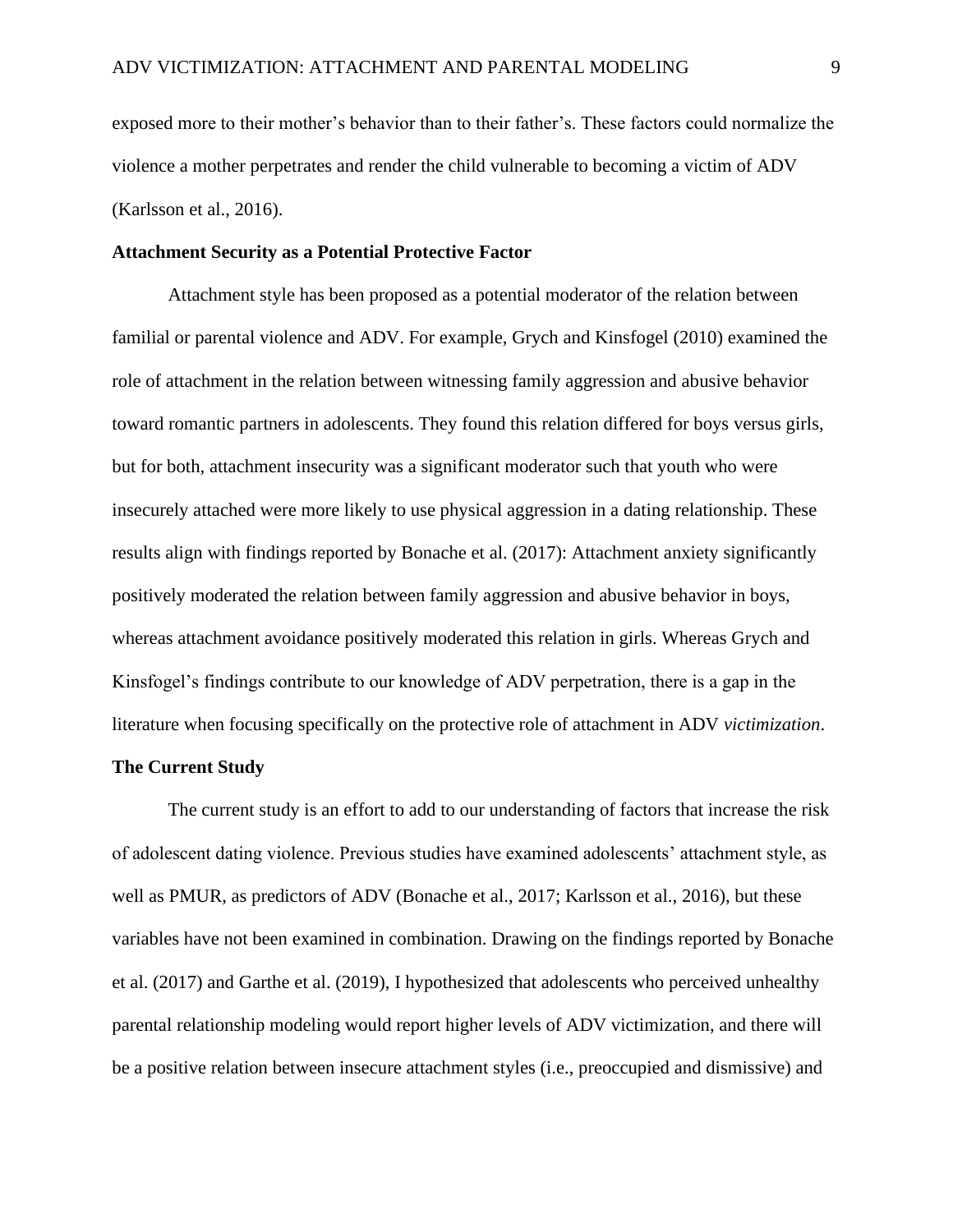exposed more to their mother's behavior than to their father's. These factors could normalize the violence a mother perpetrates and render the child vulnerable to becoming a victim of ADV (Karlsson et al., 2016).

### Attachment Security as a Potential Protective Factor

Attachment style has been proposed as a potential moderator of the relation between familial or parental violence and ADV. For example, Grych and Kinsfogel (2010) examined the role of attachment in the relation between witnessing family aggression and abusive behavior toward romantic partners in adolescents. They found this relation differed for boys versus girls, but for both, attachment insecurity was a significant moderator such that youth who were insecurely attached were more likely to use physical aggression in a dating relationship. These results align with findings reported by Bonache et al. (2017): Attachment anxiety significantly positively moderated the relation between family aggression and abusive behavior in boys, whereas attachment avoidance positively moderated this relation in girls. Whereas Grych and Kinsfogel's findings contribute to our knowledge of ADV perpetration, there is a gap in the literature when focusing specifically on the protective role of attachment in ADV *victimization*.

### The Current Study

The current study is an effort to add to our understanding of factors that increase the risk of adolescent dating violence. Previous studies have examined adolescents' attachment style, as well as PMUR, as predictors of ADV (Bonache et al., 2017; Karlsson et al., 2016), but these variables have not been examined in combination. Drawing on the findings reported by Bonache et al. (2017) and Garthe et al. (2019), I hypothesized that adolescents who perceived unhealthy parental relationship modeling would report higher levels of ADV victimization, and there will be a positive relation between insecure attachment styles (i.e., preoccupied and dismissive) and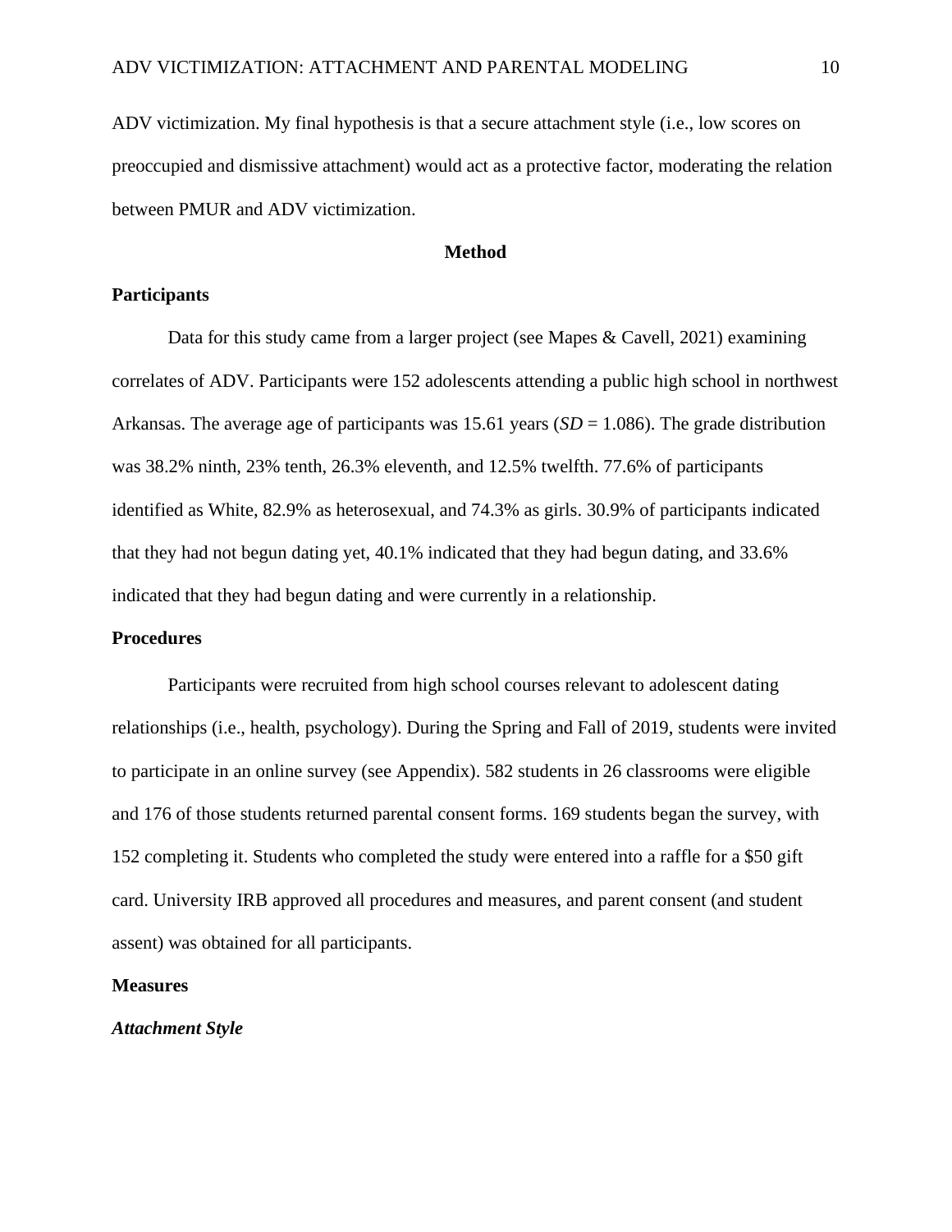ADV victimization. My final hypothesis is that a secure attachment style (i.e., low scores on preoccupied and dismissive attachment) would act as a protective factor, moderating the relation between PMUR and ADV victimization.

# Method

## Participants

Data for this study came from a larger project (see Mapes & Cavell, 2021) examining correlates of ADV. Participants were 152 adolescents attending a public high school in northwest Arkansas. The average age of participants was 15.61 years (*SD* = 1.086). The grade distribution was 38.2% ninth, 23% tenth, 26.3% eleventh, and 12.5% twelfth. 77.6% of participants identified as White, 82.9% as heterosexual, and 74.3% as girls. 30.9% of participants indicated that they had not begun dating yet, 40.1% indicated that they had begun dating, and 33.6% indicated that they had begun dating and were currently in a relationship.

## Procedures

Participants were recruited from high school courses relevant to adolescent dating relationships (i.e., health, psychology). During the Spring and Fall of 2019, students were invited to participate in an online survey (see Appendix). 582 students in 26 classrooms were eligible and 176 of those students returned parental consent forms. 169 students began the survey, with 152 completing it. Students who completed the study were entered into a raffle for a $50 gift card. University IRB approved all procedures and measures, and parent consent (and student assent) was obtained for all participants.

## Measures

### *Attachment Style*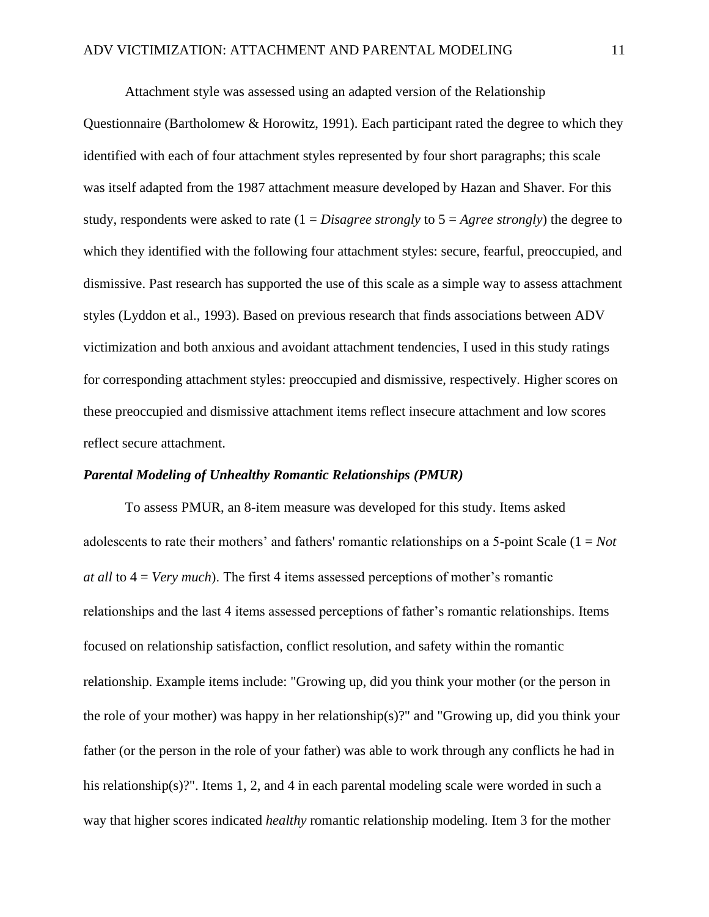Attachment style was assessed using an adapted version of the Relationship Questionnaire (Bartholomew & Horowitz, 1991). Each participant rated the degree to which they identified with each of four attachment styles represented by four short paragraphs; this scale was itself adapted from the 1987 attachment measure developed by Hazan and Shaver. For this study, respondents were asked to rate (1 = *Disagree strongly* to 5 = *Agree strongly*) the degree to which they identified with the following four attachment styles: secure, fearful, preoccupied, and dismissive. Past research has supported the use of this scale as a simple way to assess attachment styles (Lyddon et al., 1993). Based on previous research that finds associations between ADV victimization and both anxious and avoidant attachment tendencies, I used in this study ratings for corresponding attachment styles: preoccupied and dismissive, respectively. Higher scores on these preoccupied and dismissive attachment items reflect insecure attachment and low scores reflect secure attachment.

### ***Parental Modeling of Unhealthy Romantic Relationships (PMUR)***

To assess PMUR, an 8-item measure was developed for this study. Items asked adolescents to rate their mothers' and fathers' romantic relationships on a 5-point Scale (1 = *Not at all* to 4 = *Very much*). The first 4 items assessed perceptions of mother's romantic relationships and the last 4 items assessed perceptions of father's romantic relationships. Items focused on relationship satisfaction, conflict resolution, and safety within the romantic relationship. Example items include: "Growing up, did you think your mother (or the person in the role of your mother) was happy in her relationship(s)?" and "Growing up, did you think your father (or the person in the role of your father) was able to work through any conflicts he had in his relationship(s)?". Items 1, 2, and 4 in each parental modeling scale were worded in such a way that higher scores indicated *healthy* romantic relationship modeling. Item 3 for the mother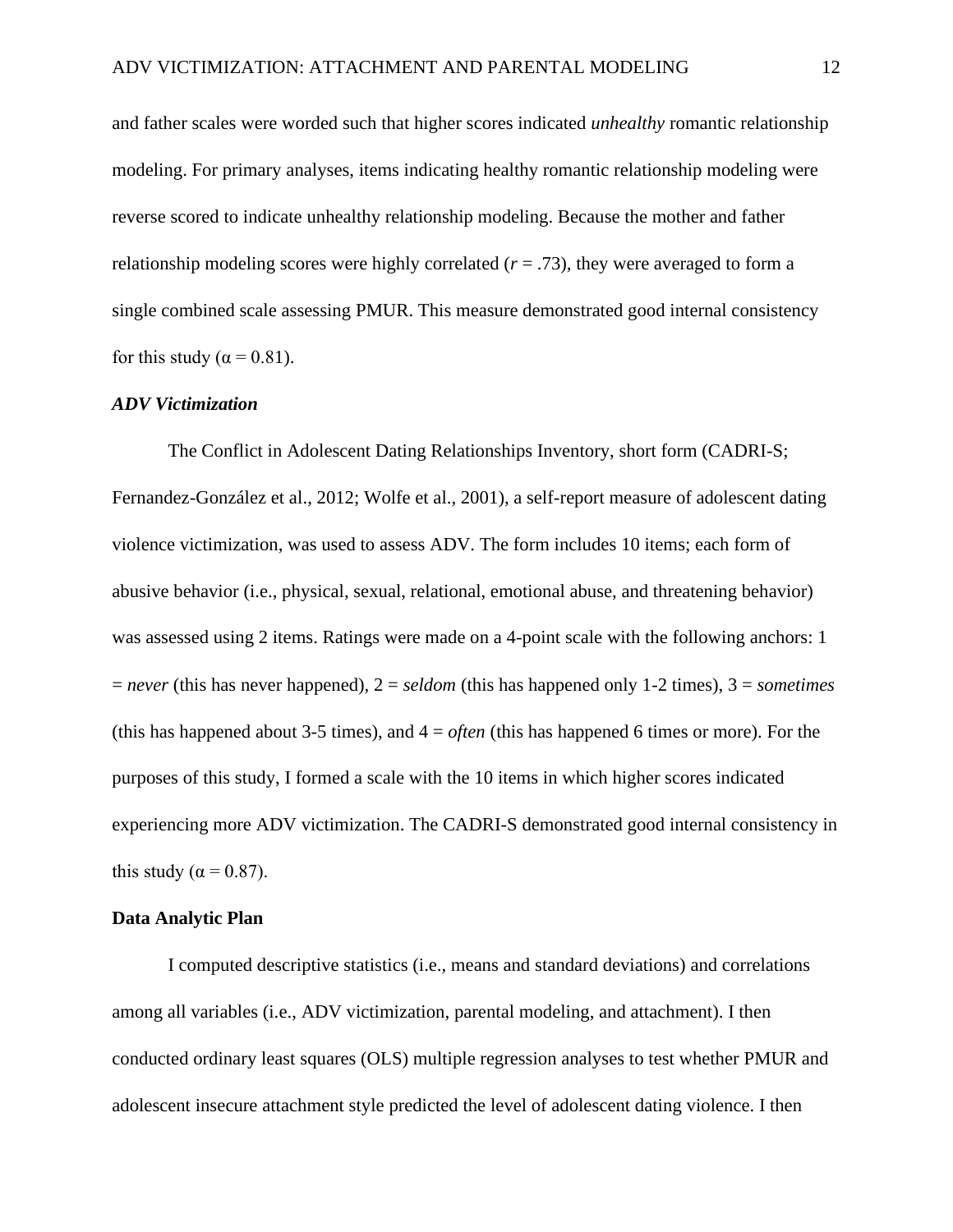and father scales were worded such that higher scores indicated *unhealthy* romantic relationship modeling. For primary analyses, items indicating healthy romantic relationship modeling were reverse scored to indicate unhealthy relationship modeling. Because the mother and father relationship modeling scores were highly correlated ($r$ = .73), they were averaged to form a single combined scale assessing PMUR. This measure demonstrated good internal consistency for this study (α = 0.81).

### *ADV Victimization*

The Conflict in Adolescent Dating Relationships Inventory, short form (CADRI-S; Fernandez-González et al., 2012; Wolfe et al., 2001), a self-report measure of adolescent dating violence victimization, was used to assess ADV. The form includes 10 items; each form of abusive behavior (i.e., physical, sexual, relational, emotional abuse, and threatening behavior) was assessed using 2 items. Ratings were made on a 4-point scale with the following anchors: 1 = *never* (this has never happened), 2 = *seldom* (this has happened only 1-2 times), 3 = *sometimes* (this has happened about 3-5 times), and 4 = *often* (this has happened 6 times or more). For the purposes of this study, I formed a scale with the 10 items in which higher scores indicated experiencing more ADV victimization. The CADRI-S demonstrated good internal consistency in this study (α = 0.87).

## Data Analytic Plan

I computed descriptive statistics (i.e., means and standard deviations) and correlations among all variables (i.e., ADV victimization, parental modeling, and attachment). I then conducted ordinary least squares (OLS) multiple regression analyses to test whether PMUR and adolescent insecure attachment style predicted the level of adolescent dating violence. I then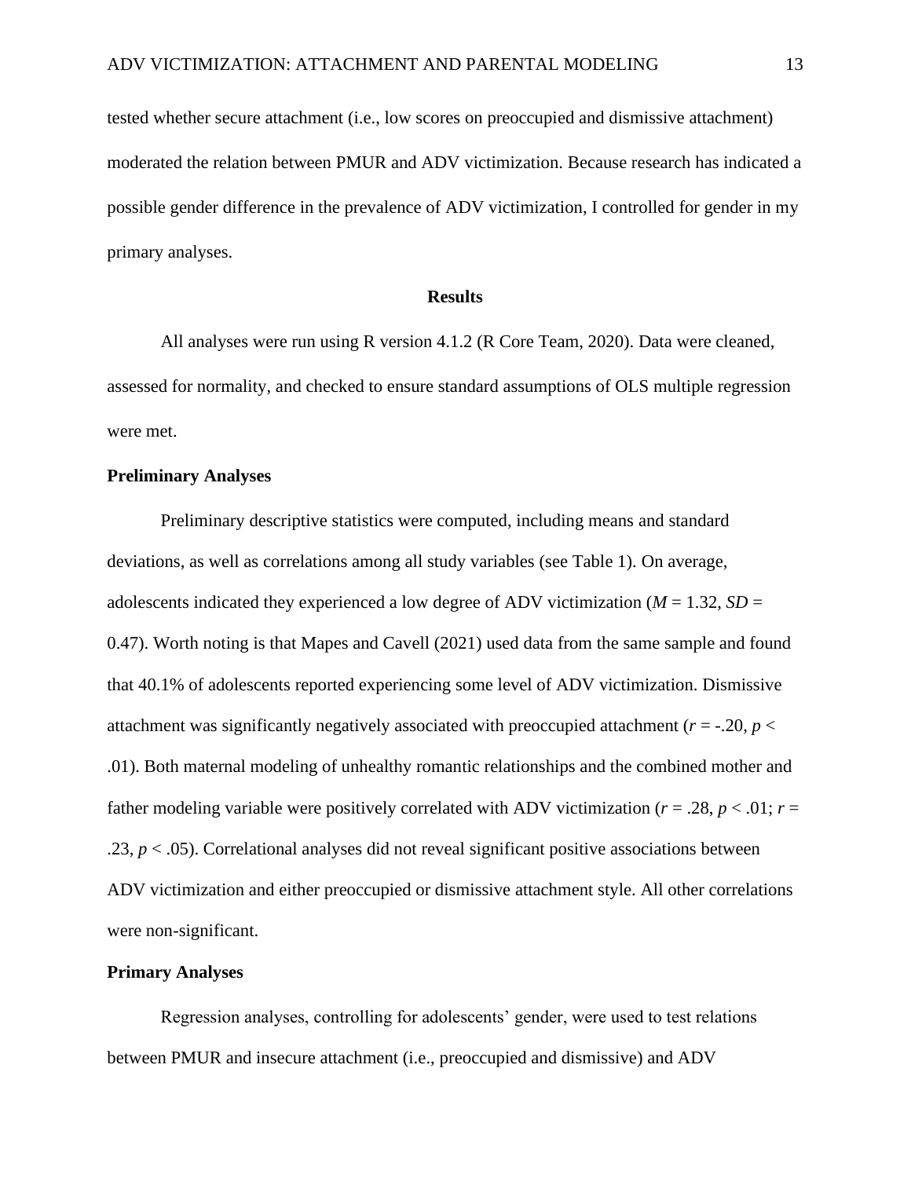tested whether secure attachment (i.e., low scores on preoccupied and dismissive attachment) moderated the relation between PMUR and ADV victimization. Because research has indicated a possible gender difference in the prevalence of ADV victimization, I controlled for gender in my primary analyses.

## Results

All analyses were run using R version 4.1.2 (R Core Team, 2020). Data were cleaned, assessed for normality, and checked to ensure standard assumptions of OLS multiple regression were met.

### Preliminary Analyses

Preliminary descriptive statistics were computed, including means and standard deviations, as well as correlations among all study variables (see Table 1). On average, adolescents indicated they experienced a low degree of ADV victimization ($M$ = 1.32, $SD$ = 0.47). Worth noting is that Mapes and Cavell (2021) used data from the same sample and found that 40.1% of adolescents reported experiencing some level of ADV victimization. Dismissive attachment was significantly negatively associated with preoccupied attachment ($r$ = -.20, $p$ < .01). Both maternal modeling of unhealthy romantic relationships and the combined mother and father modeling variable were positively correlated with ADV victimization ($r$ = .28, $p$ < .01; $r$ = .23, $p$ < .05). Correlational analyses did not reveal significant positive associations between ADV victimization and either preoccupied or dismissive attachment style. All other correlations were non-significant.

### Primary Analyses

Regression analyses, controlling for adolescents' gender, were used to test relations between PMUR and insecure attachment (i.e., preoccupied and dismissive) and ADV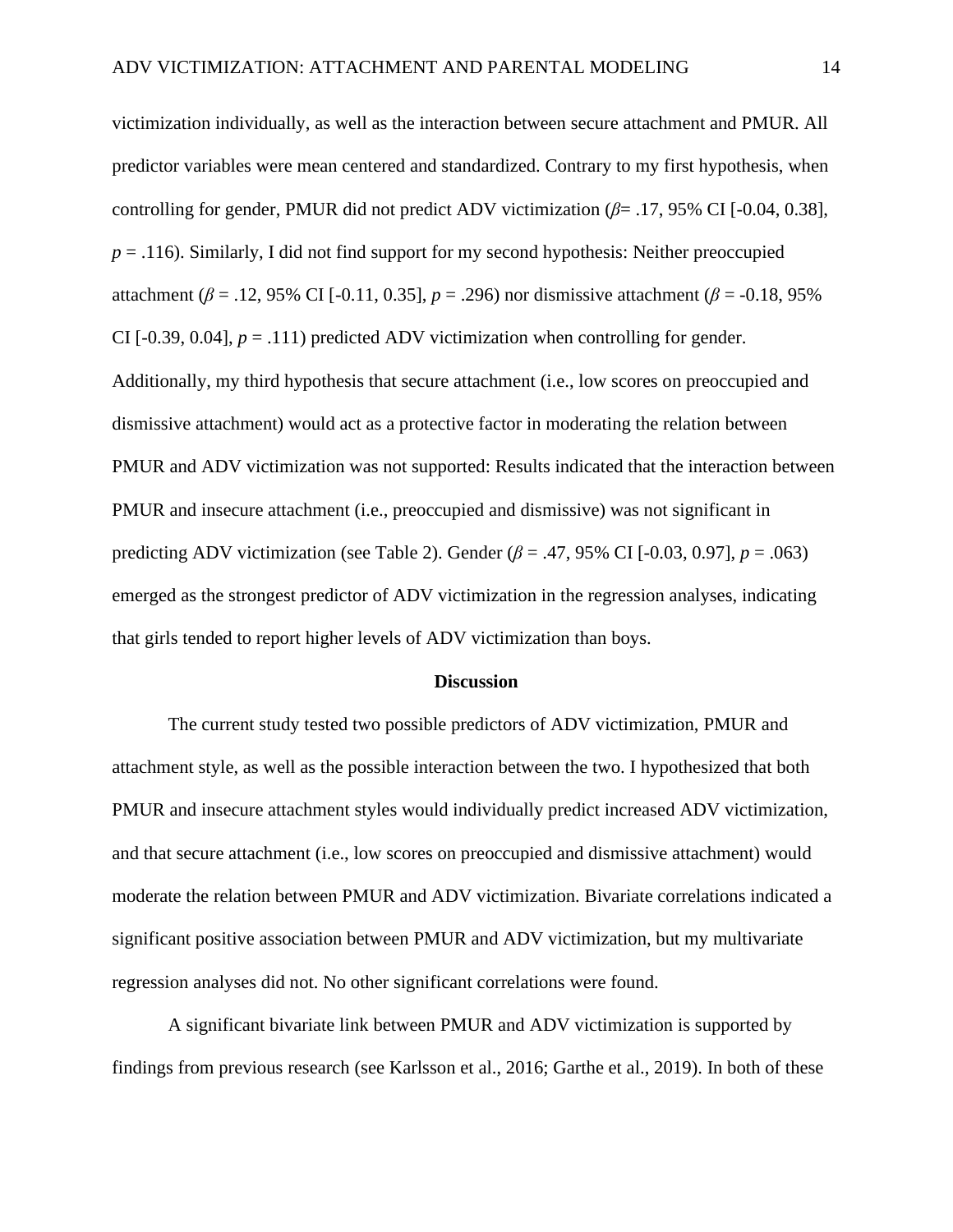victimization individually, as well as the interaction between secure attachment and PMUR. All predictor variables were mean centered and standardized. Contrary to my first hypothesis, when controlling for gender, PMUR did not predict ADV victimization ($\beta$= .17, 95% CI [-0.04, 0.38], $p$ = .116). Similarly, I did not find support for my second hypothesis: Neither preoccupied attachment ($\beta$ = .12, 95% CI [-0.11, 0.35], $p$ = .296) nor dismissive attachment ($\beta$ = -0.18, 95% CI [-0.39, 0.04], $p$ = .111) predicted ADV victimization when controlling for gender. Additionally, my third hypothesis that secure attachment (i.e., low scores on preoccupied and dismissive attachment) would act as a protective factor in moderating the relation between PMUR and ADV victimization was not supported: Results indicated that the interaction between PMUR and insecure attachment (i.e., preoccupied and dismissive) was not significant in predicting ADV victimization (see Table 2). Gender ($\beta$ = .47, 95% CI [-0.03, 0.97], $p$ = .063) emerged as the strongest predictor of ADV victimization in the regression analyses, indicating that girls tended to report higher levels of ADV victimization than boys.

## Discussion

The current study tested two possible predictors of ADV victimization, PMUR and attachment style, as well as the possible interaction between the two. I hypothesized that both PMUR and insecure attachment styles would individually predict increased ADV victimization, and that secure attachment (i.e., low scores on preoccupied and dismissive attachment) would moderate the relation between PMUR and ADV victimization. Bivariate correlations indicated a significant positive association between PMUR and ADV victimization, but my multivariate regression analyses did not. No other significant correlations were found.

A significant bivariate link between PMUR and ADV victimization is supported by findings from previous research (see Karlsson et al., 2016; Garthe et al., 2019). In both of these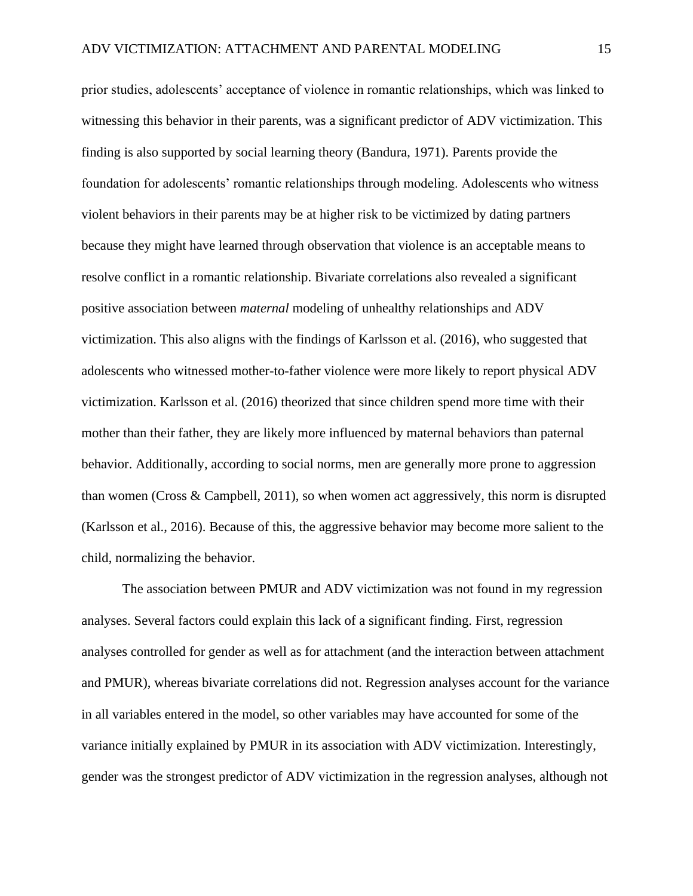prior studies, adolescents' acceptance of violence in romantic relationships, which was linked to witnessing this behavior in their parents, was a significant predictor of ADV victimization. This finding is also supported by social learning theory (Bandura, 1971). Parents provide the foundation for adolescents' romantic relationships through modeling. Adolescents who witness violent behaviors in their parents may be at higher risk to be victimized by dating partners because they might have learned through observation that violence is an acceptable means to resolve conflict in a romantic relationship. Bivariate correlations also revealed a significant positive association between *maternal* modeling of unhealthy relationships and ADV victimization. This also aligns with the findings of Karlsson et al. (2016), who suggested that adolescents who witnessed mother-to-father violence were more likely to report physical ADV victimization. Karlsson et al. (2016) theorized that since children spend more time with their mother than their father, they are likely more influenced by maternal behaviors than paternal behavior. Additionally, according to social norms, men are generally more prone to aggression than women (Cross & Campbell, 2011), so when women act aggressively, this norm is disrupted (Karlsson et al., 2016). Because of this, the aggressive behavior may become more salient to the child, normalizing the behavior.

The association between PMUR and ADV victimization was not found in my regression analyses. Several factors could explain this lack of a significant finding. First, regression analyses controlled for gender as well as for attachment (and the interaction between attachment and PMUR), whereas bivariate correlations did not. Regression analyses account for the variance in all variables entered in the model, so other variables may have accounted for some of the variance initially explained by PMUR in its association with ADV victimization. Interestingly, gender was the strongest predictor of ADV victimization in the regression analyses, although not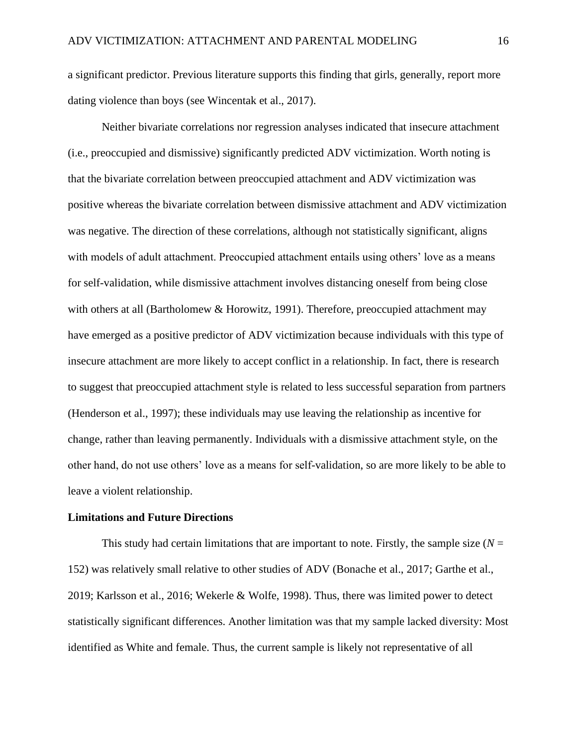a significant predictor. Previous literature supports this finding that girls, generally, report more dating violence than boys (see Wincentak et al., 2017).

Neither bivariate correlations nor regression analyses indicated that insecure attachment (i.e., preoccupied and dismissive) significantly predicted ADV victimization. Worth noting is that the bivariate correlation between preoccupied attachment and ADV victimization was positive whereas the bivariate correlation between dismissive attachment and ADV victimization was negative. The direction of these correlations, although not statistically significant, aligns with models of adult attachment. Preoccupied attachment entails using others' love as a means for self-validation, while dismissive attachment involves distancing oneself from being close with others at all (Bartholomew & Horowitz, 1991). Therefore, preoccupied attachment may have emerged as a positive predictor of ADV victimization because individuals with this type of insecure attachment are more likely to accept conflict in a relationship. In fact, there is research to suggest that preoccupied attachment style is related to less successful separation from partners (Henderson et al., 1997); these individuals may use leaving the relationship as incentive for change, rather than leaving permanently. Individuals with a dismissive attachment style, on the other hand, do not use others' love as a means for self-validation, so are more likely to be able to leave a violent relationship.

**Limitations and Future Directions**

This study had certain limitations that are important to note. Firstly, the sample size ($N$ = 152) was relatively small relative to other studies of ADV (Bonache et al., 2017; Garthe et al., 2019; Karlsson et al., 2016; Wekerle & Wolfe, 1998). Thus, there was limited power to detect statistically significant differences. Another limitation was that my sample lacked diversity: Most identified as White and female. Thus, the current sample is likely not representative of all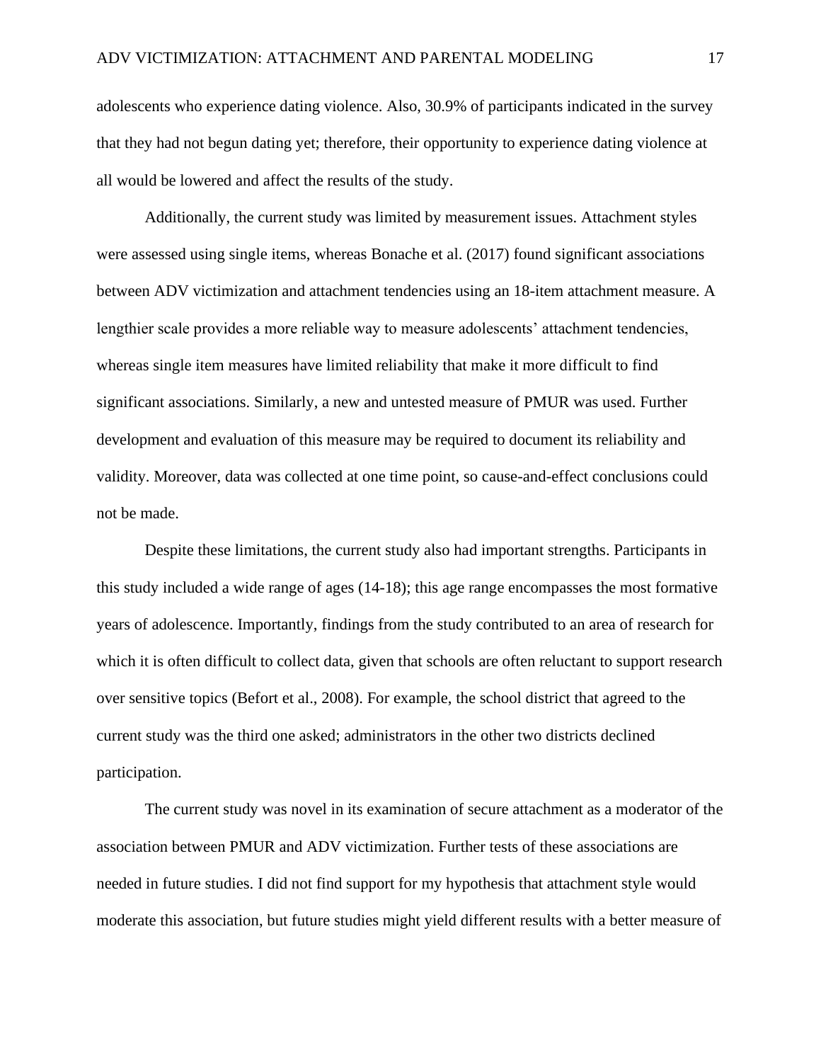adolescents who experience dating violence. Also, 30.9% of participants indicated in the survey that they had not begun dating yet; therefore, their opportunity to experience dating violence at all would be lowered and affect the results of the study.

Additionally, the current study was limited by measurement issues. Attachment styles were assessed using single items, whereas Bonache et al. (2017) found significant associations between ADV victimization and attachment tendencies using an 18-item attachment measure. A lengthier scale provides a more reliable way to measure adolescents' attachment tendencies, whereas single item measures have limited reliability that make it more difficult to find significant associations. Similarly, a new and untested measure of PMUR was used. Further development and evaluation of this measure may be required to document its reliability and validity. Moreover, data was collected at one time point, so cause-and-effect conclusions could not be made.

Despite these limitations, the current study also had important strengths. Participants in this study included a wide range of ages (14-18); this age range encompasses the most formative years of adolescence. Importantly, findings from the study contributed to an area of research for which it is often difficult to collect data, given that schools are often reluctant to support research over sensitive topics (Befort et al., 2008). For example, the school district that agreed to the current study was the third one asked; administrators in the other two districts declined participation.

The current study was novel in its examination of secure attachment as a moderator of the association between PMUR and ADV victimization. Further tests of these associations are needed in future studies. I did not find support for my hypothesis that attachment style would moderate this association, but future studies might yield different results with a better measure of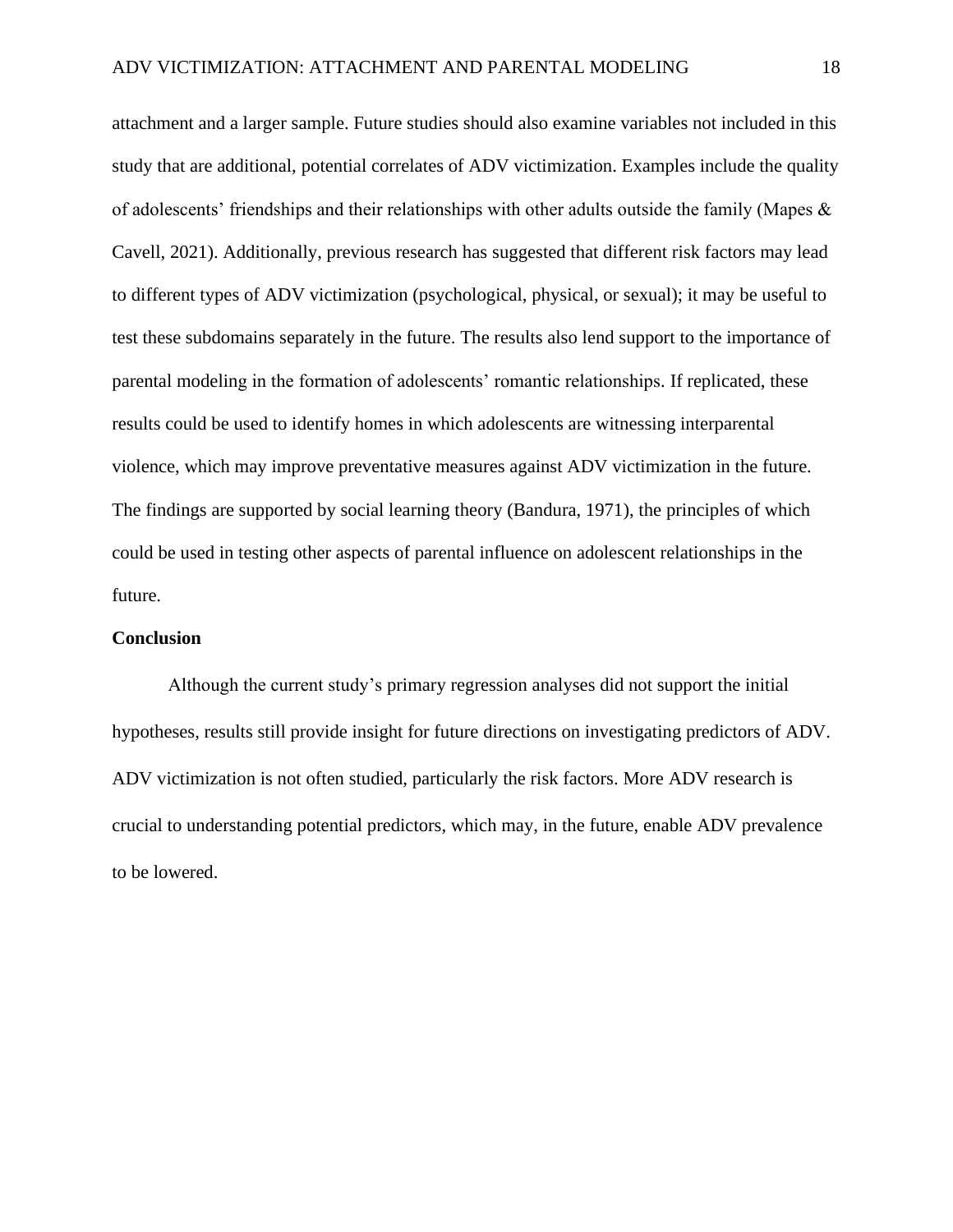attachment and a larger sample. Future studies should also examine variables not included in this study that are additional, potential correlates of ADV victimization. Examples include the quality of adolescents' friendships and their relationships with other adults outside the family (Mapes & Cavell, 2021). Additionally, previous research has suggested that different risk factors may lead to different types of ADV victimization (psychological, physical, or sexual); it may be useful to test these subdomains separately in the future. The results also lend support to the importance of parental modeling in the formation of adolescents' romantic relationships. If replicated, these results could be used to identify homes in which adolescents are witnessing interparental violence, which may improve preventative measures against ADV victimization in the future. The findings are supported by social learning theory (Bandura, 1971), the principles of which could be used in testing other aspects of parental influence on adolescent relationships in the future.

## Conclusion

Although the current study's primary regression analyses did not support the initial hypotheses, results still provide insight for future directions on investigating predictors of ADV. ADV victimization is not often studied, particularly the risk factors. More ADV research is crucial to understanding potential predictors, which may, in the future, enable ADV prevalence to be lowered.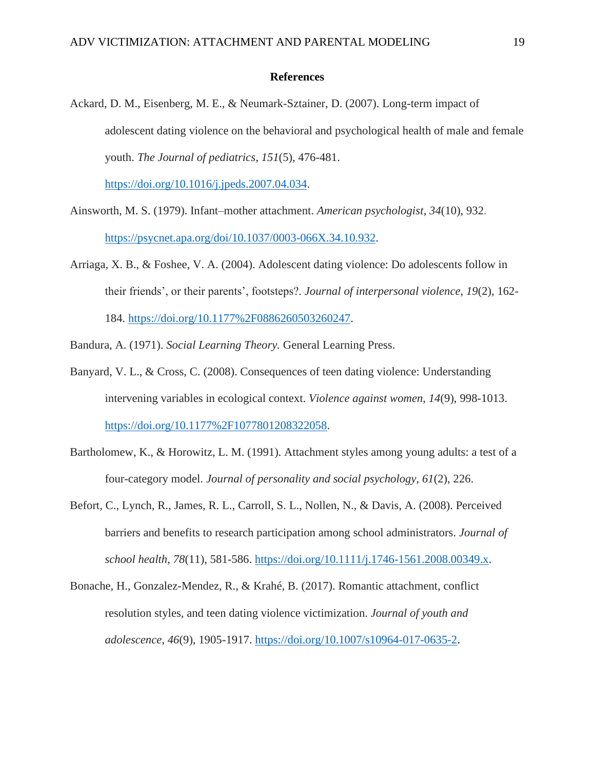# References

Ackard, D. M., Eisenberg, M. E., & Neumark-Sztainer, D. (2007). Long-term impact of adolescent dating violence on the behavioral and psychological health of male and female youth. *The Journal of pediatrics*, *151*(5), 476-481. https://doi.org/10.1016/j.jpeds.2007.04.034.

Ainsworth, M. S. (1979). Infant–mother attachment. *American psychologist*, *34*(10), 932. https://psycnet.apa.org/doi/10.1037/0003-066X.34.10.932.

Arriaga, X. B., & Foshee, V. A. (2004). Adolescent dating violence: Do adolescents follow in their friends', or their parents', footsteps?. *Journal of interpersonal violence*, *19*(2), 162-184. https://doi.org/10.1177%2F0886260503260247.

Bandura, A. (1971). *Social Learning Theory.* General Learning Press.

Banyard, V. L., & Cross, C. (2008). Consequences of teen dating violence: Understanding intervening variables in ecological context. *Violence against women*, *14*(9), 998-1013. https://doi.org/10.1177%2F1077801208322058.

Bartholomew, K., & Horowitz, L. M. (1991). Attachment styles among young adults: a test of a four-category model. *Journal of personality and social psychology*, *61*(2), 226.

Befort, C., Lynch, R., James, R. L., Carroll, S. L., Nollen, N., & Davis, A. (2008). Perceived barriers and benefits to research participation among school administrators. *Journal of school health*, *78*(11), 581-586. https://doi.org/10.1111/j.1746-1561.2008.00349.x.

Bonache, H., Gonzalez-Mendez, R., & Krahé, B. (2017). Romantic attachment, conflict resolution styles, and teen dating violence victimization. *Journal of youth and adolescence*, *46*(9), 1905-1917. https://doi.org/10.1007/s10964-017-0635-2.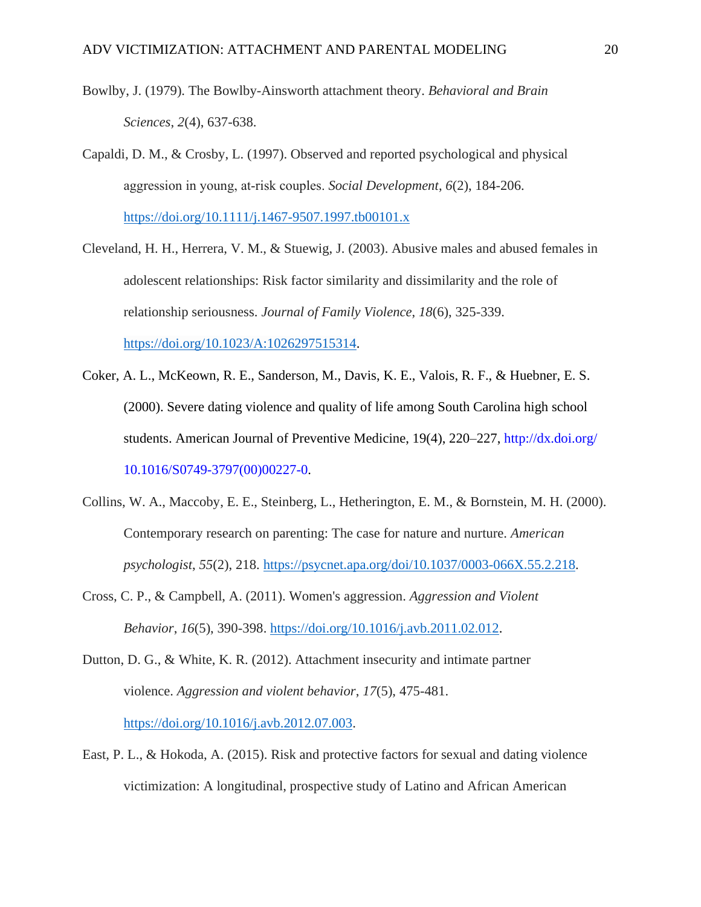Bowlby, J. (1979). The Bowlby-Ainsworth attachment theory. *Behavioral and Brain Sciences*, *2*(4), 637-638.

Capaldi, D. M., & Crosby, L. (1997). Observed and reported psychological and physical aggression in young, at-risk couples. *Social Development*, *6*(2), 184-206. https://doi.org/10.1111/j.1467-9507.1997.tb00101.x

Cleveland, H. H., Herrera, V. M., & Stuewig, J. (2003). Abusive males and abused females in adolescent relationships: Risk factor similarity and dissimilarity and the role of relationship seriousness. *Journal of Family Violence*, *18*(6), 325-339. https://doi.org/10.1023/A:1026297515314.

Coker, A. L., McKeown, R. E., Sanderson, M., Davis, K. E., Valois, R. F., & Huebner, E. S. (2000). Severe dating violence and quality of life among South Carolina high school students. American Journal of Preventive Medicine, 19(4), 220–227, http://dx.doi.org/10.1016/S0749-3797(00)00227-0.

Collins, W. A., Maccoby, E. E., Steinberg, L., Hetherington, E. M., & Bornstein, M. H. (2000). Contemporary research on parenting: The case for nature and nurture. *American psychologist*, *55*(2), 218. https://psycnet.apa.org/doi/10.1037/0003-066X.55.2.218.

Cross, C. P., & Campbell, A. (2011). Women's aggression. *Aggression and Violent Behavior*, *16*(5), 390-398. https://doi.org/10.1016/j.avb.2011.02.012.

Dutton, D. G., & White, K. R. (2012). Attachment insecurity and intimate partner violence. *Aggression and violent behavior*, *17*(5), 475-481. https://doi.org/10.1016/j.avb.2012.07.003.

East, P. L., & Hokoda, A. (2015). Risk and protective factors for sexual and dating violence victimization: A longitudinal, prospective study of Latino and African American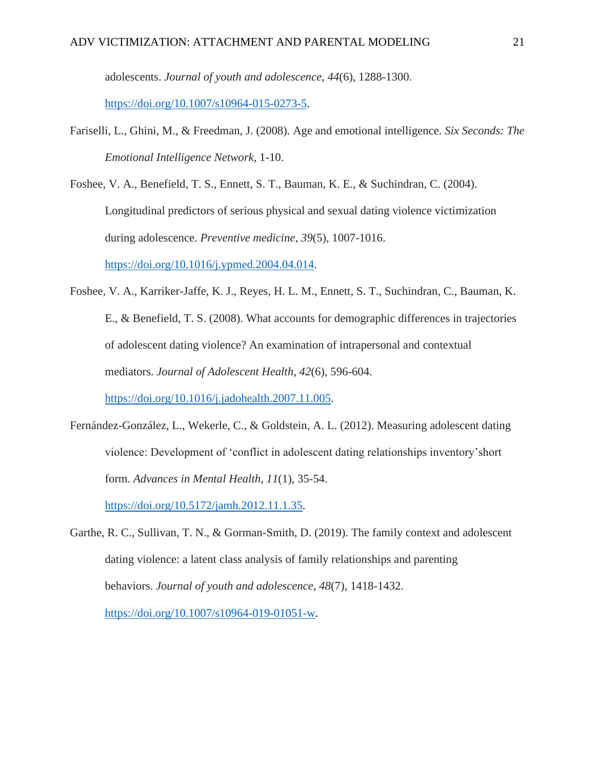adolescents. *Journal of youth and adolescence*, *44*(6), 1288-1300. https://doi.org/10.1007/s10964-015-0273-5.

Fariselli, L., Ghini, M., & Freedman, J. (2008). Age and emotional intelligence. *Six Seconds: The Emotional Intelligence Network*, 1-10.

Foshee, V. A., Benefield, T. S., Ennett, S. T., Bauman, K. E., & Suchindran, C. (2004). Longitudinal predictors of serious physical and sexual dating violence victimization during adolescence. *Preventive medicine*, *39*(5), 1007-1016. https://doi.org/10.1016/j.ypmed.2004.04.014.

Foshee, V. A., Karriker-Jaffe, K. J., Reyes, H. L. M., Ennett, S. T., Suchindran, C., Bauman, K. E., & Benefield, T. S. (2008). What accounts for demographic differences in trajectories of adolescent dating violence? An examination of intrapersonal and contextual mediators. *Journal of Adolescent Health*, *42*(6), 596-604. https://doi.org/10.1016/j.jadohealth.2007.11.005.

Fernández-González, L., Wekerle, C., & Goldstein, A. L. (2012). Measuring adolescent dating violence: Development of 'conflict in adolescent dating relationships inventory'short form. *Advances in Mental Health*, *11*(1), 35-54. https://doi.org/10.5172/jamh.2012.11.1.35.

Garthe, R. C., Sullivan, T. N., & Gorman-Smith, D. (2019). The family context and adolescent dating violence: a latent class analysis of family relationships and parenting behaviors. *Journal of youth and adolescence*, *48*(7), 1418-1432. https://doi.org/10.1007/s10964-019-01051-w.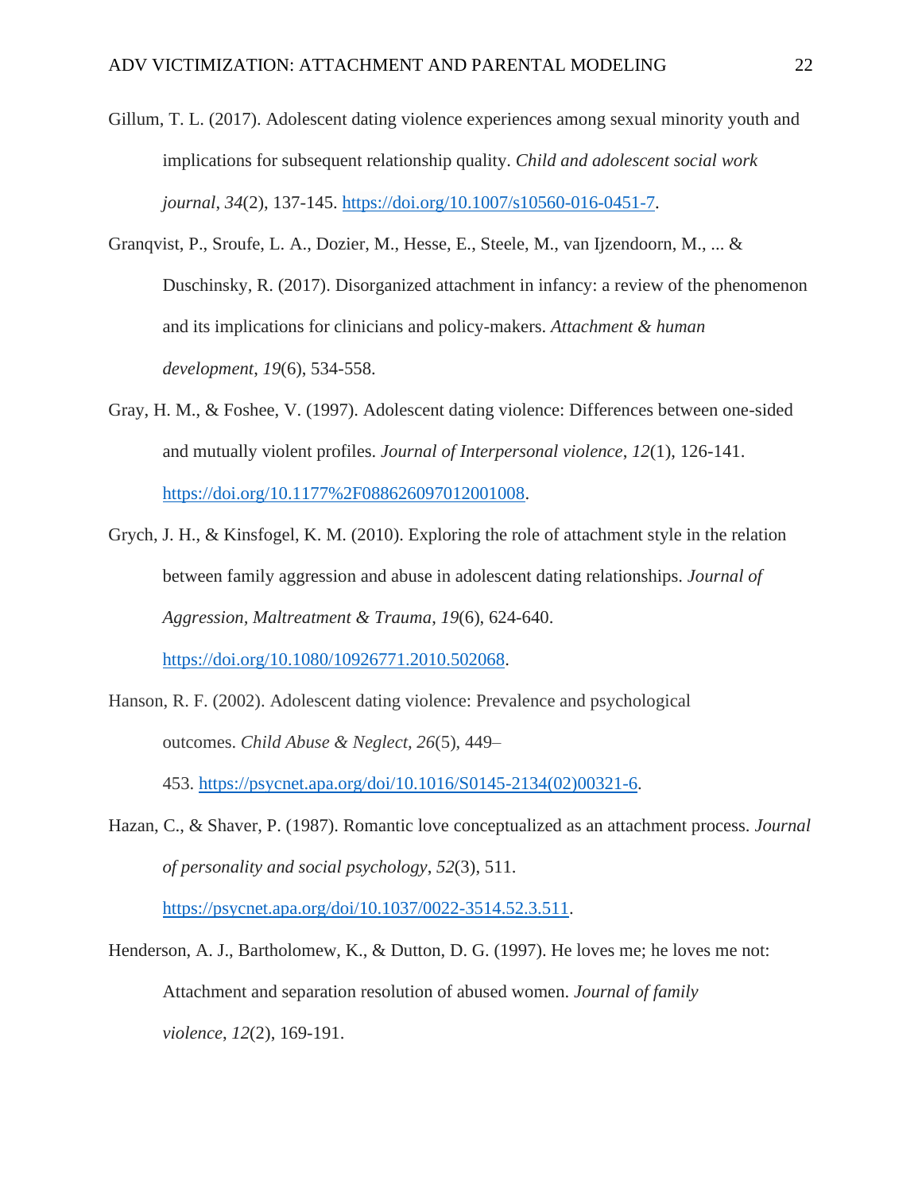Gillum, T. L. (2017). Adolescent dating violence experiences among sexual minority youth and implications for subsequent relationship quality. *Child and adolescent social work journal*, *34*(2), 137-145. https://doi.org/10.1007/s10560-016-0451-7.

Granqvist, P., Sroufe, L. A., Dozier, M., Hesse, E., Steele, M., van Ijzendoorn, M., ... & Duschinsky, R. (2017). Disorganized attachment in infancy: a review of the phenomenon and its implications for clinicians and policy-makers. *Attachment & human development*, *19*(6), 534-558.

Gray, H. M., & Foshee, V. (1997). Adolescent dating violence: Differences between one-sided and mutually violent profiles. *Journal of Interpersonal violence*, *12*(1), 126-141. https://doi.org/10.1177%2F088626097012001008.

Grych, J. H., & Kinsfogel, K. M. (2010). Exploring the role of attachment style in the relation between family aggression and abuse in adolescent dating relationships. *Journal of Aggression, Maltreatment & Trauma*, *19*(6), 624-640. https://doi.org/10.1080/10926771.2010.502068.

Hanson, R. F. (2002). Adolescent dating violence: Prevalence and psychological outcomes. *Child Abuse & Neglect, 26*(5), 449–453. https://psycnet.apa.org/doi/10.1016/S0145-2134(02)00321-6.

Hazan, C., & Shaver, P. (1987). Romantic love conceptualized as an attachment process. *Journal of personality and social psychology*, *52*(3), 511. https://psycnet.apa.org/doi/10.1037/0022-3514.52.3.511.

Henderson, A. J., Bartholomew, K., & Dutton, D. G. (1997). He loves me; he loves me not: Attachment and separation resolution of abused women. *Journal of family violence*, *12*(2), 169-191.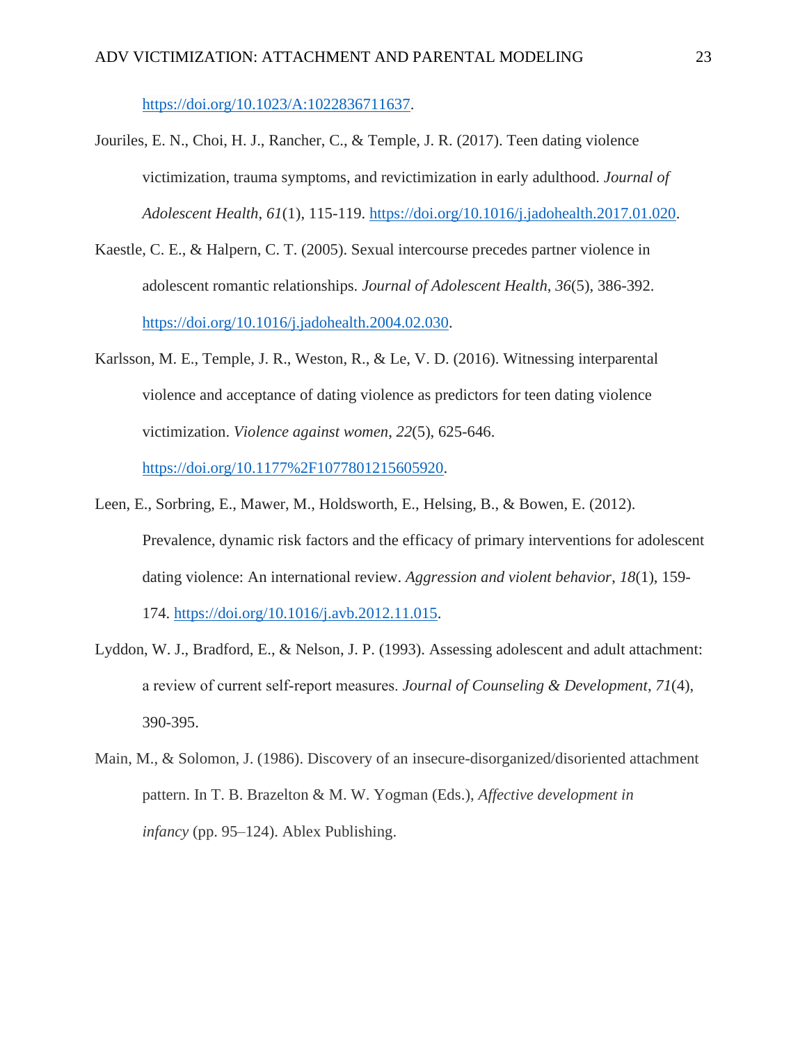https://doi.org/10.1023/A:1022836711637.

Jouriles, E. N., Choi, H. J., Rancher, C., & Temple, J. R. (2017). Teen dating violence victimization, trauma symptoms, and revictimization in early adulthood. *Journal of Adolescent Health*, *61*(1), 115-119. https://doi.org/10.1016/j.jadohealth.2017.01.020.

Kaestle, C. E., & Halpern, C. T. (2005). Sexual intercourse precedes partner violence in adolescent romantic relationships. *Journal of Adolescent Health*, *36*(5), 386-392. https://doi.org/10.1016/j.jadohealth.2004.02.030.

Karlsson, M. E., Temple, J. R., Weston, R., & Le, V. D. (2016). Witnessing interparental violence and acceptance of dating violence as predictors for teen dating violence victimization. *Violence against women*, *22*(5), 625-646. https://doi.org/10.1177%2F1077801215605920.

Leen, E., Sorbring, E., Mawer, M., Holdsworth, E., Helsing, B., & Bowen, E. (2012). Prevalence, dynamic risk factors and the efficacy of primary interventions for adolescent dating violence: An international review. *Aggression and violent behavior*, *18*(1), 159-174. https://doi.org/10.1016/j.avb.2012.11.015.

Lyddon, W. J., Bradford, E., & Nelson, J. P. (1993). Assessing adolescent and adult attachment: a review of current self-report measures. *Journal of Counseling & Development*, *71*(4), 390-395.

Main, M., & Solomon, J. (1986). Discovery of an insecure-disorganized/disoriented attachment pattern. In T. B. Brazelton & M. W. Yogman (Eds.), *Affective development in infancy* (pp. 95–124). Ablex Publishing.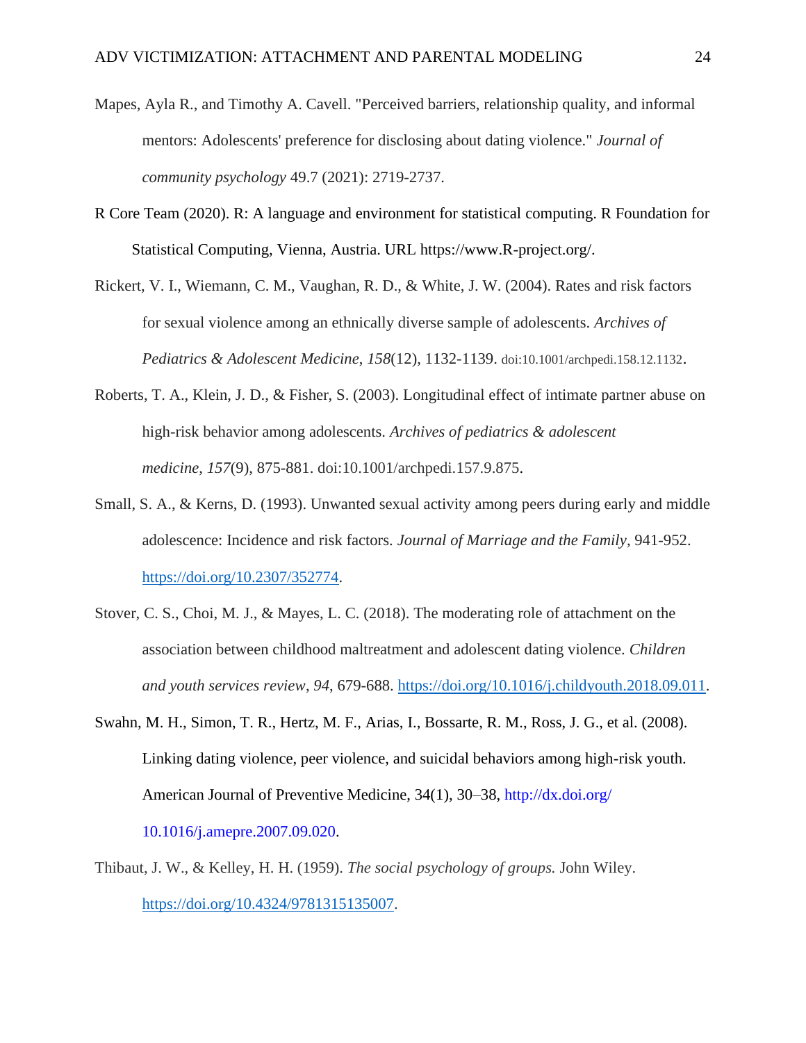Mapes, Ayla R., and Timothy A. Cavell. "Perceived barriers, relationship quality, and informal mentors: Adolescents' preference for disclosing about dating violence." *Journal of community psychology* 49.7 (2021): 2719-2737.

R Core Team (2020). R: A language and environment for statistical computing. R Foundation for Statistical Computing, Vienna, Austria. URL https://www.R-project.org/.

Rickert, V. I., Wiemann, C. M., Vaughan, R. D., & White, J. W. (2004). Rates and risk factors for sexual violence among an ethnically diverse sample of adolescents. *Archives of Pediatrics & Adolescent Medicine*, *158*(12), 1132-1139. doi:10.1001/archpedi.158.12.1132.

Roberts, T. A., Klein, J. D., & Fisher, S. (2003). Longitudinal effect of intimate partner abuse on high-risk behavior among adolescents. *Archives of pediatrics & adolescent medicine*, *157*(9), 875-881. doi:10.1001/archpedi.157.9.875.

Small, S. A., & Kerns, D. (1993). Unwanted sexual activity among peers during early and middle adolescence: Incidence and risk factors. *Journal of Marriage and the Family*, 941-952. https://doi.org/10.2307/352774.

Stover, C. S., Choi, M. J., & Mayes, L. C. (2018). The moderating role of attachment on the association between childhood maltreatment and adolescent dating violence. *Children and youth services review*, *94*, 679-688. https://doi.org/10.1016/j.childyouth.2018.09.011.

Swahn, M. H., Simon, T. R., Hertz, M. F., Arias, I., Bossarte, R. M., Ross, J. G., et al. (2008). Linking dating violence, peer violence, and suicidal behaviors among high-risk youth. American Journal of Preventive Medicine, 34(1), 30–38, http://dx.doi.org/10.1016/j.amepre.2007.09.020.

Thibaut, J. W., & Kelley, H. H. (1959). *The social psychology of groups.* John Wiley. https://doi.org/10.4324/9781315135007.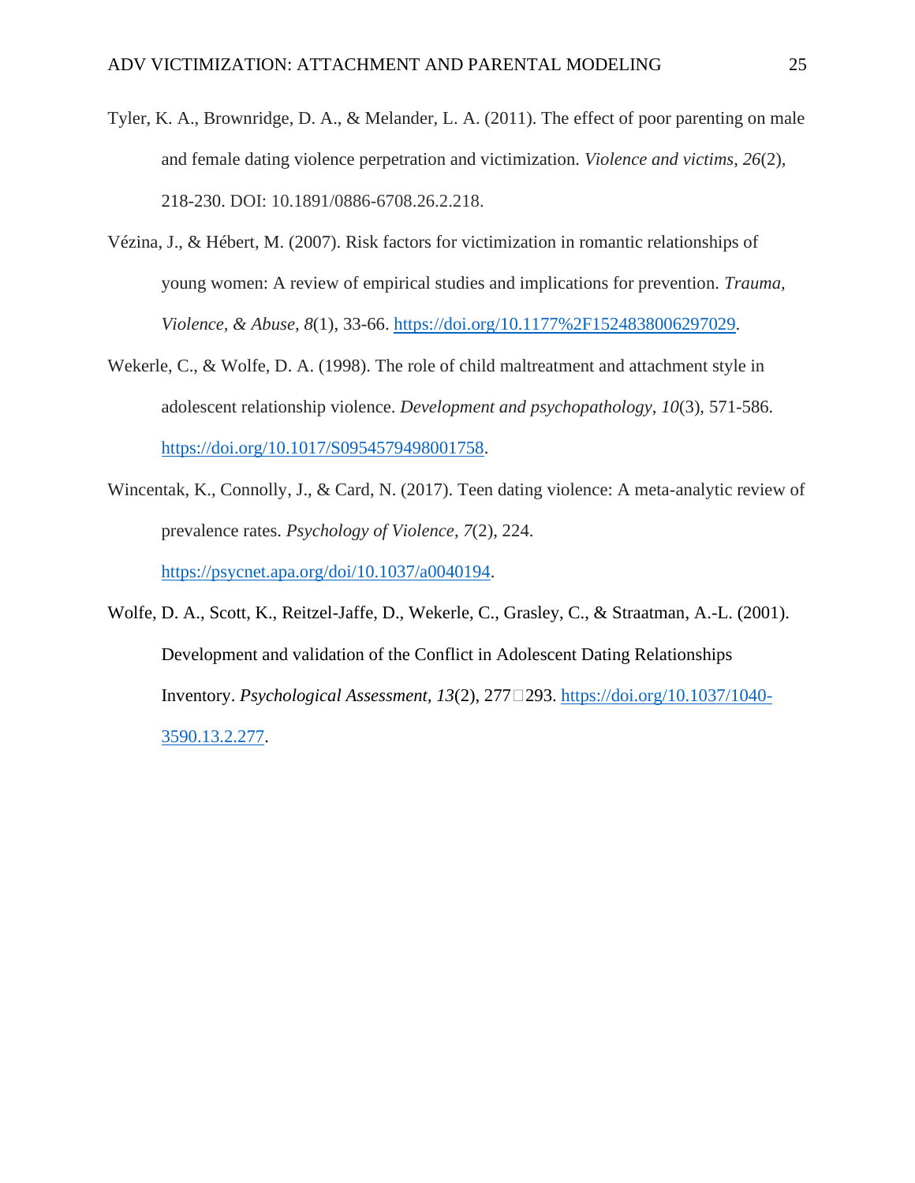Tyler, K. A., Brownridge, D. A., & Melander, L. A. (2011). The effect of poor parenting on male and female dating violence perpetration and victimization. *Violence and victims*, *26*(2), 218-230. DOI: 10.1891/0886-6708.26.2.218.

Vézina, J., & Hébert, M. (2007). Risk factors for victimization in romantic relationships of young women: A review of empirical studies and implications for prevention. *Trauma, Violence, & Abuse*, *8*(1), 33-66. https://doi.org/10.1177%2F1524838006297029.

Wekerle, C., & Wolfe, D. A. (1998). The role of child maltreatment and attachment style in adolescent relationship violence. *Development and psychopathology*, *10*(3), 571-586. https://doi.org/10.1017/S0954579498001758.

Wincentak, K., Connolly, J., & Card, N. (2017). Teen dating violence: A meta-analytic review of prevalence rates. *Psychology of Violence*, *7*(2), 224. https://psycnet.apa.org/doi/10.1037/a0040194.

Wolfe, D. A., Scott, K., Reitzel-Jaffe, D., Wekerle, C., Grasley, C., & Straatman, A.-L. (2001). Development and validation of the Conflict in Adolescent Dating Relationships Inventory. *Psychological Assessment*, *13*(2), 277□293. https://doi.org/10.1037/1040-3590.13.2.277.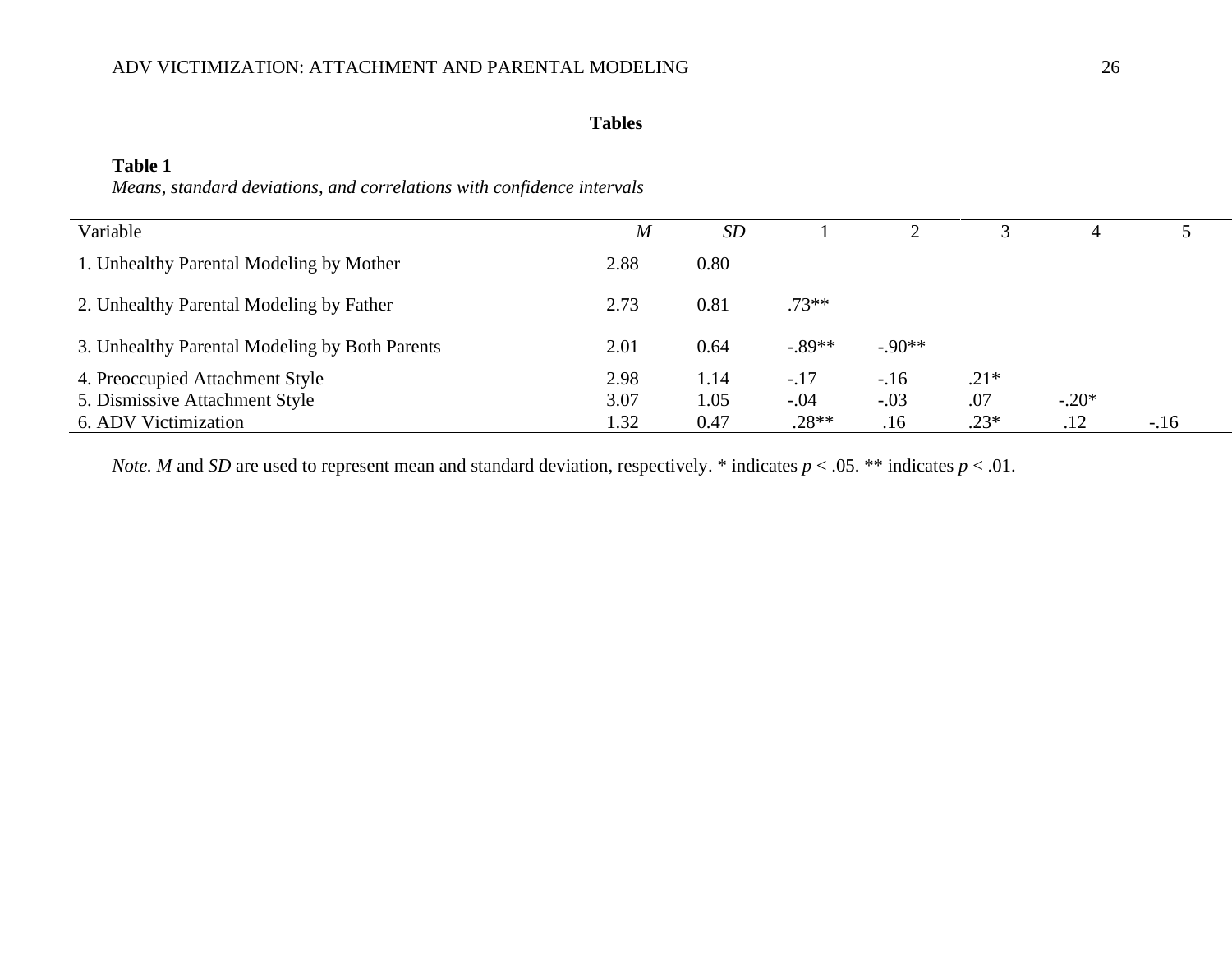## Tables

**Table 1**

*Means, standard deviations, and correlations with confidence intervals*

| Variable | *M* | *SD* | 1 | 2 | 3 | 4 | 5 |
|---|---|---|---|---|---|---|---|
| 1. Unhealthy Parental Modeling by Mother | 2.88 | 0.80 | | | | | |
| 2. Unhealthy Parental Modeling by Father | 2.73 | 0.81 | .73** | | | | |
| 3. Unhealthy Parental Modeling by Both Parents | 2.01 | 0.64 | -.89** | -.90** | | | |
| 4. Preoccupied Attachment Style | 2.98 | 1.14 | -.17 | -.16 | .21* | | |
| 5. Dismissive Attachment Style | 3.07 | 1.05 | -.04 | -.03 | .07 | -.20* | |
| 6. ADV Victimization | 1.32 | 0.47 | .28** | .16 | .23* | .12 | -.16 |

*Note. M* and *SD* are used to represent mean and standard deviation, respectively. * indicates $p < .05$. ** indicates $p < .01$.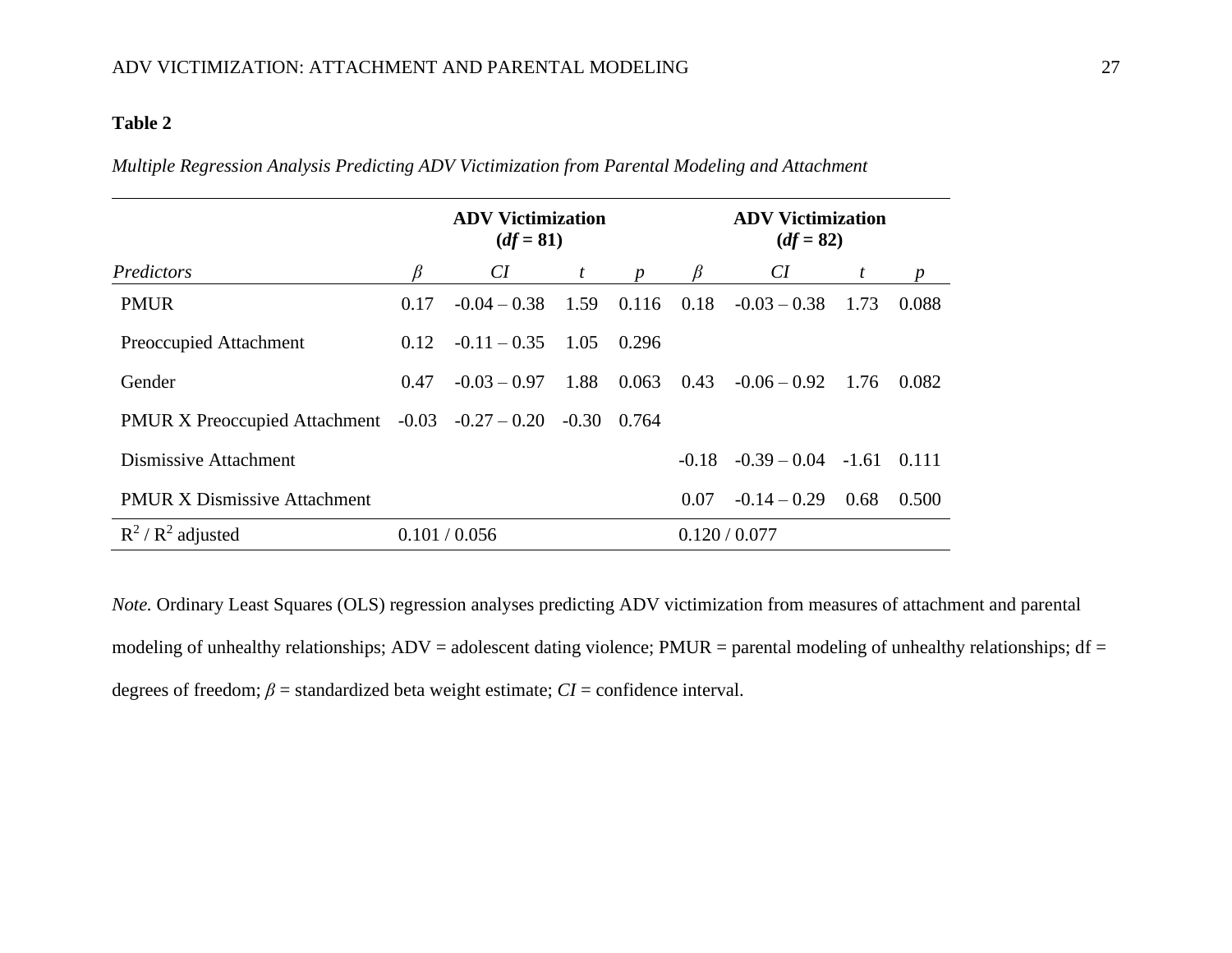**Table 2**

*Multiple Regression Analysis Predicting ADV Victimization from Parental Modeling and Attachment*

| | **ADV Victimization ($df$ = 81)** | | | | **ADV Victimization ($df$ = 82)** | | | |
|---|---|---|---|---|---|---|---|---|
| *Predictors* | $\beta$ | *CI* | $t$ | $p$ | $\beta$ | *CI* | $t$ | $p$ |
| PMUR | 0.17 | -0.04 – 0.38 | 1.59 | 0.116 | 0.18 | -0.03 – 0.38 | 1.73 | 0.088 |
| Preoccupied Attachment | 0.12 | -0.11 – 0.35 | 1.05 | 0.296 | | | | |
| Gender | 0.47 | -0.03 – 0.97 | 1.88 | 0.063 | 0.43 | -0.06 – 0.92 | 1.76 | 0.082 |
| PMUR X Preoccupied Attachment | -0.03 | -0.27 – 0.20 | -0.30 | 0.764 | | | | |
| Dismissive Attachment | | | | | -0.18 | -0.39 – 0.04 | -1.61 | 0.111 |
| PMUR X Dismissive Attachment | | | | | 0.07 | -0.14 – 0.29 | 0.68 | 0.500 |
| $R^2$ / $R^2$ adjusted | 0.101 / 0.056 | | | | 0.120 / 0.077 | | | |

*Note.* Ordinary Least Squares (OLS) regression analyses predicting ADV victimization from measures of attachment and parental modeling of unhealthy relationships; ADV = adolescent dating violence; PMUR = parental modeling of unhealthy relationships; df = degrees of freedom; $\beta$ = standardized beta weight estimate; *CI* = confidence interval.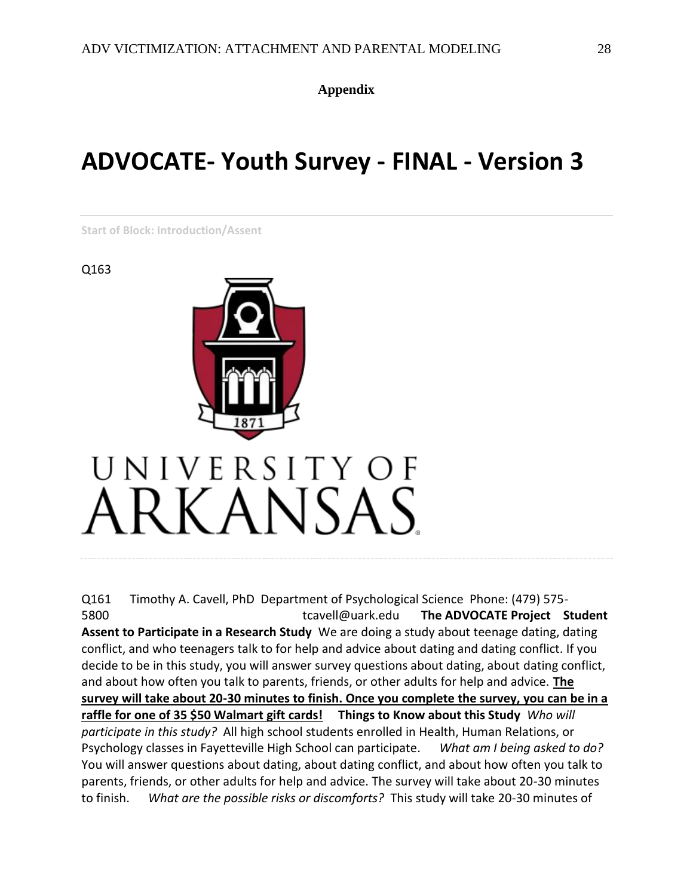**Appendix**

# ADVOCATE- Youth Survey - FINAL - Version 3

Start of Block: Introduction/Assent

Q163

UNIVERSITY OF ARKANSAS

Q161 Timothy A. Cavell, PhD Department of Psychological Science Phone: (479) 575-5800 tcavell@uark.edu **The ADVOCATE Project Student Assent to Participate in a Research Study** We are doing a study about teenage dating, dating conflict, and who teenagers talk to for help and advice about dating and dating conflict. If you decide to be in this study, you will answer survey questions about dating, about dating conflict, and about how often you talk to parents, friends, or other adults for help and advice. **The survey will take about 20-30 minutes to finish. Once you complete the survey, you can be in a raffle for one of 35 $50 Walmart gift cards!** **Things to Know about this Study** *Who will participate in this study?* All high school students enrolled in Health, Human Relations, or Psychology classes in Fayetteville High School can participate. *What am I being asked to do?* You will answer questions about dating, about dating conflict, and about how often you talk to parents, friends, or other adults for help and advice. The survey will take about 20-30 minutes to finish. *What are the possible risks or discomforts?* This study will take 20-30 minutes of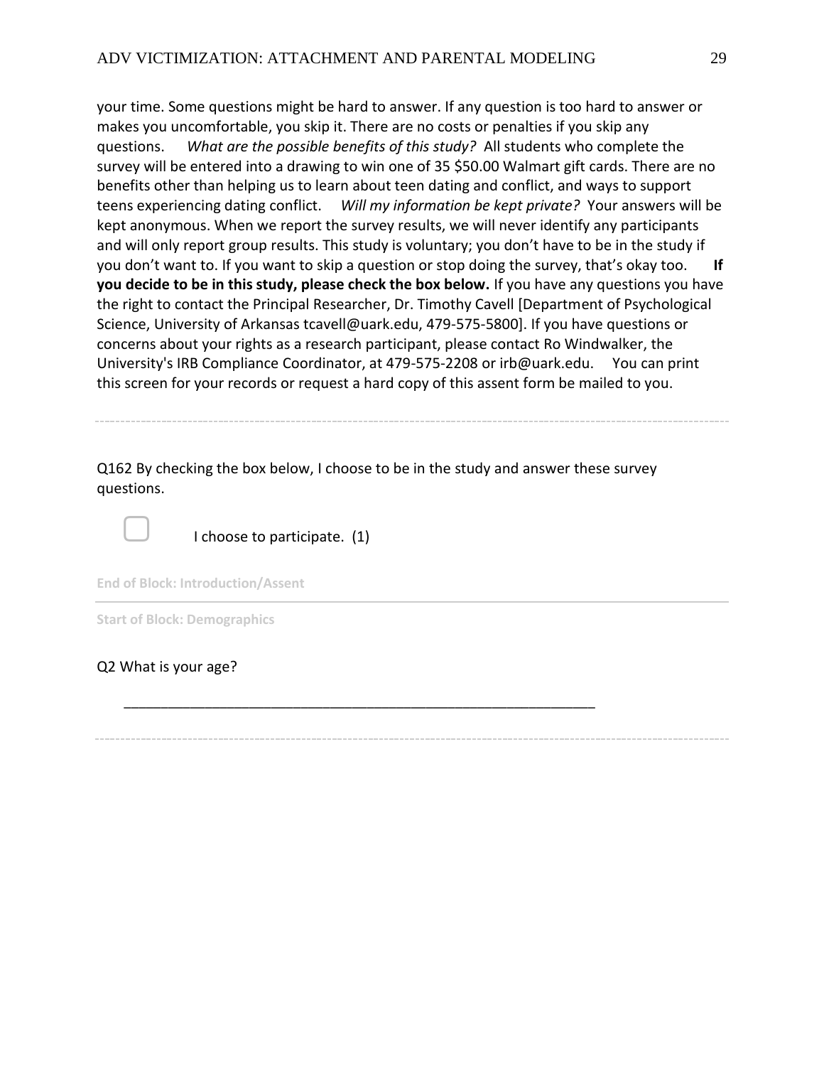your time. Some questions might be hard to answer. If any question is too hard to answer or makes you uncomfortable, you skip it. There are no costs or penalties if you skip any questions. *What are the possible benefits of this study?* All students who complete the survey will be entered into a drawing to win one of 35 $50.00 Walmart gift cards. There are no benefits other than helping us to learn about teen dating and conflict, and ways to support teens experiencing dating conflict. *Will my information be kept private?* Your answers will be kept anonymous. When we report the survey results, we will never identify any participants and will only report group results. This study is voluntary; you don't have to be in the study if you don't want to. If you want to skip a question or stop doing the survey, that's okay too. **If you decide to be in this study, please check the box below.** If you have any questions you have the right to contact the Principal Researcher, Dr. Timothy Cavell [Department of Psychological Science, University of Arkansas tcavell@uark.edu, 479-575-5800]. If you have questions or concerns about your rights as a research participant, please contact Ro Windwalker, the University's IRB Compliance Coordinator, at 479-575-2208 or irb@uark.edu. You can print this screen for your records or request a hard copy of this assent form be mailed to you.

---

Q162 By checking the box below, I choose to be in the study and answer these survey questions.

☐ I choose to participate. (1)

End of Block: Introduction/Assent

---

Start of Block: Demographics

Q2 What is your age?

________________________________________________________________

---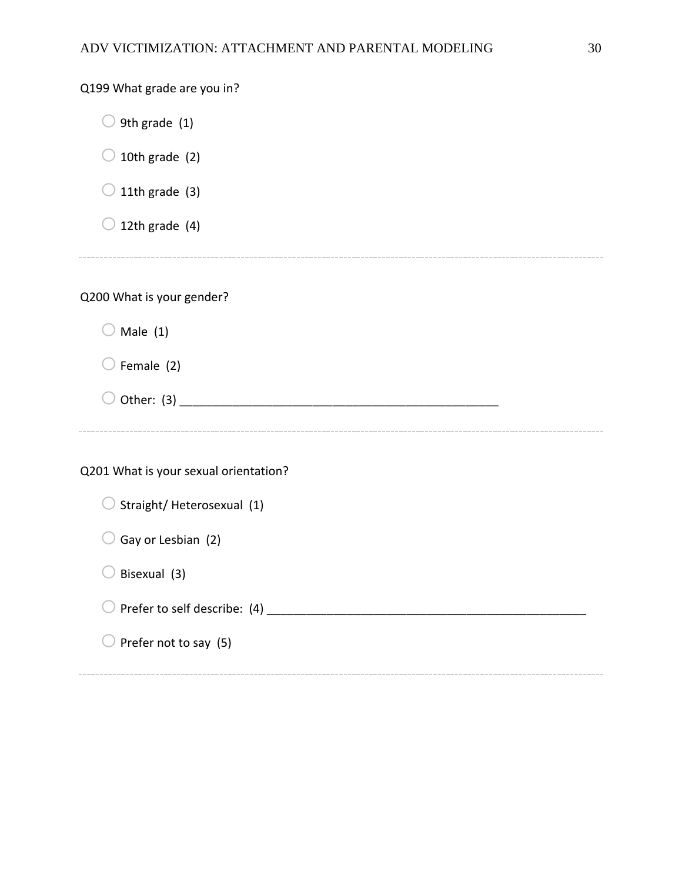Q199 What grade are you in?

- ○ 9th grade (1)
- ○ 10th grade (2)
- ○ 11th grade (3)
- ○ 12th grade (4)

---

Q200 What is your gender?

- ○ Male (1)
- ○ Female (2)
- ○ Other: (3) ________________________________________________

---

Q201 What is your sexual orientation?

- ○ Straight/ Heterosexual (1)
- ○ Gay or Lesbian (2)
- ○ Bisexual (3)
- ○ Prefer to self describe: (4) ________________________________________________
- ○ Prefer not to say (5)

---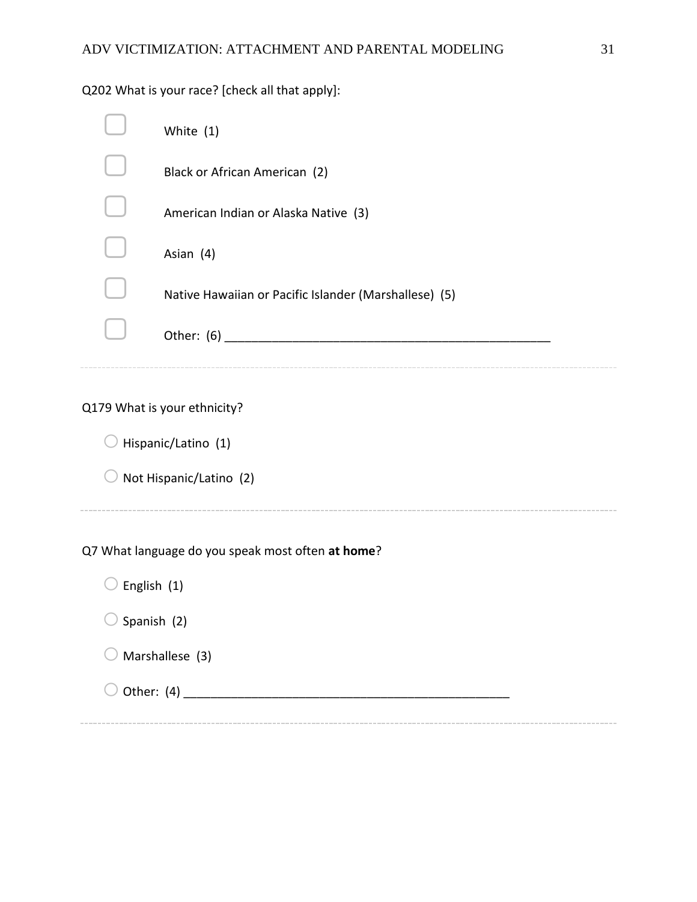Q202 What is your race? [check all that apply]:

- ☐ White (1)
- ☐ Black or African American (2)
- ☐ American Indian or Alaska Native (3)
- ☐ Asian (4)
- ☐ Native Hawaiian or Pacific Islander (Marshallese) (5)
- ☐ Other: (6) ________________________________________________

---

Q179 What is your ethnicity?

- ○ Hispanic/Latino (1)
- ○ Not Hispanic/Latino (2)

---

Q7 What language do you speak most often **at home**?

- ○ English (1)
- ○ Spanish (2)
- ○ Marshallese (3)
- ○ Other: (4) ________________________________________________

---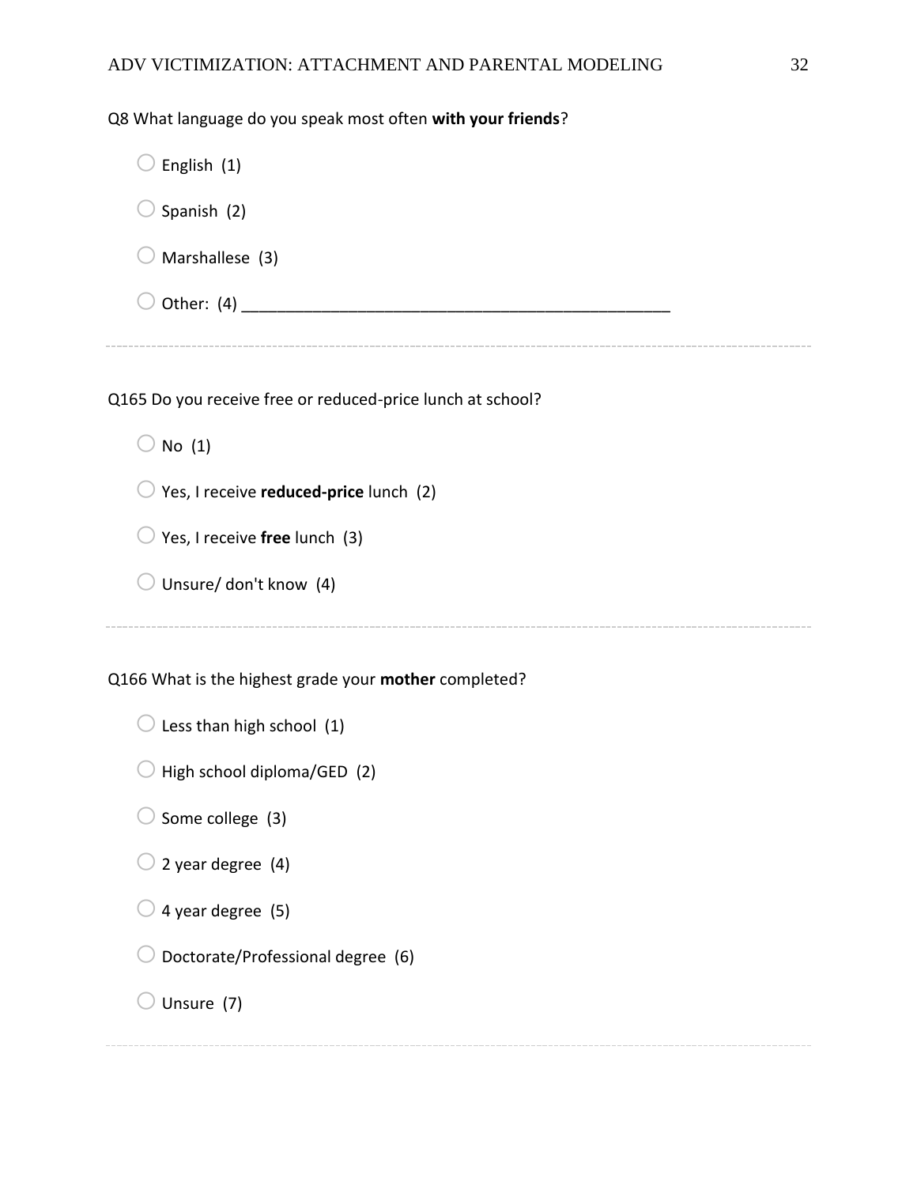Q8 What language do you speak most often **with your friends**?

- ○ English (1)
- ○ Spanish (2)
- ○ Marshallese (3)
- ○ Other: (4) ________________________________________________

---

Q165 Do you receive free or reduced-price lunch at school?

- ○ No (1)
- ○ Yes, I receive **reduced-price** lunch (2)
- ○ Yes, I receive **free** lunch (3)
- ○ Unsure/ don't know (4)

---

Q166 What is the highest grade your **mother** completed?

- ○ Less than high school (1)
- ○ High school diploma/GED (2)
- ○ Some college (3)
- ○ 2 year degree (4)
- ○ 4 year degree (5)
- ○ Doctorate/Professional degree (6)
- ○ Unsure (7)

---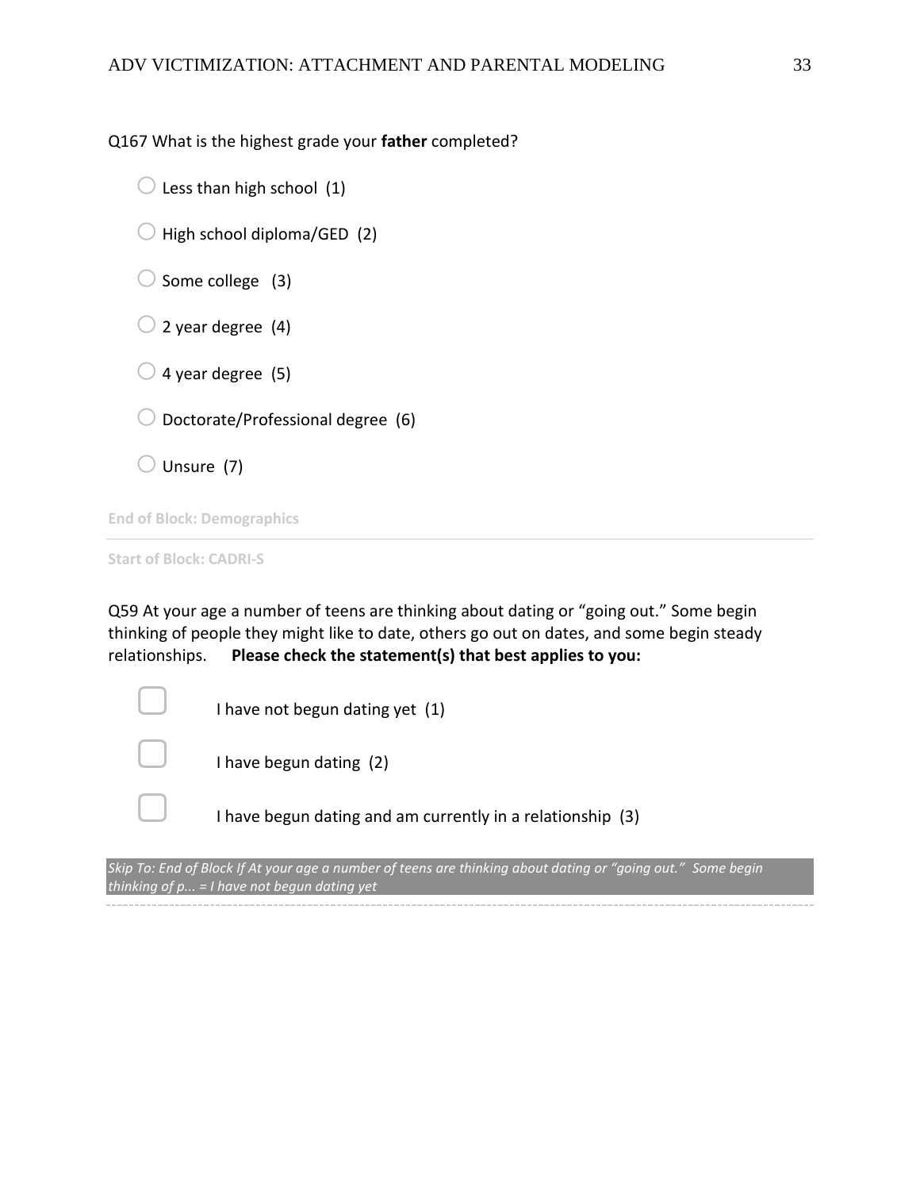Q167 What is the highest grade your **father** completed?

- Less than high school (1)
- High school diploma/GED (2)
- Some college (3)
- 2 year degree (4)
- 4 year degree (5)
- Doctorate/Professional degree (6)
- Unsure (7)

End of Block: Demographics

---

Start of Block: CADRI-S

Q59 At your age a number of teens are thinking about dating or “going out.” Some begin thinking of people they might like to date, others go out on dates, and some begin steady relationships. **Please check the statement(s) that best applies to you:**

- [ ] I have not begun dating yet (1)
- [ ] I have begun dating (2)
- [ ] I have begun dating and am currently in a relationship (3)

*Skip To: End of Block If At your age a number of teens are thinking about dating or “going out.” Some begin thinking of p... = I have not begun dating yet*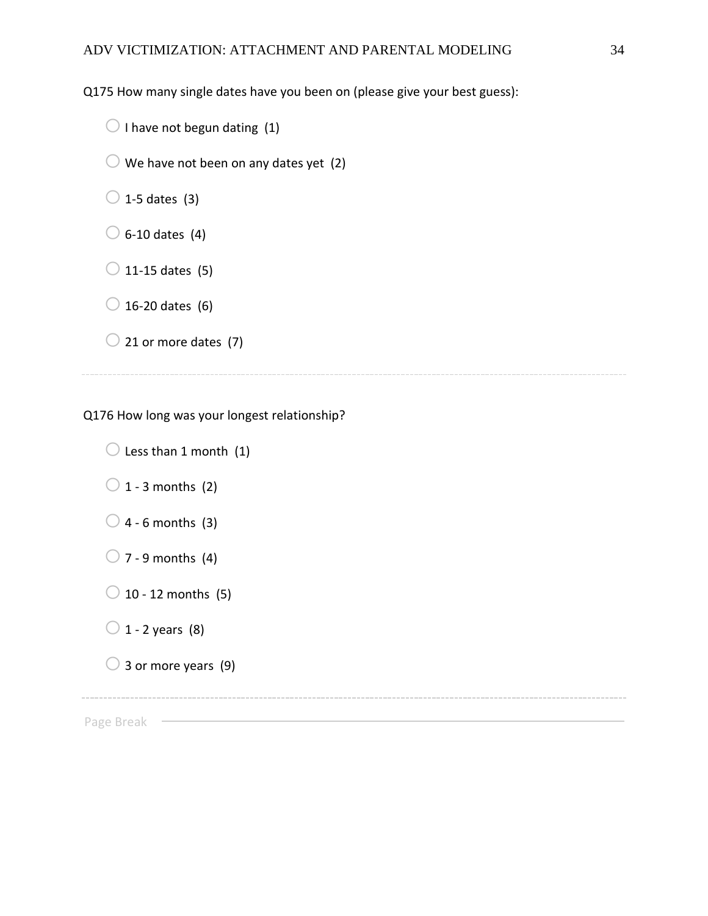Q175 How many single dates have you been on (please give your best guess):

- I have not begun dating (1)
- We have not been on any dates yet (2)
- 1-5 dates (3)
- 6-10 dates (4)
- 11-15 dates (5)
- 16-20 dates (6)
- 21 or more dates (7)

---

Q176 How long was your longest relationship?

- Less than 1 month (1)
- 1 - 3 months (2)
- 4 - 6 months (3)
- 7 - 9 months (4)
- 10 - 12 months (5)
- 1 - 2 years (8)
- 3 or more years (9)

---

Page Break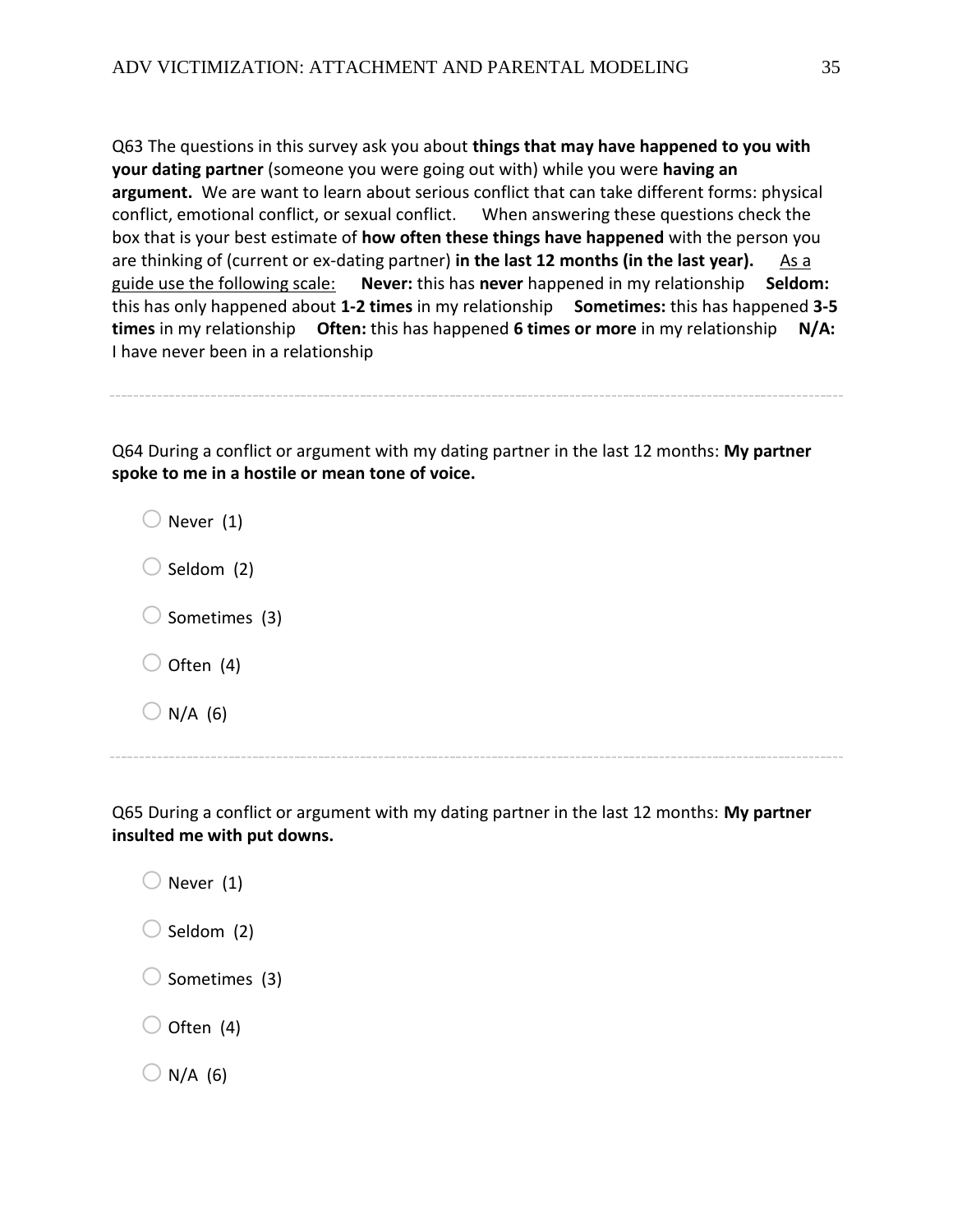Q63 The questions in this survey ask you about **things that may have happened to you with your dating partner** (someone you were going out with) while you were **having an argument.** We are want to learn about serious conflict that can take different forms: physical conflict, emotional conflict, or sexual conflict. When answering these questions check the box that is your best estimate of **how often these things have happened** with the person you are thinking of (current or ex-dating partner) **in the last 12 months (in the last year).** <u>As a guide use the following scale:</u> **Never:** this has **never** happened in my relationship **Seldom:** this has only happened about **1-2 times** in my relationship **Sometimes:** this has happened **3-5 times** in my relationship **Often:** this has happened **6 times or more** in my relationship **N/A:** I have never been in a relationship

---

Q64 During a conflict or argument with my dating partner in the last 12 months: **My partner spoke to me in a hostile or mean tone of voice.**

- ○ Never (1)
- ○ Seldom (2)
- ○ Sometimes (3)
- ○ Often (4)
- ○ N/A (6)

---

Q65 During a conflict or argument with my dating partner in the last 12 months: **My partner insulted me with put downs.**

- ○ Never (1)
- ○ Seldom (2)
- ○ Sometimes (3)
- ○ Often (4)
- ○ N/A (6)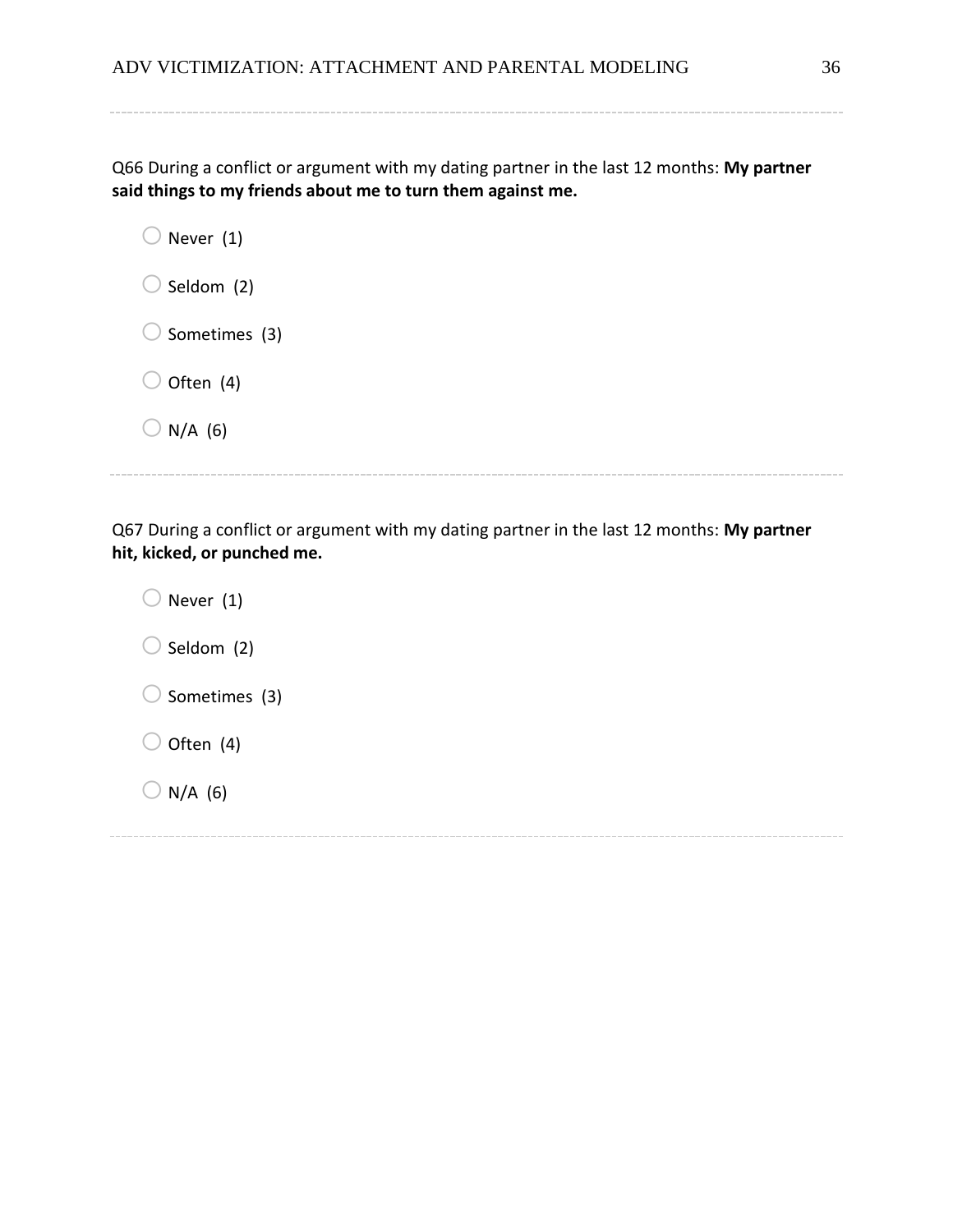Q66 During a conflict or argument with my dating partner in the last 12 months: **My partner said things to my friends about me to turn them against me.**

- Never (1)
- Seldom (2)
- Sometimes (3)
- Often (4)
- N/A (6)

---

Q67 During a conflict or argument with my dating partner in the last 12 months: **My partner hit, kicked, or punched me.**

- Never (1)
- Seldom (2)
- Sometimes (3)
- Often (4)
- N/A (6)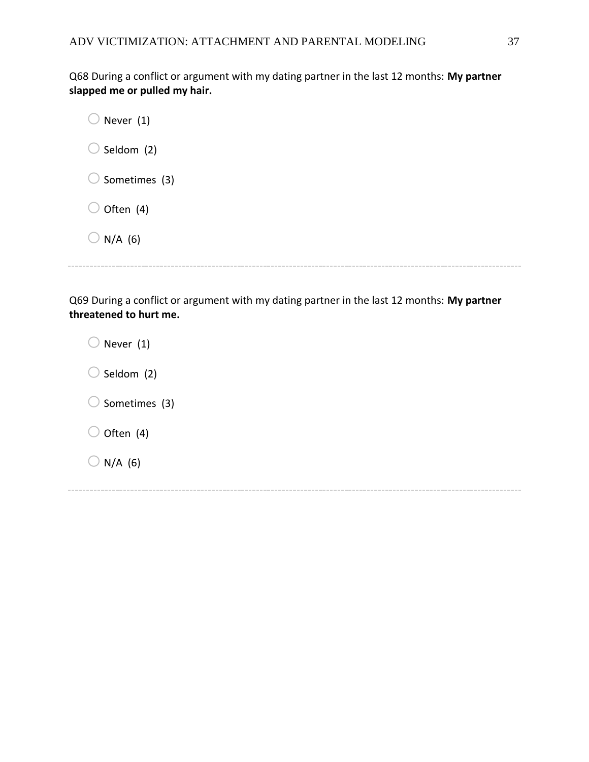Q68 During a conflict or argument with my dating partner in the last 12 months: **My partner slapped me or pulled my hair.**

- Never (1)
- Seldom (2)
- Sometimes (3)
- Often (4)
- N/A (6)

---

Q69 During a conflict or argument with my dating partner in the last 12 months: **My partner threatened to hurt me.**

- Never (1)
- Seldom (2)
- Sometimes (3)
- Often (4)
- N/A (6)

---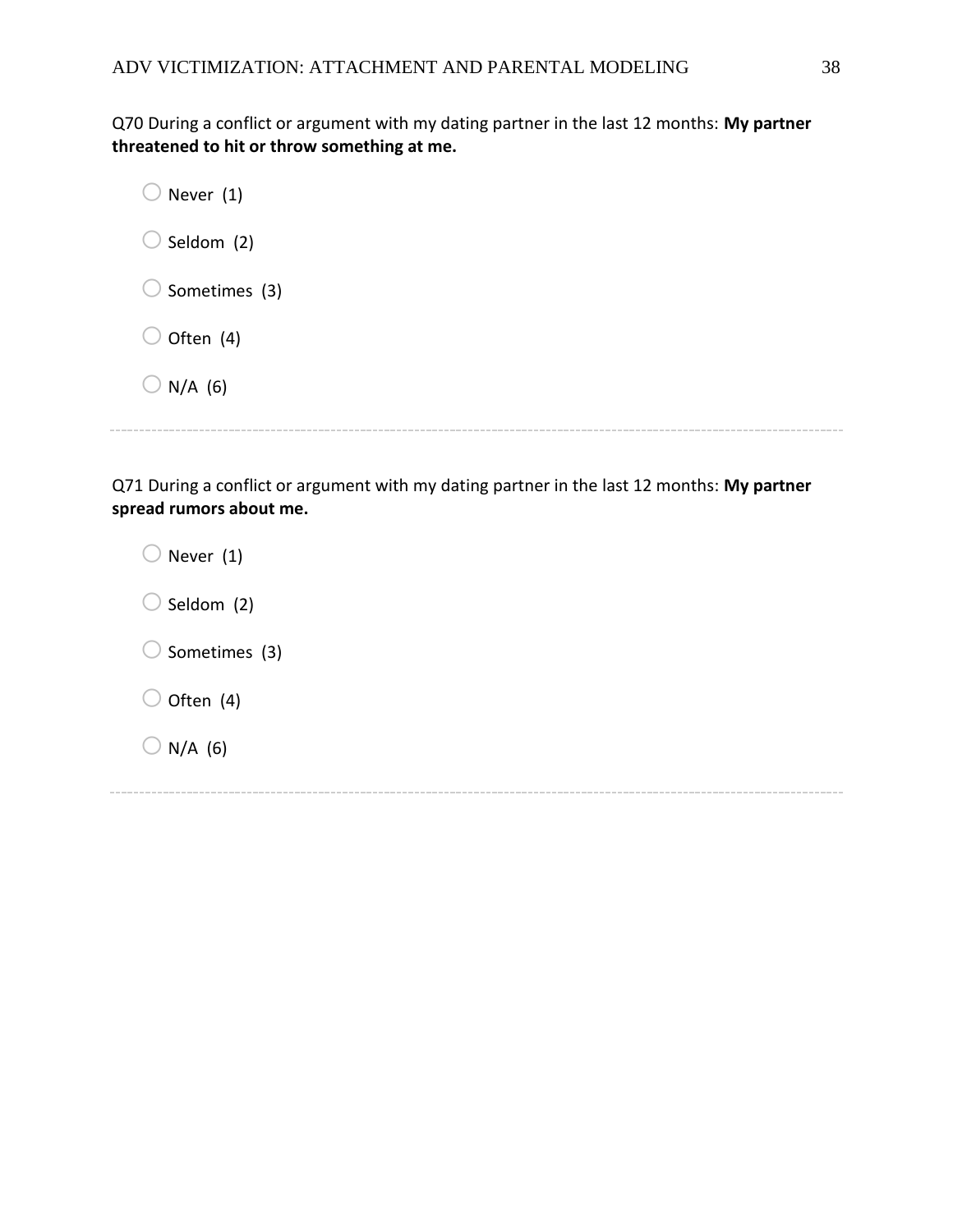Q70 During a conflict or argument with my dating partner in the last 12 months: **My partner threatened to hit or throw something at me.**

- Never (1)
- Seldom (2)
- Sometimes (3)
- Often (4)
- N/A (6)

---

Q71 During a conflict or argument with my dating partner in the last 12 months: **My partner spread rumors about me.**

- Never (1)
- Seldom (2)
- Sometimes (3)
- Often (4)
- N/A (6)

---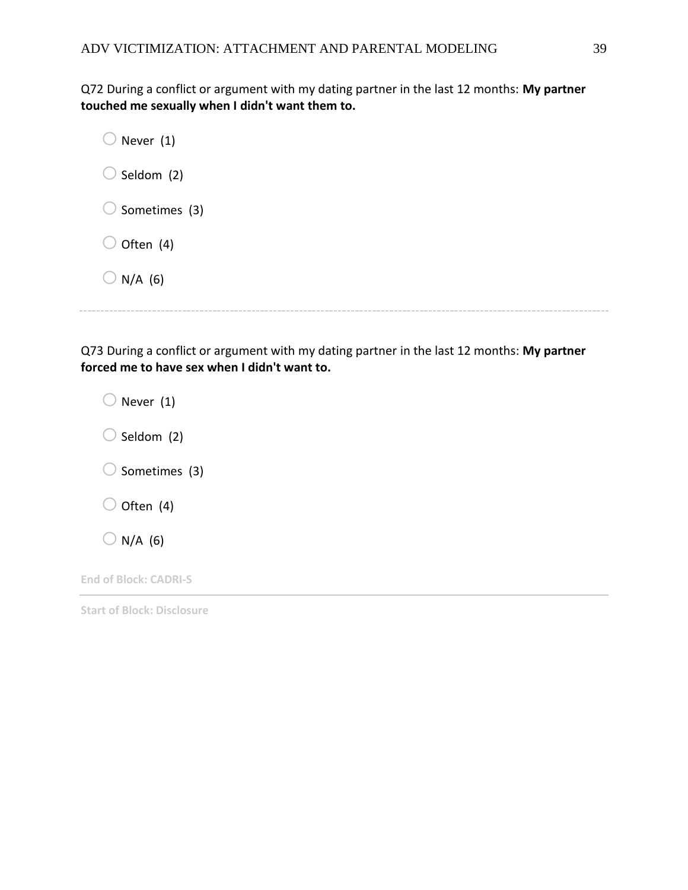Q72 During a conflict or argument with my dating partner in the last 12 months: **My partner touched me sexually when I didn't want them to.**

- Never (1)
- Seldom (2)
- Sometimes (3)
- Often (4)
- N/A (6)

---

Q73 During a conflict or argument with my dating partner in the last 12 months: **My partner forced me to have sex when I didn't want to.**

- Never (1)
- Seldom (2)
- Sometimes (3)
- Often (4)
- N/A (6)

**End of Block: CADRI-S**

---

**Start of Block: Disclosure**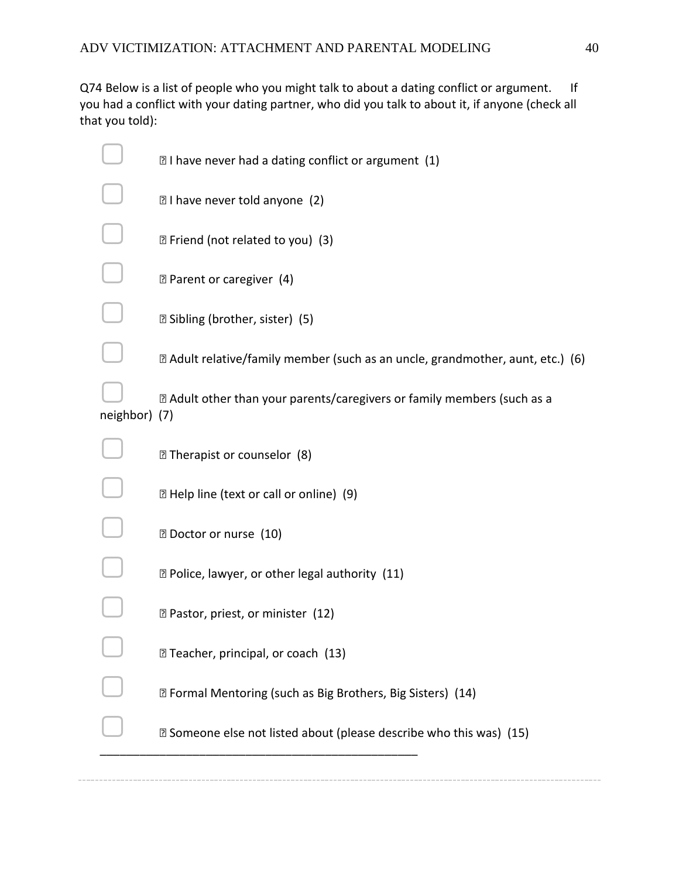Q74 Below is a list of people who you might talk to about a dating conflict or argument. If you had a conflict with your dating partner, who did you talk to about it, if anyone (check all that you told):

- ☐ I have never had a dating conflict or argument (1)
- ☐ I have never told anyone (2)
- ☐ Friend (not related to you) (3)
- ☐ Parent or caregiver (4)
- ☐ Sibling (brother, sister) (5)
- ☐ Adult relative/family member (such as an uncle, grandmother, aunt, etc.) (6)
- ☐ Adult other than your parents/caregivers or family members (such as a neighbor) (7)
- ☐ Therapist or counselor (8)
- ☐ Help line (text or call or online) (9)
- ☐ Doctor or nurse (10)
- ☐ Police, lawyer, or other legal authority (11)
- ☐ Pastor, priest, or minister (12)
- ☐ Teacher, principal, or coach (13)
- ☐ Formal Mentoring (such as Big Brothers, Big Sisters) (14)
- ☐ Someone else not listed about (please describe who this was) (15) ________________________________________________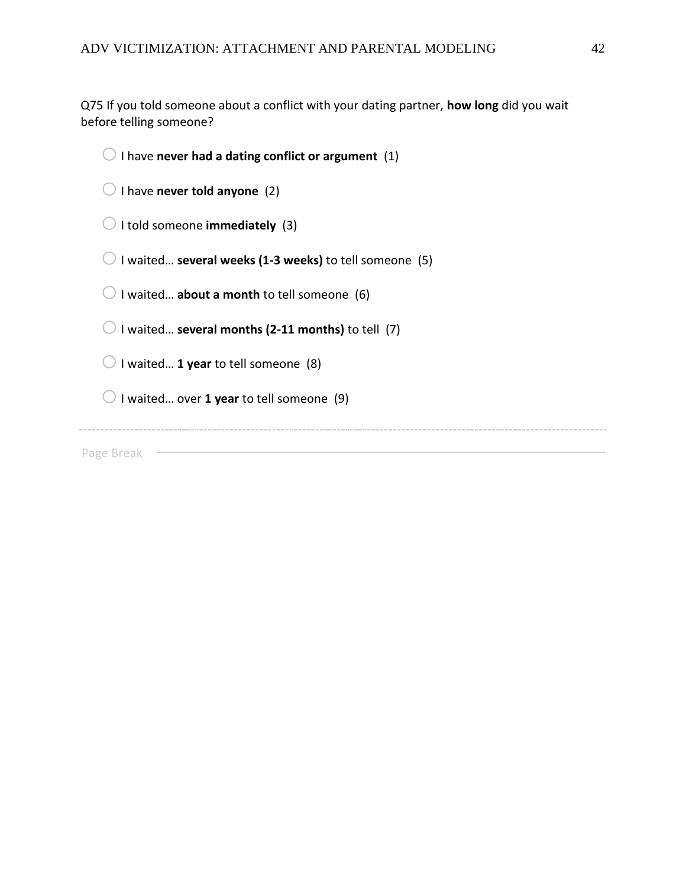Q75 If you told someone about a conflict with your dating partner, **how long** did you wait before telling someone?

- I have **never had a dating conflict or argument** (1)
- I have **never told anyone** (2)
- I told someone **immediately** (3)
- I waited… **several weeks (1-3 weeks)** to tell someone (5)
- I waited… **about a month** to tell someone (6)
- I waited… **several months (2-11 months)** to tell (7)
- I waited… **1 year** to tell someone (8)
- I waited… over **1 year** to tell someone (9)

---

Page Break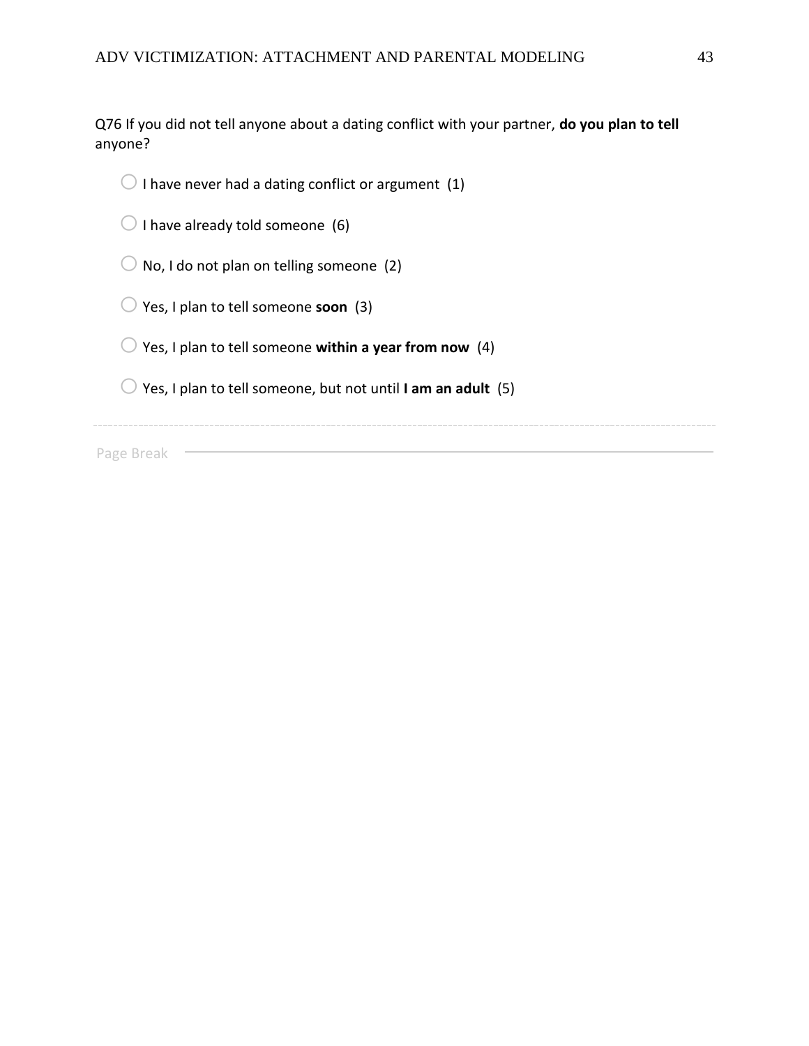Q76 If you did not tell anyone about a dating conflict with your partner, **do you plan to tell** anyone?

- ○ I have never had a dating conflict or argument (1)
- ○ I have already told someone (6)
- ○ No, I do not plan on telling someone (2)
- ○ Yes, I plan to tell someone **soon** (3)
- ○ Yes, I plan to tell someone **within a year from now** (4)
- ○ Yes, I plan to tell someone, but not until **I am an adult** (5)

---

Page Break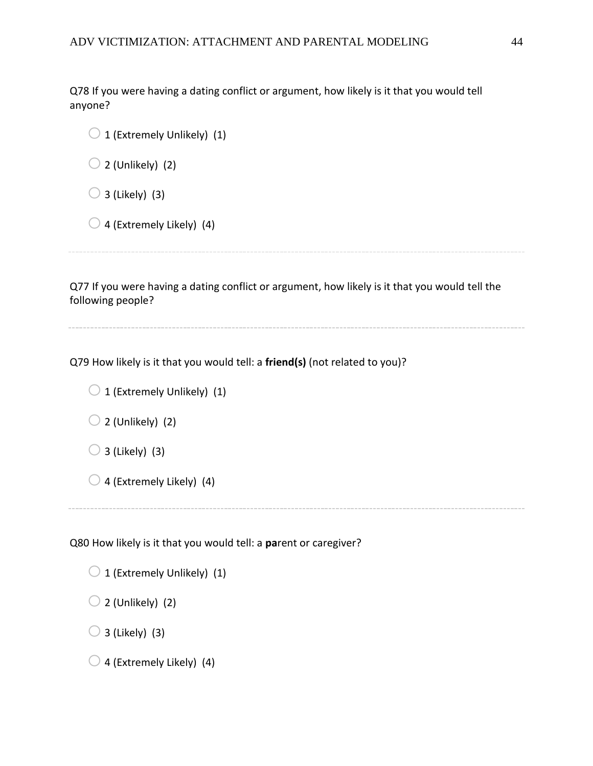Q78 If you were having a dating conflict or argument, how likely is it that you would tell anyone?

- 1 (Extremely Unlikely) (1)
- 2 (Unlikely) (2)
- 3 (Likely) (3)
- 4 (Extremely Likely) (4)

---

Q77 If you were having a dating conflict or argument, how likely is it that you would tell the following people?

---

Q79 How likely is it that you would tell: a **friend(s)** (not related to you)?

- 1 (Extremely Unlikely) (1)
- 2 (Unlikely) (2)
- 3 (Likely) (3)
- 4 (Extremely Likely) (4)

---

Q80 How likely is it that you would tell: a **pa**rent or caregiver?

- 1 (Extremely Unlikely) (1)
- 2 (Unlikely) (2)
- 3 (Likely) (3)
- 4 (Extremely Likely) (4)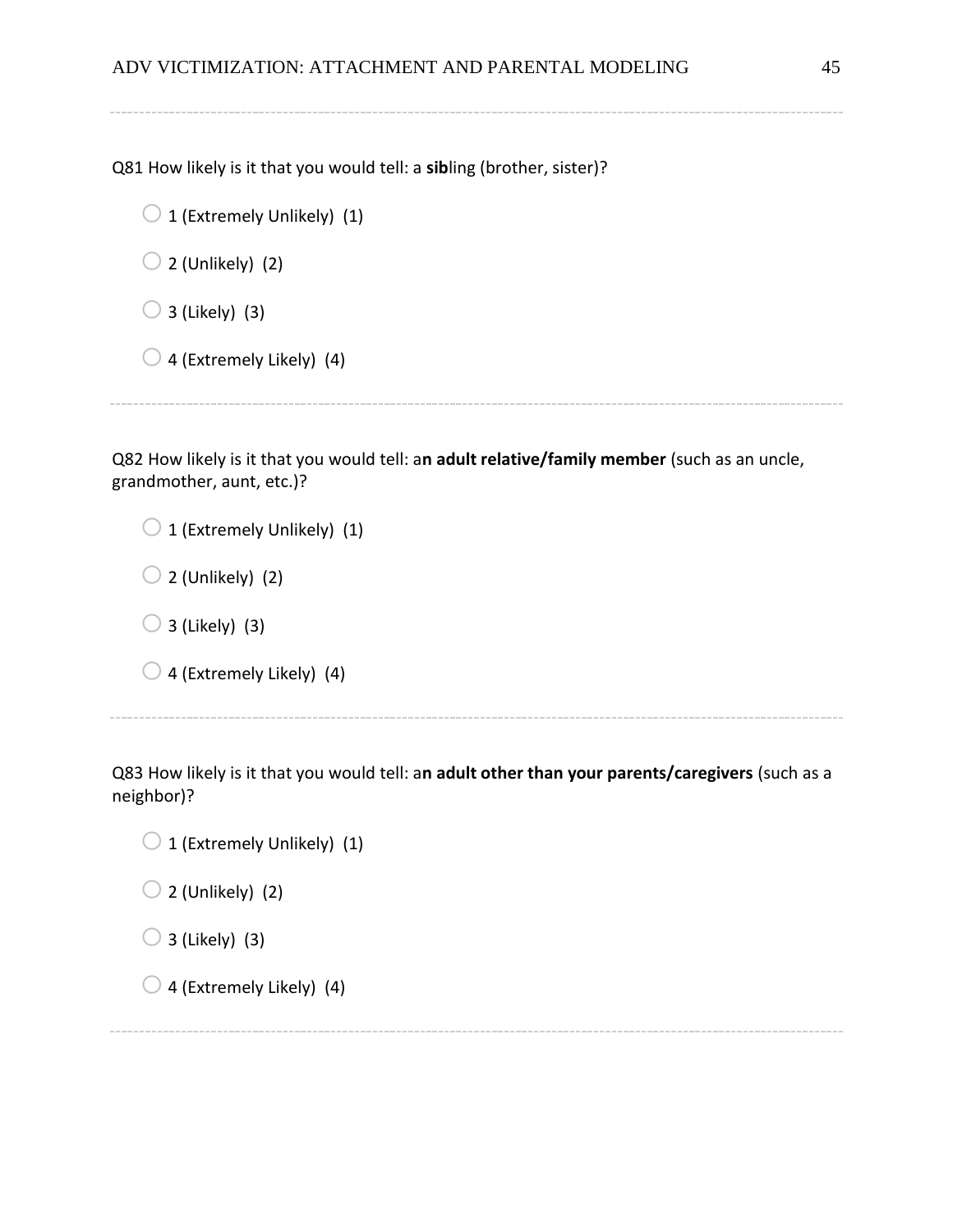Q81 How likely is it that you would tell: a **sib**ling (brother, sister)?

- 1 (Extremely Unlikely) (1)
- 2 (Unlikely) (2)
- 3 (Likely) (3)
- 4 (Extremely Likely) (4)

Q82 How likely is it that you would tell: a**n adult relative/family member** (such as an uncle, grandmother, aunt, etc.)?

- 1 (Extremely Unlikely) (1)
- 2 (Unlikely) (2)
- 3 (Likely) (3)
- 4 (Extremely Likely) (4)

Q83 How likely is it that you would tell: a**n adult other than your parents/caregivers** (such as a neighbor)?

- 1 (Extremely Unlikely) (1)
- 2 (Unlikely) (2)
- 3 (Likely) (3)
- 4 (Extremely Likely) (4)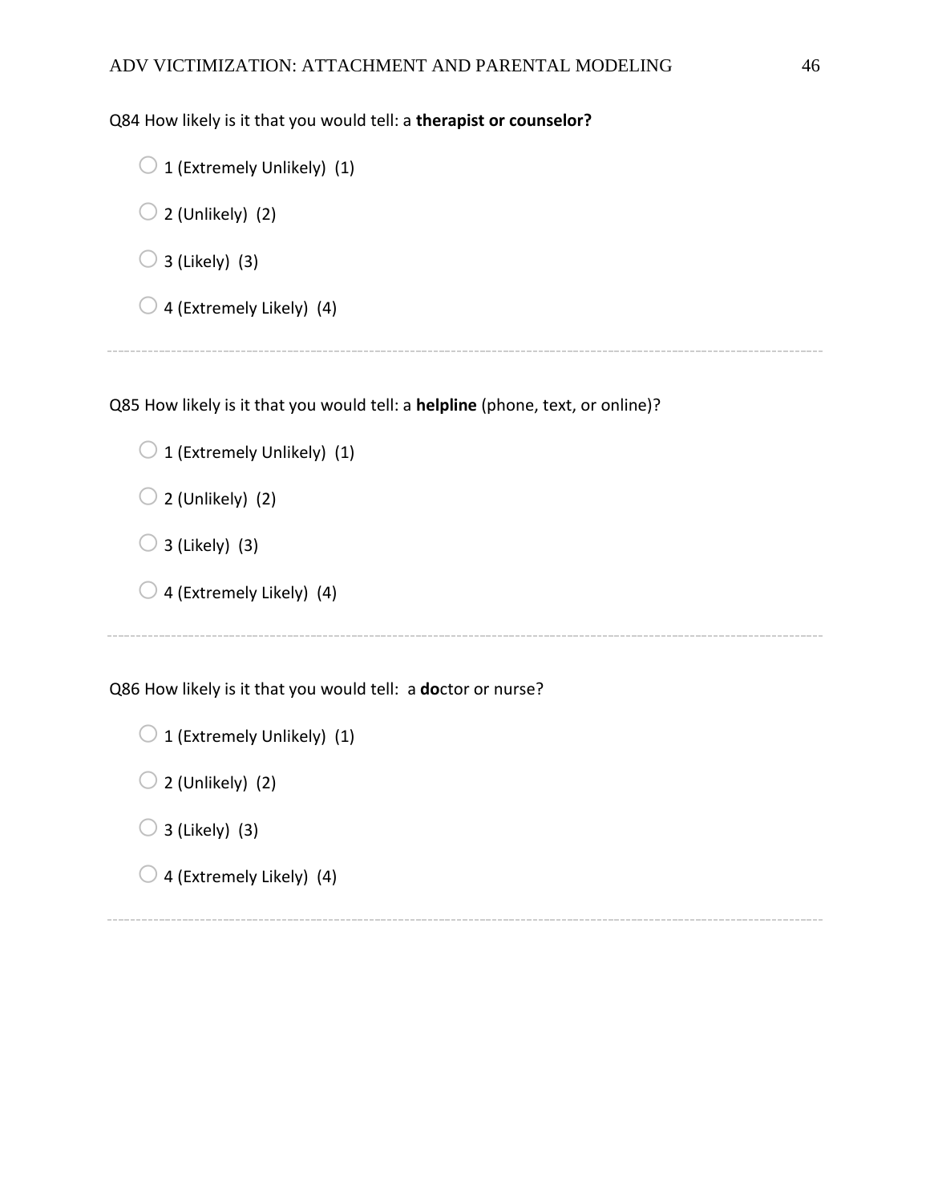Q84 How likely is it that you would tell: a **therapist or counselor?**

- 1 (Extremely Unlikely) (1)
- 2 (Unlikely) (2)
- 3 (Likely) (3)
- 4 (Extremely Likely) (4)

---

Q85 How likely is it that you would tell: a **helpline** (phone, text, or online)?

- 1 (Extremely Unlikely) (1)
- 2 (Unlikely) (2)
- 3 (Likely) (3)
- 4 (Extremely Likely) (4)

---

Q86 How likely is it that you would tell: a **do**ctor or nurse?

- 1 (Extremely Unlikely) (1)
- 2 (Unlikely) (2)
- 3 (Likely) (3)
- 4 (Extremely Likely) (4)

---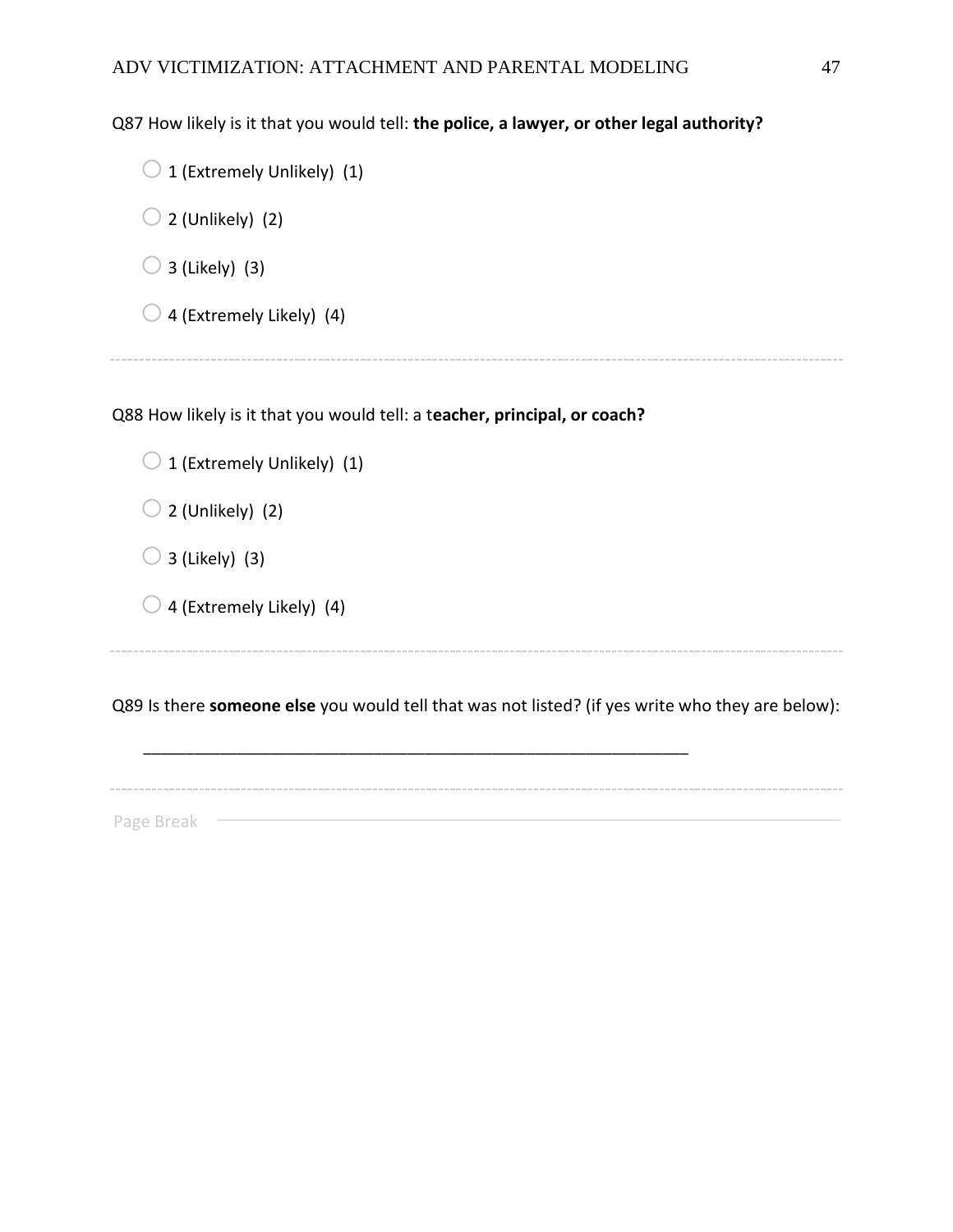Q87 How likely is it that you would tell: **the police, a lawyer, or other legal authority?**

- 1 (Extremely Unlikely) (1)
- 2 (Unlikely) (2)
- 3 (Likely) (3)
- 4 (Extremely Likely) (4)

---

Q88 How likely is it that you would tell: a t**eacher, principal, or coach?**

- 1 (Extremely Unlikely) (1)
- 2 (Unlikely) (2)
- 3 (Likely) (3)
- 4 (Extremely Likely) (4)

---

Q89 Is there **someone else** you would tell that was not listed? (if yes write who they are below):

________________________________________________________________

---

Page Break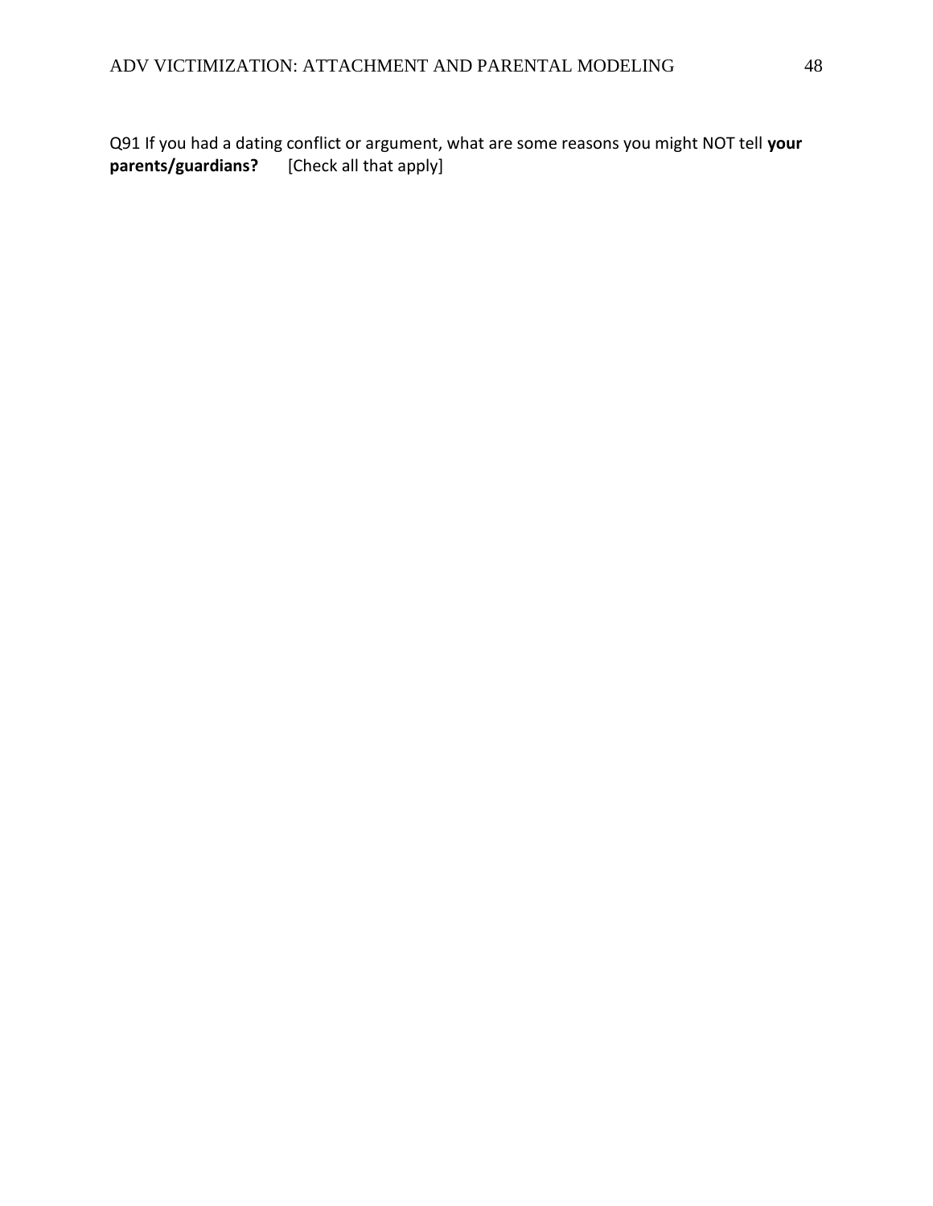Q91 If you had a dating conflict or argument, what are some reasons you might NOT tell **your parents/guardians?** [Check all that apply]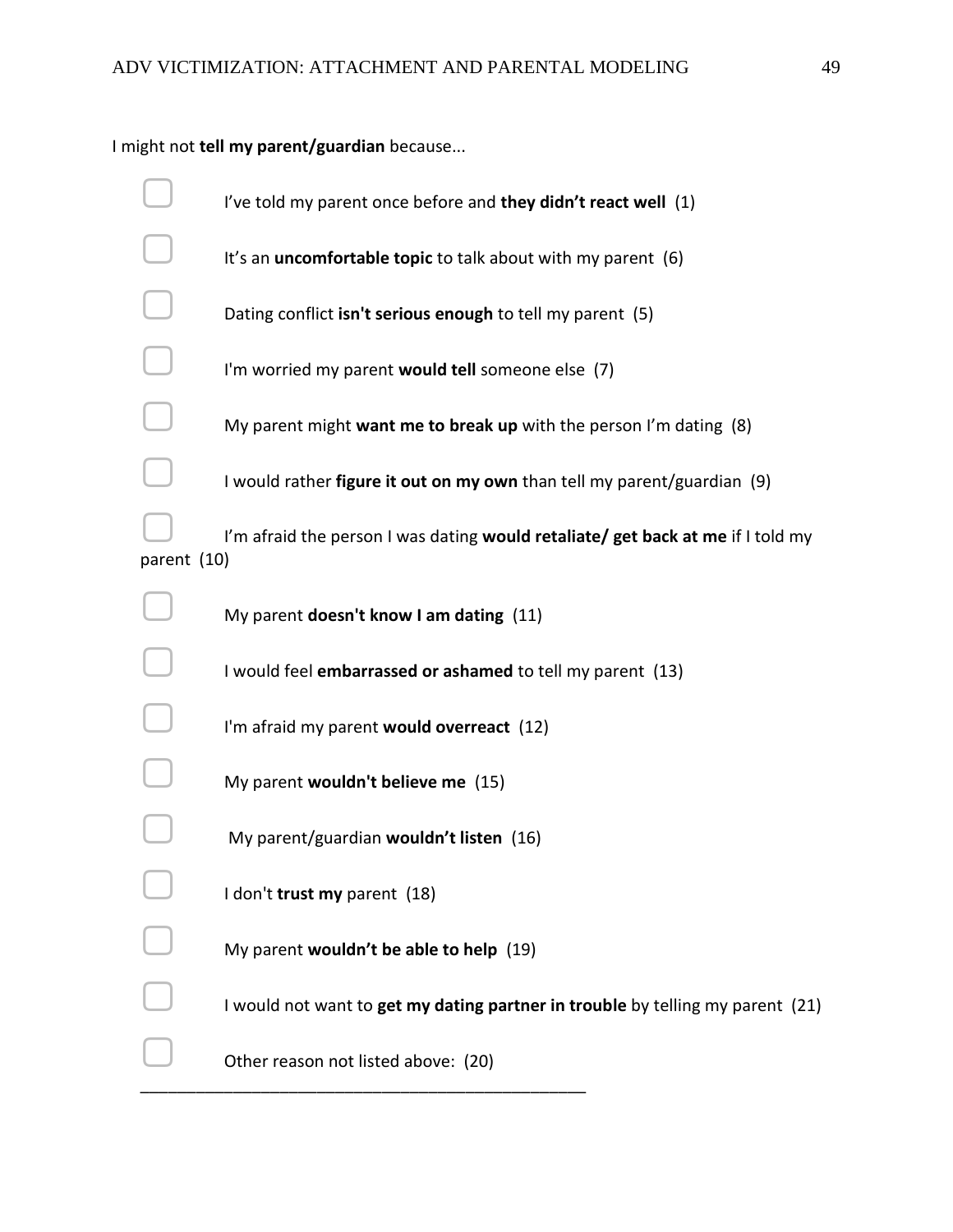I might not **tell my parent/guardian** because...

- ☐ I’ve told my parent once before and **they didn’t react well** (1)
- ☐ It’s an **uncomfortable topic** to talk about with my parent (6)
- ☐ Dating conflict **isn't serious enough** to tell my parent (5)
- ☐ I'm worried my parent **would tell** someone else (7)
- ☐ My parent might **want me to break up** with the person I’m dating (8)
- ☐ I would rather **figure it out on my own** than tell my parent/guardian (9)
- ☐ I’m afraid the person I was dating **would retaliate/ get back at me** if I told my parent (10)
- ☐ My parent **doesn't know I am dating** (11)
- ☐ I would feel **embarrassed or ashamed** to tell my parent (13)
- ☐ I'm afraid my parent **would overreact** (12)
- ☐ My parent **wouldn't believe me** (15)
- ☐ My parent/guardian **wouldn’t listen** (16)
- ☐ I don't **trust my** parent (18)
- ☐ My parent **wouldn’t be able to help** (19)
- ☐ I would not want to **get my dating partner in trouble** by telling my parent (21)
- ☐ Other reason not listed above: (20) ________________________________________________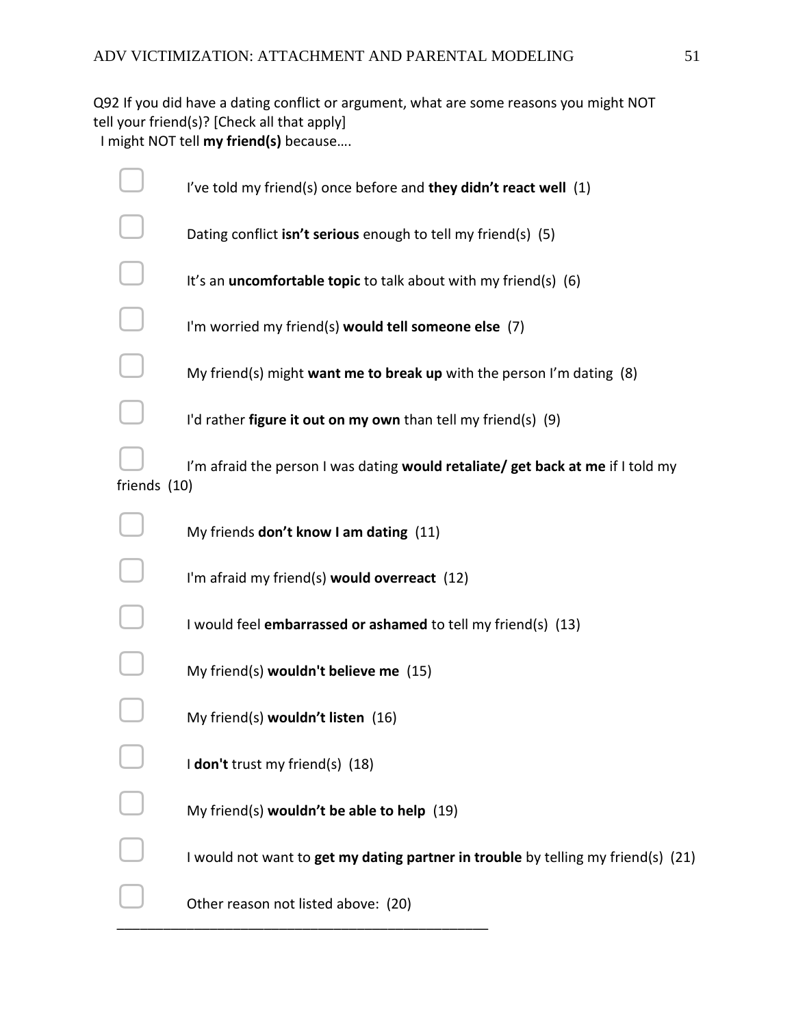Q92 If you did have a dating conflict or argument, what are some reasons you might NOT tell your friend(s)? [Check all that apply]
I might NOT tell **my friend(s)** because….

- ▢ I've told my friend(s) once before and **they didn't react well** (1)
- ▢ Dating conflict **isn't serious** enough to tell my friend(s) (5)
- ▢ It's an **uncomfortable topic** to talk about with my friend(s) (6)
- ▢ I'm worried my friend(s) **would tell someone else** (7)
- ▢ My friend(s) might **want me to break up** with the person I'm dating (8)
- ▢ I'd rather **figure it out on my own** than tell my friend(s) (9)
- ▢ I'm afraid the person I was dating **would retaliate/ get back at me** if I told my friends (10)
- ▢ My friends **don't know I am dating** (11)
- ▢ I'm afraid my friend(s) **would overreact** (12)
- ▢ I would feel **embarrassed or ashamed** to tell my friend(s) (13)
- ▢ My friend(s) **wouldn't believe me** (15)
- ▢ My friend(s) **wouldn't listen** (16)
- ▢ I **don't** trust my friend(s) (18)
- ▢ My friend(s) **wouldn't be able to help** (19)
- ▢ I would not want to **get my dating partner in trouble** by telling my friend(s) (21)
- ▢ Other reason not listed above: (20) ________________________________________________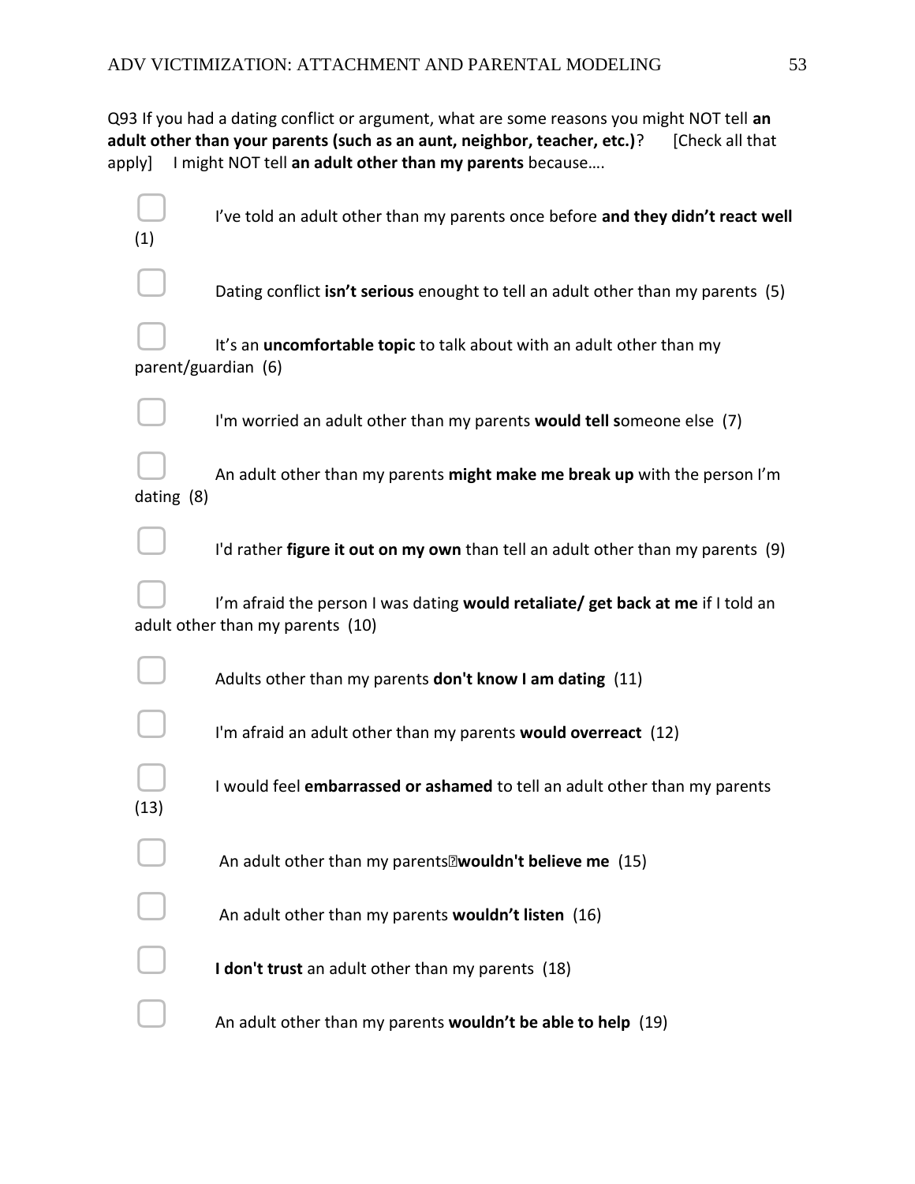Q93 If you had a dating conflict or argument, what are some reasons you might NOT tell **an adult other than your parents (such as an aunt, neighbor, teacher, etc.)**? [Check all that apply] I might NOT tell **an adult other than my parents** because….

- ▢ I've told an adult other than my parents once before **and they didn't react well** (1)
- ▢ Dating conflict **isn't serious** enought to tell an adult other than my parents (5)
- ▢ It's an **uncomfortable topic** to talk about with an adult other than my parent/guardian (6)
- ▢ I'm worried an adult other than my parents **would tell s**omeone else (7)
- ▢ An adult other than my parents **might make me break up** with the person I'm dating (8)
- ▢ I'd rather **figure it out on my own** than tell an adult other than my parents (9)
- ▢ I'm afraid the person I was dating **would retaliate/ get back at me** if I told an adult other than my parents (10)
- ▢ Adults other than my parents **don't know I am dating** (11)
- ▢ I'm afraid an adult other than my parents **would overreact** (12)
- ▢ I would feel **embarrassed or ashamed** to tell an adult other than my parents (13)
- ▢ An adult other than my parents **wouldn't believe me** (15)
- ▢ An adult other than my parents **wouldn't listen** (16)
- ▢ **I don't trust** an adult other than my parents (18)
- ▢ An adult other than my parents **wouldn't be able to help** (19)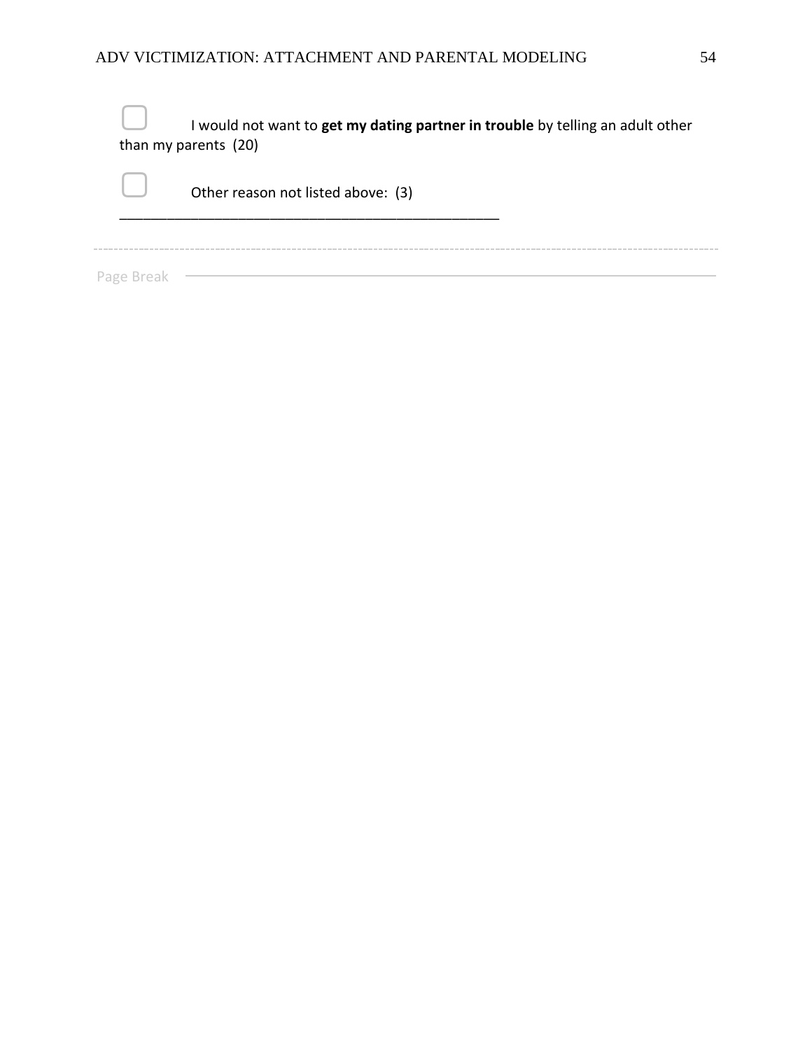- [ ] I would not want to **get my dating partner in trouble** by telling an adult other than my parents (20)

- [ ] Other reason not listed above: (3) ________________________________________________

---

Page Break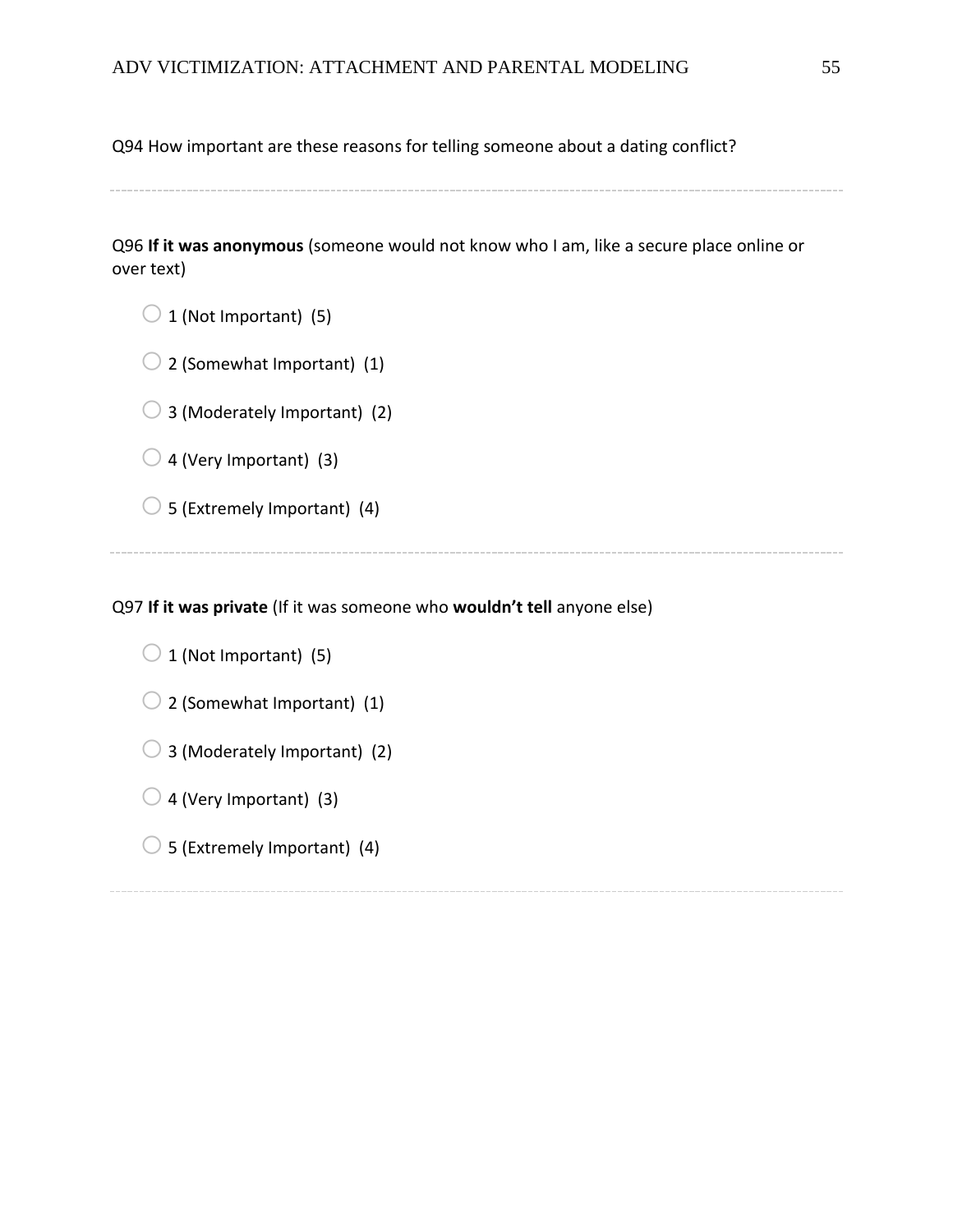Q94 How important are these reasons for telling someone about a dating conflict?

---

Q96 **If it was anonymous** (someone would not know who I am, like a secure place online or over text)

- 1 (Not Important) (5)
- 2 (Somewhat Important) (1)
- 3 (Moderately Important) (2)
- 4 (Very Important) (3)
- 5 (Extremely Important) (4)

---

Q97 **If it was private** (If it was someone who **wouldn't tell** anyone else)

- 1 (Not Important) (5)
- 2 (Somewhat Important) (1)
- 3 (Moderately Important) (2)
- 4 (Very Important) (3)
- 5 (Extremely Important) (4)

---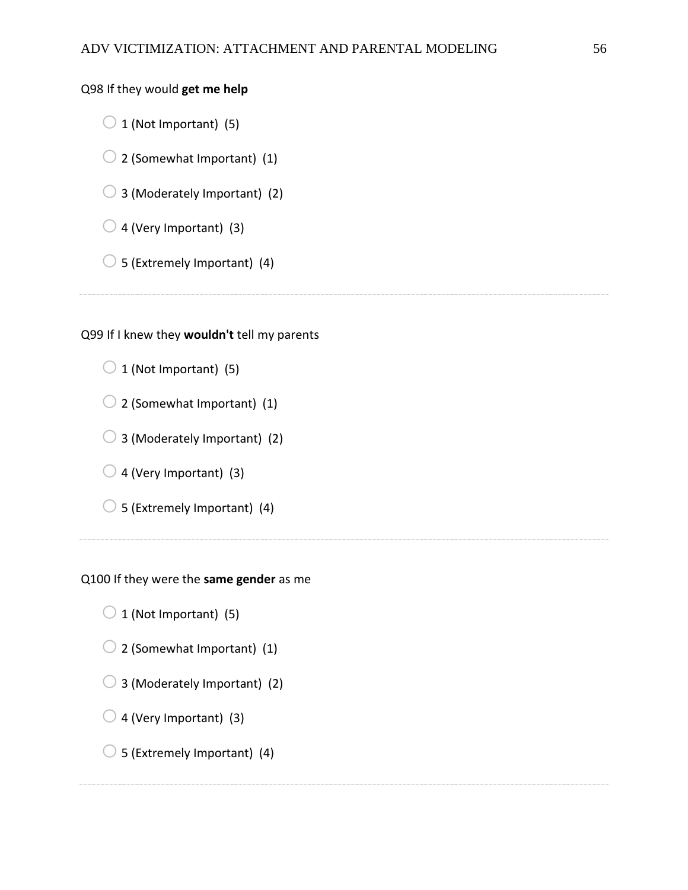Q98 If they would **get me help**

- 1 (Not Important) (5)
- 2 (Somewhat Important) (1)
- 3 (Moderately Important) (2)
- 4 (Very Important) (3)
- 5 (Extremely Important) (4)

---

Q99 If I knew they **wouldn't** tell my parents

- 1 (Not Important) (5)
- 2 (Somewhat Important) (1)
- 3 (Moderately Important) (2)
- 4 (Very Important) (3)
- 5 (Extremely Important) (4)

---

Q100 If they were the **same gender** as me

- 1 (Not Important) (5)
- 2 (Somewhat Important) (1)
- 3 (Moderately Important) (2)
- 4 (Very Important) (3)
- 5 (Extremely Important) (4)

---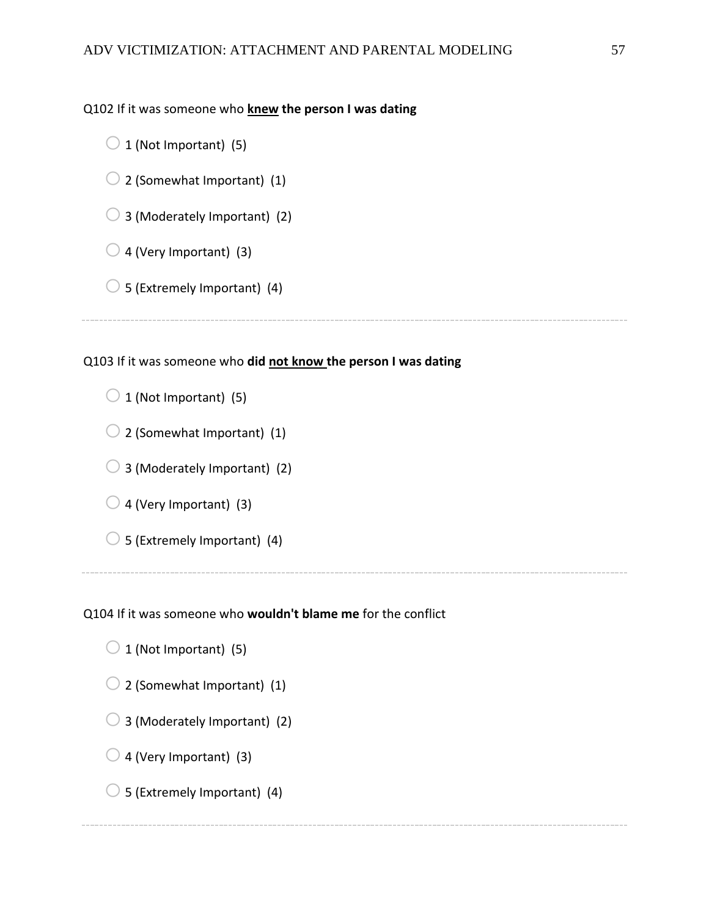Q102 If it was someone who **<u>knew</u> the person I was dating**

- 1 (Not Important) (5)
- 2 (Somewhat Important) (1)
- 3 (Moderately Important) (2)
- 4 (Very Important) (3)
- 5 (Extremely Important) (4)

---

Q103 If it was someone who **did <u>not know</u> the person I was dating**

- 1 (Not Important) (5)
- 2 (Somewhat Important) (1)
- 3 (Moderately Important) (2)
- 4 (Very Important) (3)
- 5 (Extremely Important) (4)

---

Q104 If it was someone who **wouldn't blame me** for the conflict

- 1 (Not Important) (5)
- 2 (Somewhat Important) (1)
- 3 (Moderately Important) (2)
- 4 (Very Important) (3)
- 5 (Extremely Important) (4)

---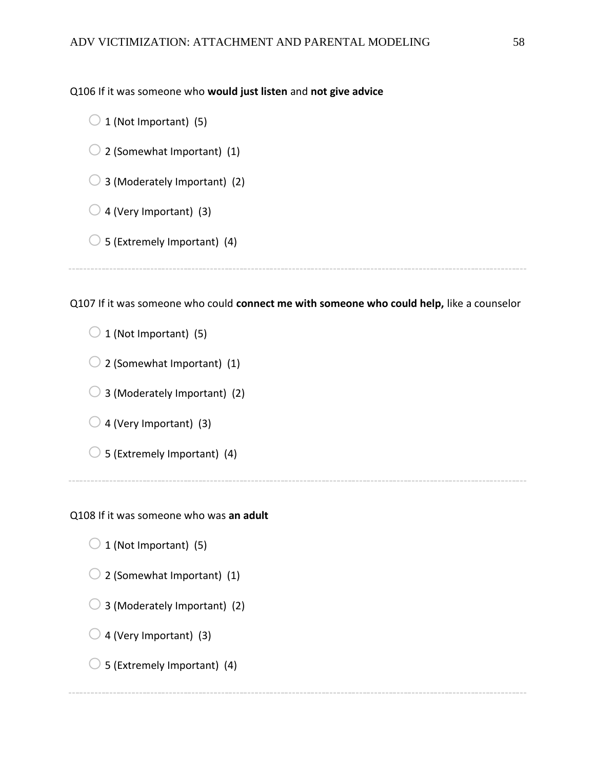Q106 If it was someone who **would just listen** and **not give advice**

- 1 (Not Important) (5)
- 2 (Somewhat Important) (1)
- 3 (Moderately Important) (2)
- 4 (Very Important) (3)
- 5 (Extremely Important) (4)

---

Q107 If it was someone who could **connect me with someone who could help,** like a counselor

- 1 (Not Important) (5)
- 2 (Somewhat Important) (1)
- 3 (Moderately Important) (2)
- 4 (Very Important) (3)
- 5 (Extremely Important) (4)

---

Q108 If it was someone who was **an adult**

- 1 (Not Important) (5)
- 2 (Somewhat Important) (1)
- 3 (Moderately Important) (2)
- 4 (Very Important) (3)
- 5 (Extremely Important) (4)

---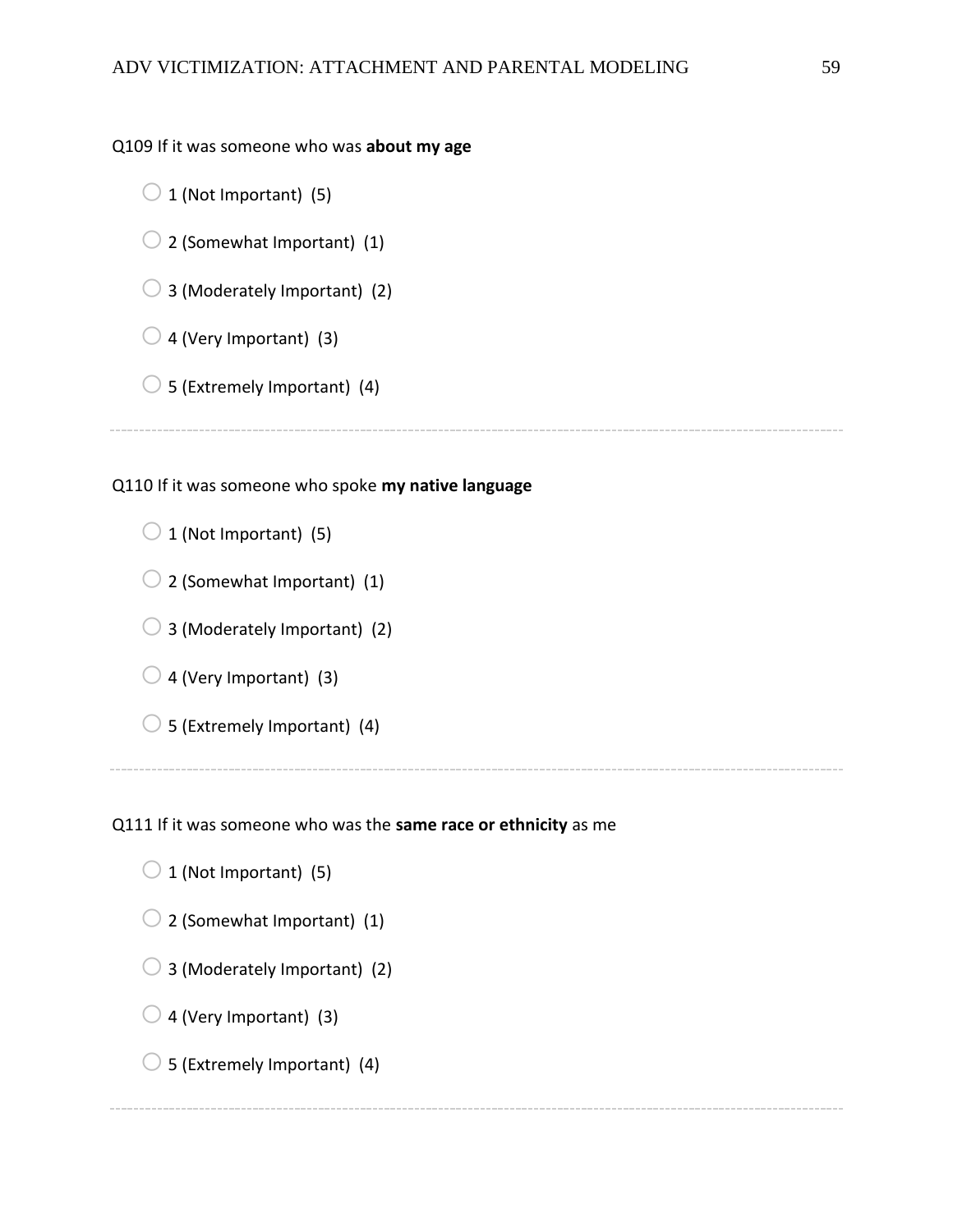Q109 If it was someone who was **about my age**

- 1 (Not Important) (5)
- 2 (Somewhat Important) (1)
- 3 (Moderately Important) (2)
- 4 (Very Important) (3)
- 5 (Extremely Important) (4)

---

Q110 If it was someone who spoke **my native language**

- 1 (Not Important) (5)
- 2 (Somewhat Important) (1)
- 3 (Moderately Important) (2)
- 4 (Very Important) (3)
- 5 (Extremely Important) (4)

---

Q111 If it was someone who was the **same race or ethnicity** as me

- 1 (Not Important) (5)
- 2 (Somewhat Important) (1)
- 3 (Moderately Important) (2)
- 4 (Very Important) (3)
- 5 (Extremely Important) (4)

---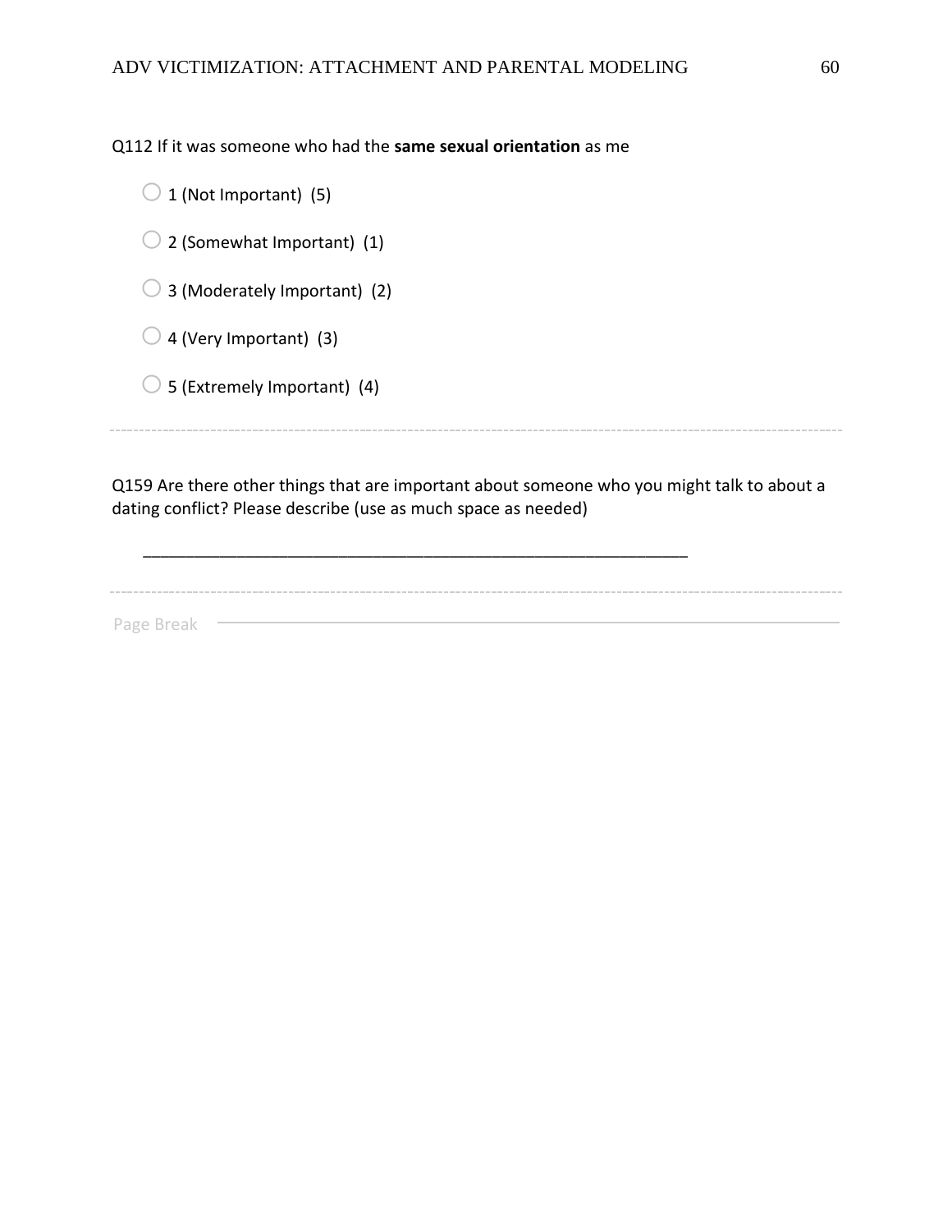Q112 If it was someone who had the **same sexual orientation** as me

- 1 (Not Important) (5)
- 2 (Somewhat Important) (1)
- 3 (Moderately Important) (2)
- 4 (Very Important) (3)
- 5 (Extremely Important) (4)

---

Q159 Are there other things that are important about someone who you might talk to about a dating conflict? Please describe (use as much space as needed)

________________________________________________________________

---

Page Break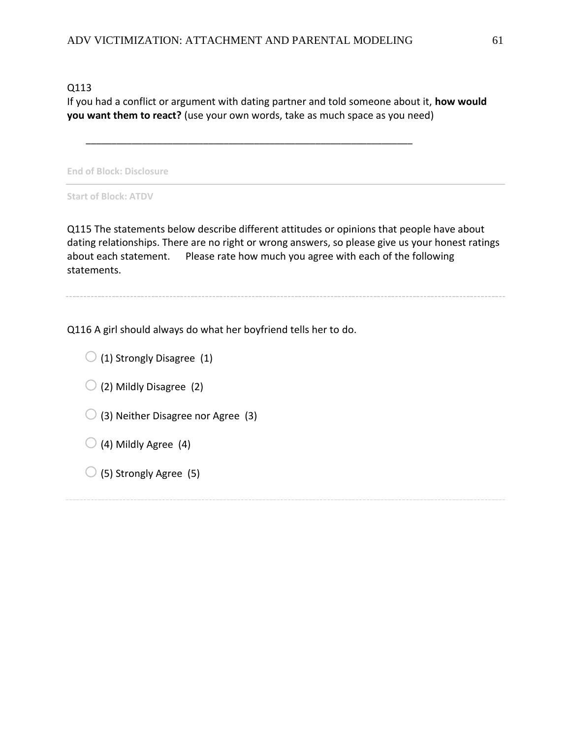Q113

If you had a conflict or argument with dating partner and told someone about it, **how would you want them to react?** (use your own words, take as much space as you need)

________________________________________________________________

End of Block: Disclosure

---

Start of Block: ATDV

Q115 The statements below describe different attitudes or opinions that people have about dating relationships. There are no right or wrong answers, so please give us your honest ratings about each statement.      Please rate how much you agree with each of the following statements.

---

Q116 A girl should always do what her boyfriend tells her to do.

- (1) Strongly Disagree  (1)
- (2) Mildly Disagree  (2)
- (3) Neither Disagree nor Agree  (3)
- (4) Mildly Agree  (4)
- (5) Strongly Agree  (5)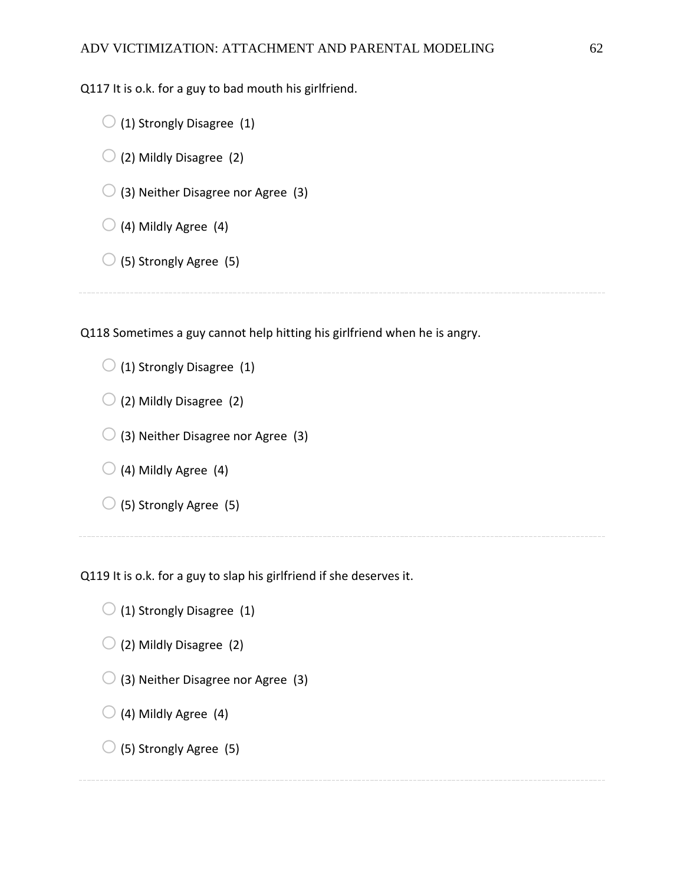Q117 It is o.k. for a guy to bad mouth his girlfriend.

- (1) Strongly Disagree (1)
- (2) Mildly Disagree (2)
- (3) Neither Disagree nor Agree (3)
- (4) Mildly Agree (4)
- (5) Strongly Agree (5)

---

Q118 Sometimes a guy cannot help hitting his girlfriend when he is angry.

- (1) Strongly Disagree (1)
- (2) Mildly Disagree (2)
- (3) Neither Disagree nor Agree (3)
- (4) Mildly Agree (4)
- (5) Strongly Agree (5)

---

Q119 It is o.k. for a guy to slap his girlfriend if she deserves it.

- (1) Strongly Disagree (1)
- (2) Mildly Disagree (2)
- (3) Neither Disagree nor Agree (3)
- (4) Mildly Agree (4)
- (5) Strongly Agree (5)

---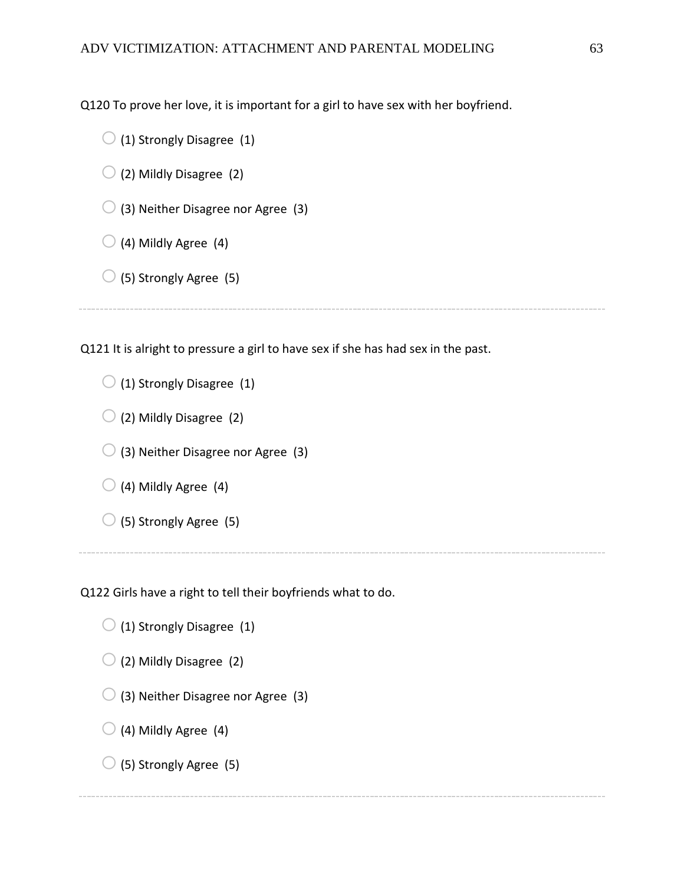Q120 To prove her love, it is important for a girl to have sex with her boyfriend.

- (1) Strongly Disagree (1)
- (2) Mildly Disagree (2)
- (3) Neither Disagree nor Agree (3)
- (4) Mildly Agree (4)
- (5) Strongly Agree (5)

---

Q121 It is alright to pressure a girl to have sex if she has had sex in the past.

- (1) Strongly Disagree (1)
- (2) Mildly Disagree (2)
- (3) Neither Disagree nor Agree (3)
- (4) Mildly Agree (4)
- (5) Strongly Agree (5)

---

Q122 Girls have a right to tell their boyfriends what to do.

- (1) Strongly Disagree (1)
- (2) Mildly Disagree (2)
- (3) Neither Disagree nor Agree (3)
- (4) Mildly Agree (4)
- (5) Strongly Agree (5)

---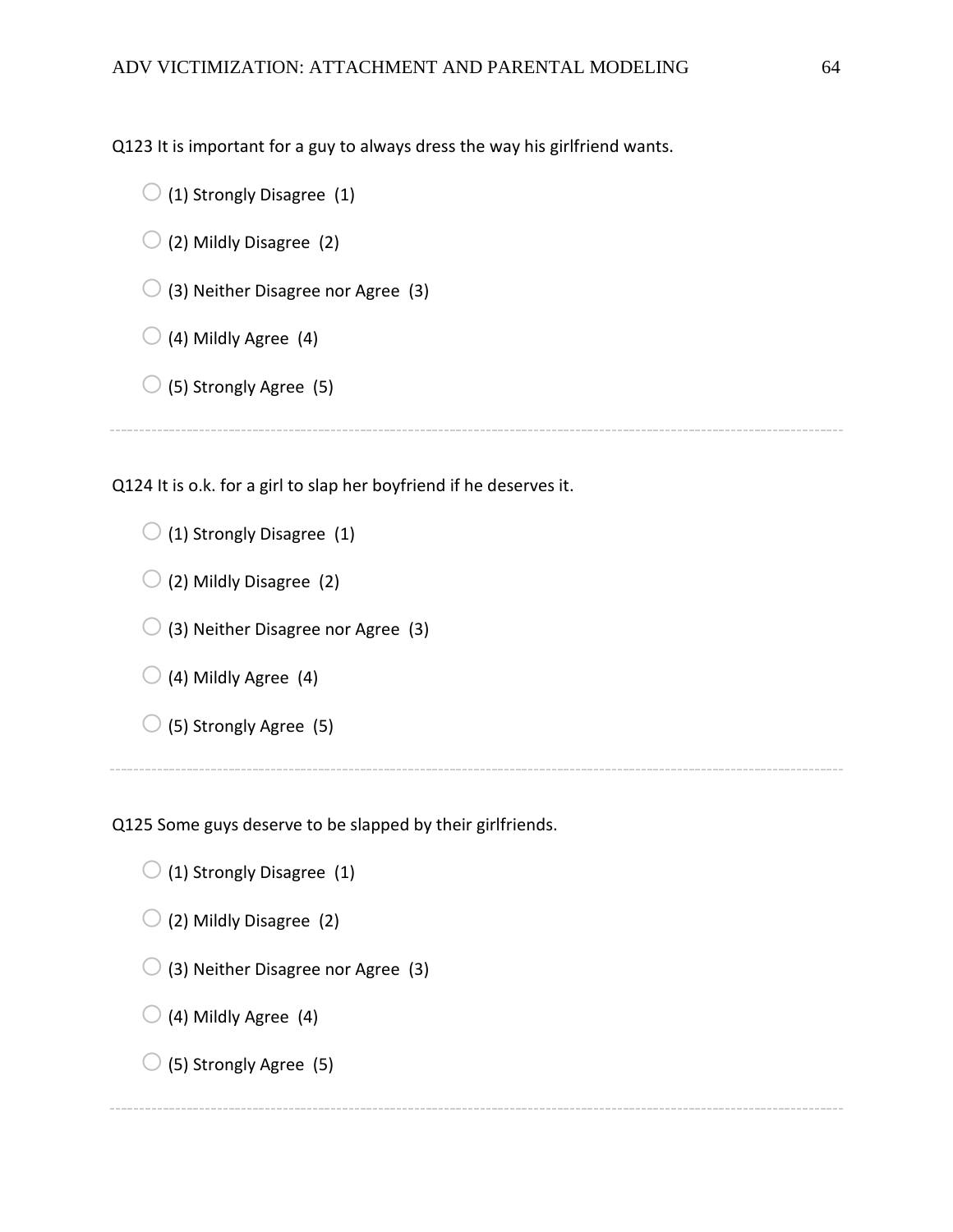Q123 It is important for a guy to always dress the way his girlfriend wants.

- (1) Strongly Disagree (1)
- (2) Mildly Disagree (2)
- (3) Neither Disagree nor Agree (3)
- (4) Mildly Agree (4)
- (5) Strongly Agree (5)

---

Q124 It is o.k. for a girl to slap her boyfriend if he deserves it.

- (1) Strongly Disagree (1)
- (2) Mildly Disagree (2)
- (3) Neither Disagree nor Agree (3)
- (4) Mildly Agree (4)
- (5) Strongly Agree (5)

---

Q125 Some guys deserve to be slapped by their girlfriends.

- (1) Strongly Disagree (1)
- (2) Mildly Disagree (2)
- (3) Neither Disagree nor Agree (3)
- (4) Mildly Agree (4)
- (5) Strongly Agree (5)

---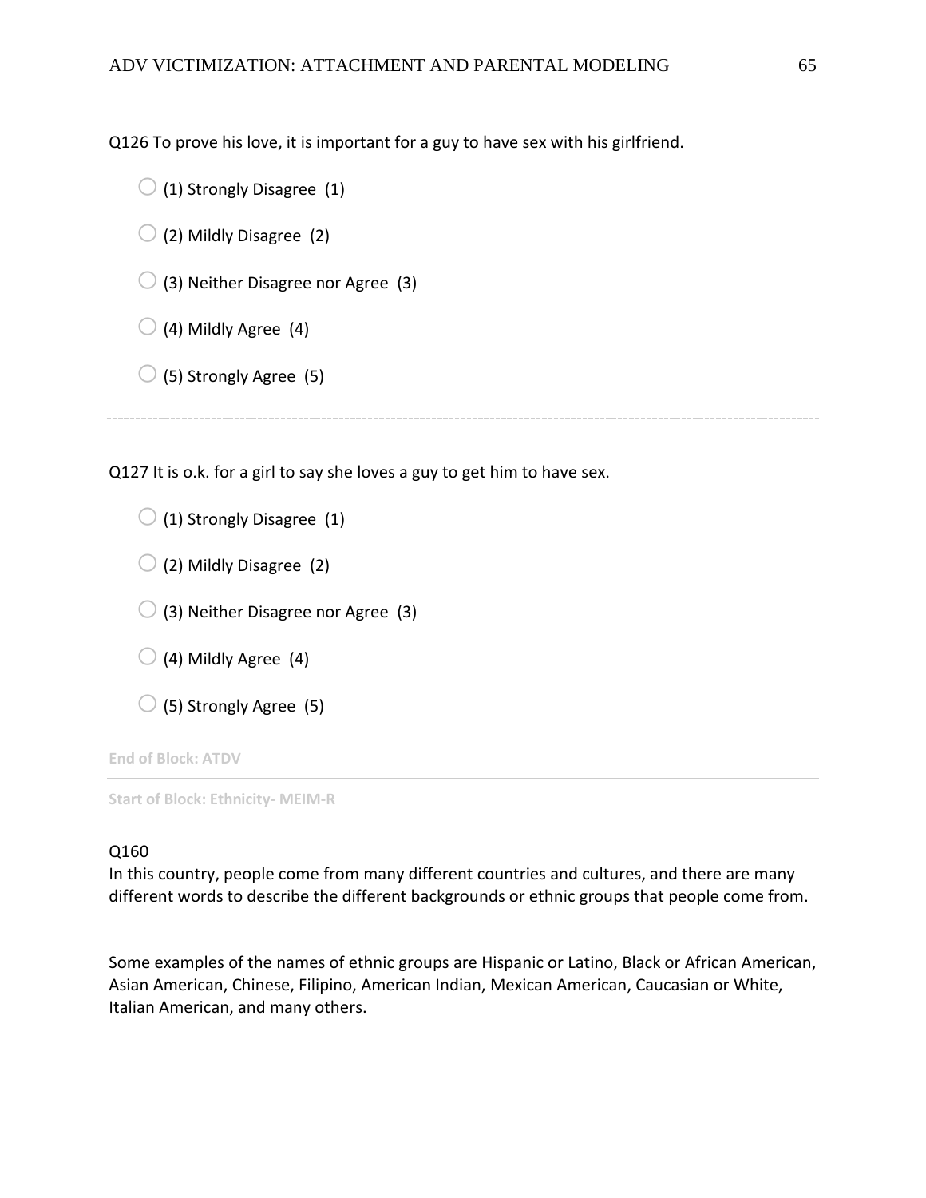Q126 To prove his love, it is important for a guy to have sex with his girlfriend.

- ◯ (1) Strongly Disagree (1)
- ◯ (2) Mildly Disagree (2)
- ◯ (3) Neither Disagree nor Agree (3)
- ◯ (4) Mildly Agree (4)
- ◯ (5) Strongly Agree (5)

---

Q127 It is o.k. for a girl to say she loves a guy to get him to have sex.

- ◯ (1) Strongly Disagree (1)
- ◯ (2) Mildly Disagree (2)
- ◯ (3) Neither Disagree nor Agree (3)
- ◯ (4) Mildly Agree (4)
- ◯ (5) Strongly Agree (5)

**End of Block: ATDV**

---

**Start of Block: Ethnicity- MEIM-R**

Q160
In this country, people come from many different countries and cultures, and there are many different words to describe the different backgrounds or ethnic groups that people come from.

Some examples of the names of ethnic groups are Hispanic or Latino, Black or African American, Asian American, Chinese, Filipino, American Indian, Mexican American, Caucasian or White, Italian American, and many others.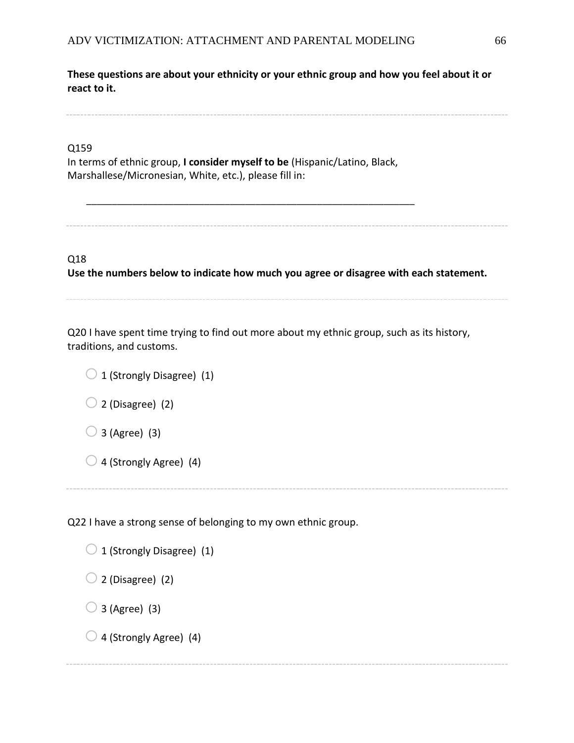**These questions are about your ethnicity or your ethnic group and how you feel about it or react to it.**

---

Q159
In terms of ethnic group, **I consider myself to be** (Hispanic/Latino, Black, Marshallese/Micronesian, White, etc.), please fill in:

________________________________________________________________

---

Q18
**Use the numbers below to indicate how much you agree or disagree with each statement.**

---

Q20 I have spent time trying to find out more about my ethnic group, such as its history, traditions, and customs.

- ○ 1 (Strongly Disagree) (1)
- ○ 2 (Disagree) (2)
- ○ 3 (Agree) (3)
- ○ 4 (Strongly Agree) (4)

---

Q22 I have a strong sense of belonging to my own ethnic group.

- ○ 1 (Strongly Disagree) (1)
- ○ 2 (Disagree) (2)
- ○ 3 (Agree) (3)
- ○ 4 (Strongly Agree) (4)

---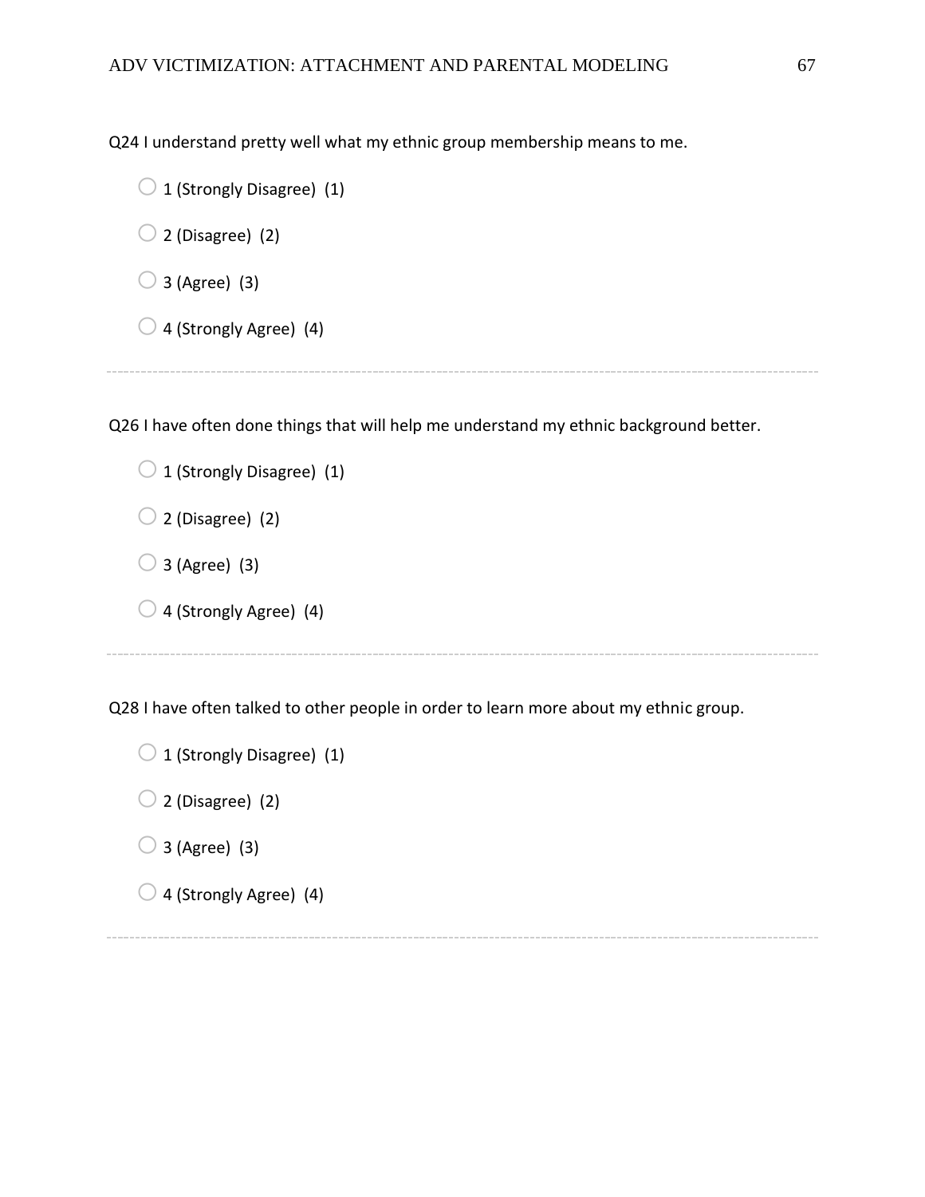Q24 I understand pretty well what my ethnic group membership means to me.

- 1 (Strongly Disagree) (1)
- 2 (Disagree) (2)
- 3 (Agree) (3)
- 4 (Strongly Agree) (4)

---

Q26 I have often done things that will help me understand my ethnic background better.

- 1 (Strongly Disagree) (1)
- 2 (Disagree) (2)
- 3 (Agree) (3)
- 4 (Strongly Agree) (4)

---

Q28 I have often talked to other people in order to learn more about my ethnic group.

- 1 (Strongly Disagree) (1)
- 2 (Disagree) (2)
- 3 (Agree) (3)
- 4 (Strongly Agree) (4)

---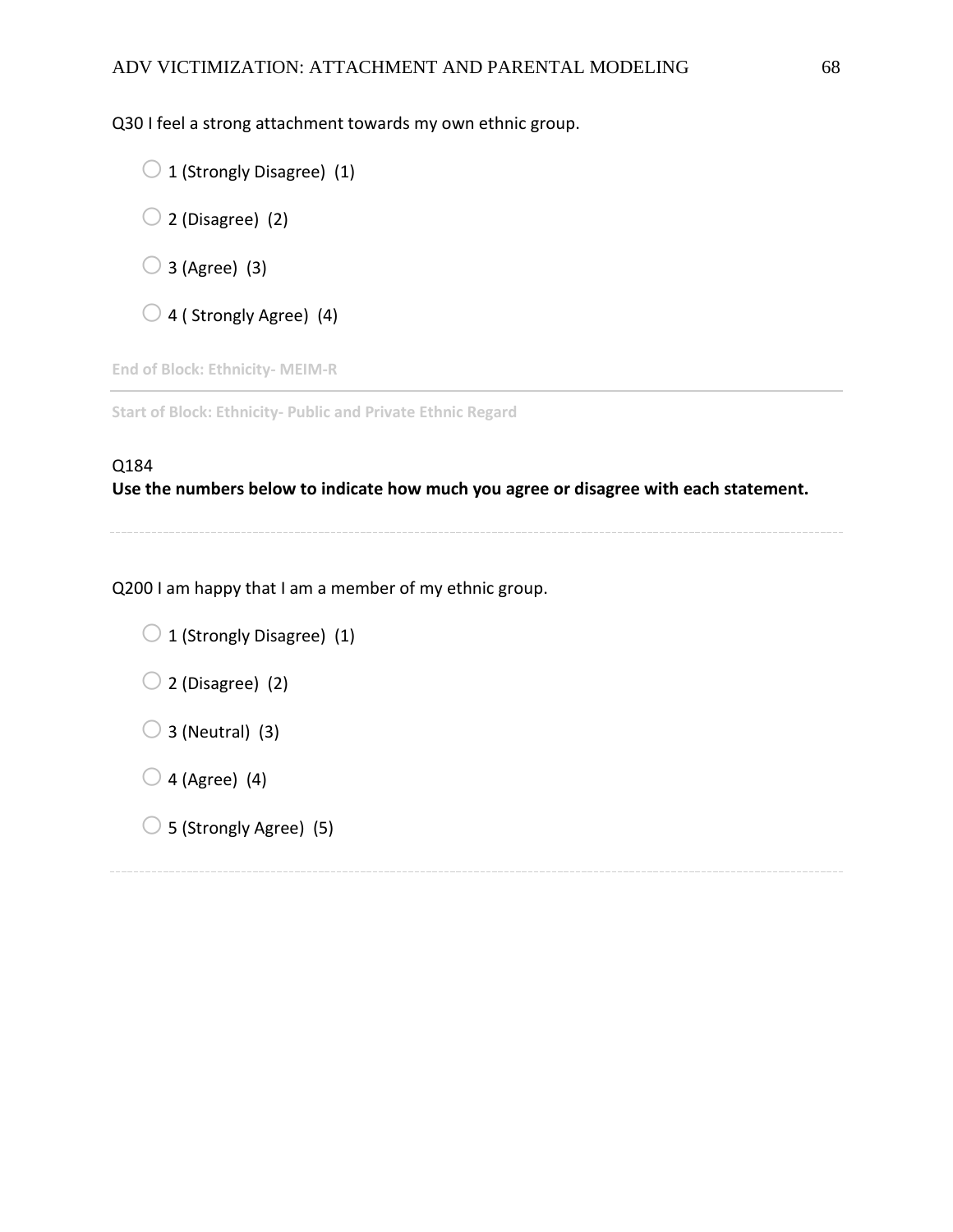Q30 I feel a strong attachment towards my own ethnic group.

- 1 (Strongly Disagree) (1)
- 2 (Disagree) (2)
- 3 (Agree) (3)
- 4 ( Strongly Agree) (4)

End of Block: Ethnicity- MEIM-R

---

Start of Block: Ethnicity- Public and Private Ethnic Regard

Q184
**Use the numbers below to indicate how much you agree or disagree with each statement.**

---

Q200 I am happy that I am a member of my ethnic group.

- 1 (Strongly Disagree) (1)
- 2 (Disagree) (2)
- 3 (Neutral) (3)
- 4 (Agree) (4)
- 5 (Strongly Agree) (5)

---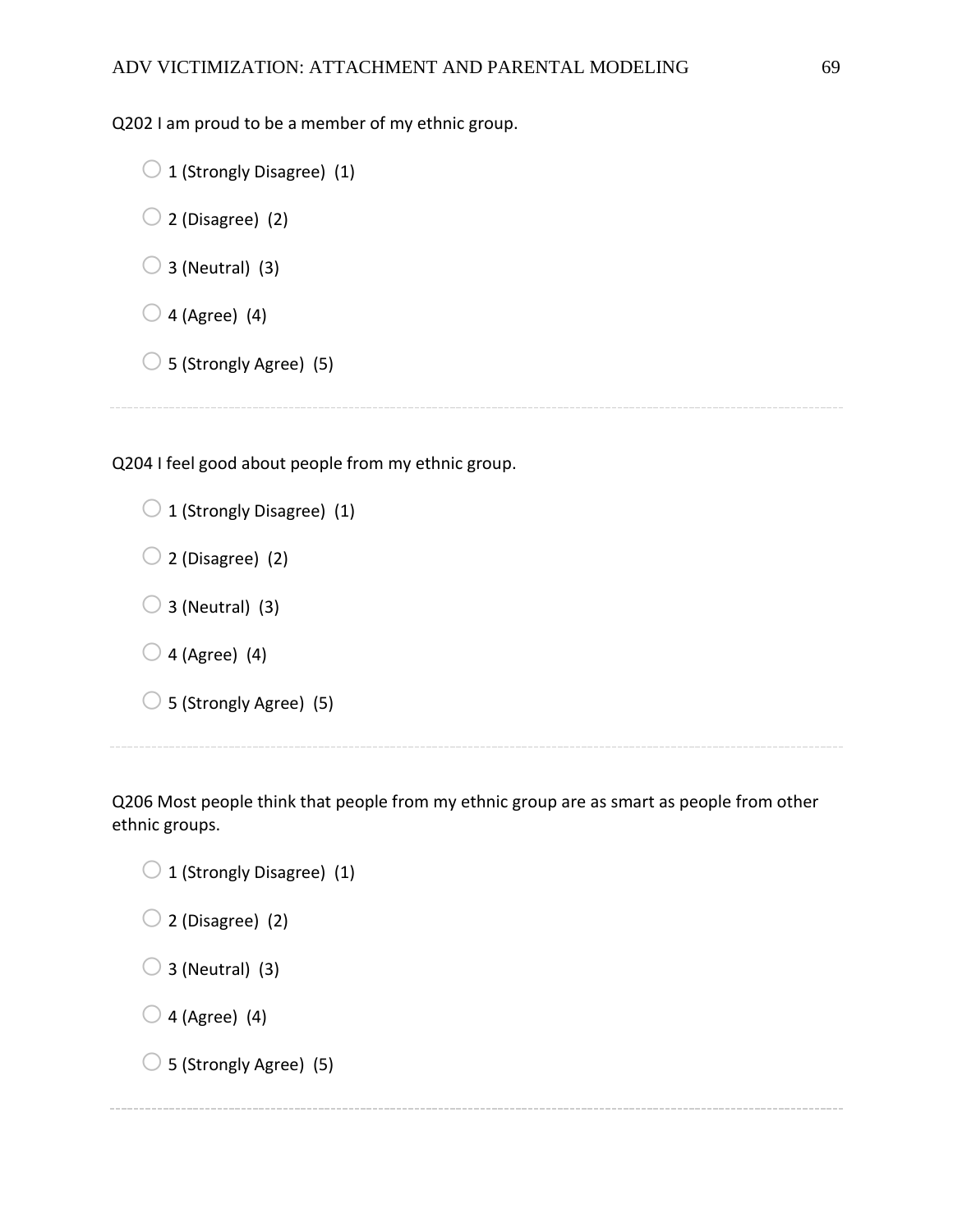Q202 I am proud to be a member of my ethnic group.

- 1 (Strongly Disagree) (1)
- 2 (Disagree) (2)
- 3 (Neutral) (3)
- 4 (Agree) (4)
- 5 (Strongly Agree) (5)

---

Q204 I feel good about people from my ethnic group.

- 1 (Strongly Disagree) (1)
- 2 (Disagree) (2)
- 3 (Neutral) (3)
- 4 (Agree) (4)
- 5 (Strongly Agree) (5)

---

Q206 Most people think that people from my ethnic group are as smart as people from other ethnic groups.

- 1 (Strongly Disagree) (1)
- 2 (Disagree) (2)
- 3 (Neutral) (3)
- 4 (Agree) (4)
- 5 (Strongly Agree) (5)

---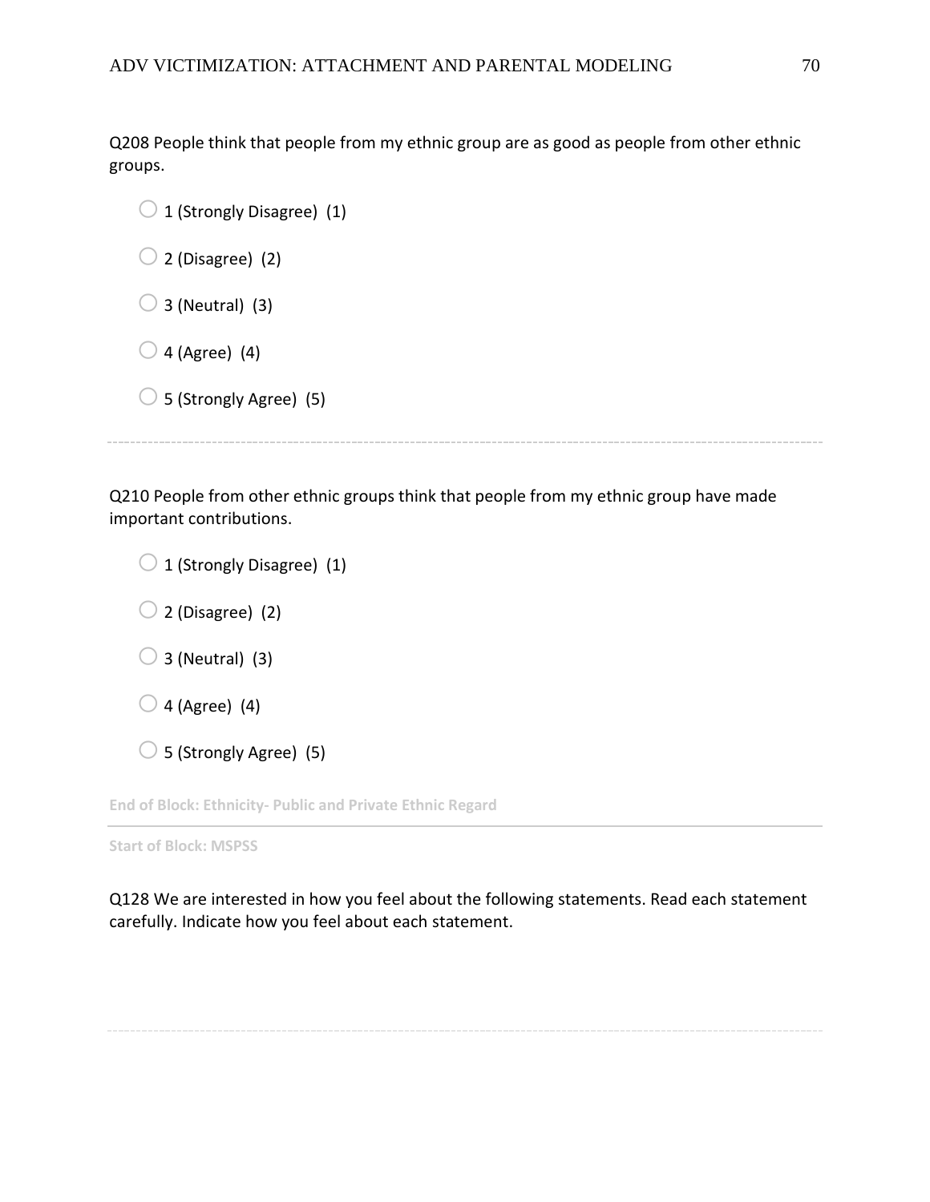Q208 People think that people from my ethnic group are as good as people from other ethnic groups.

- 1 (Strongly Disagree) (1)
- 2 (Disagree) (2)
- 3 (Neutral) (3)
- 4 (Agree) (4)
- 5 (Strongly Agree) (5)

---

Q210 People from other ethnic groups think that people from my ethnic group have made important contributions.

- 1 (Strongly Disagree) (1)
- 2 (Disagree) (2)
- 3 (Neutral) (3)
- 4 (Agree) (4)
- 5 (Strongly Agree) (5)

**End of Block: Ethnicity- Public and Private Ethnic Regard**

---

**Start of Block: MSPSS**

Q128 We are interested in how you feel about the following statements. Read each statement carefully. Indicate how you feel about each statement.

---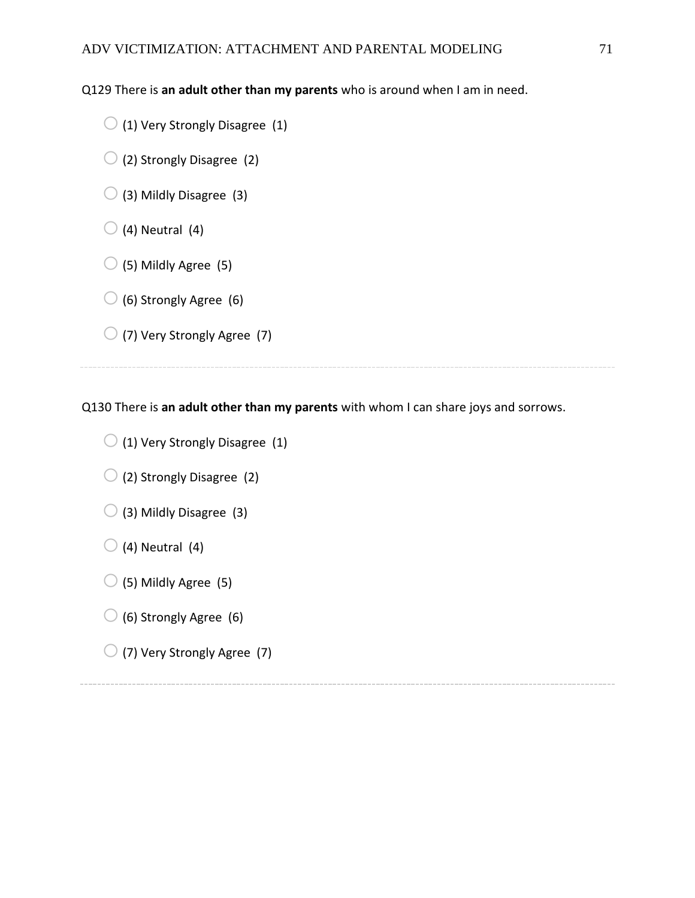Q129 There is **an adult other than my parents** who is around when I am in need.

- (1) Very Strongly Disagree (1)
- (2) Strongly Disagree (2)
- (3) Mildly Disagree (3)
- (4) Neutral (4)
- (5) Mildly Agree (5)
- (6) Strongly Agree (6)
- (7) Very Strongly Agree (7)

---

Q130 There is **an adult other than my parents** with whom I can share joys and sorrows.

- (1) Very Strongly Disagree (1)
- (2) Strongly Disagree (2)
- (3) Mildly Disagree (3)
- (4) Neutral (4)
- (5) Mildly Agree (5)
- (6) Strongly Agree (6)
- (7) Very Strongly Agree (7)

---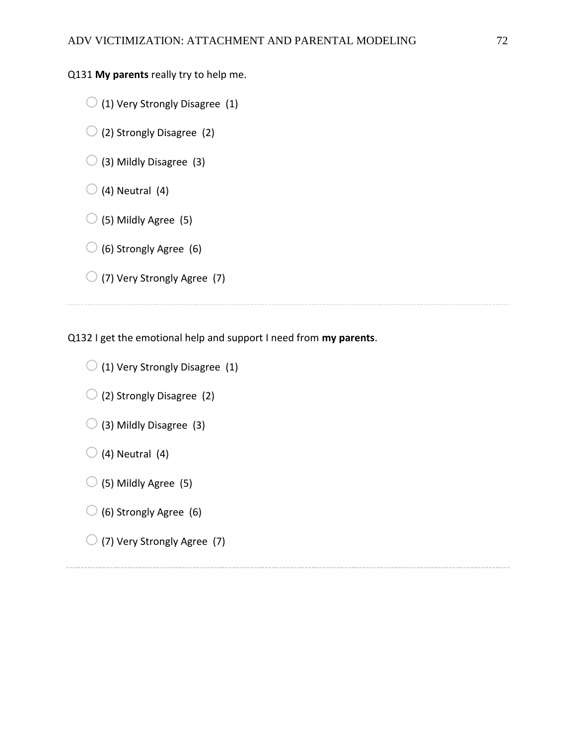Q131 **My parents** really try to help me.

- (1) Very Strongly Disagree (1)
- (2) Strongly Disagree (2)
- (3) Mildly Disagree (3)
- (4) Neutral (4)
- (5) Mildly Agree (5)
- (6) Strongly Agree (6)
- (7) Very Strongly Agree (7)

---

Q132 I get the emotional help and support I need from **my parents**.

- (1) Very Strongly Disagree (1)
- (2) Strongly Disagree (2)
- (3) Mildly Disagree (3)
- (4) Neutral (4)
- (5) Mildly Agree (5)
- (6) Strongly Agree (6)
- (7) Very Strongly Agree (7)

---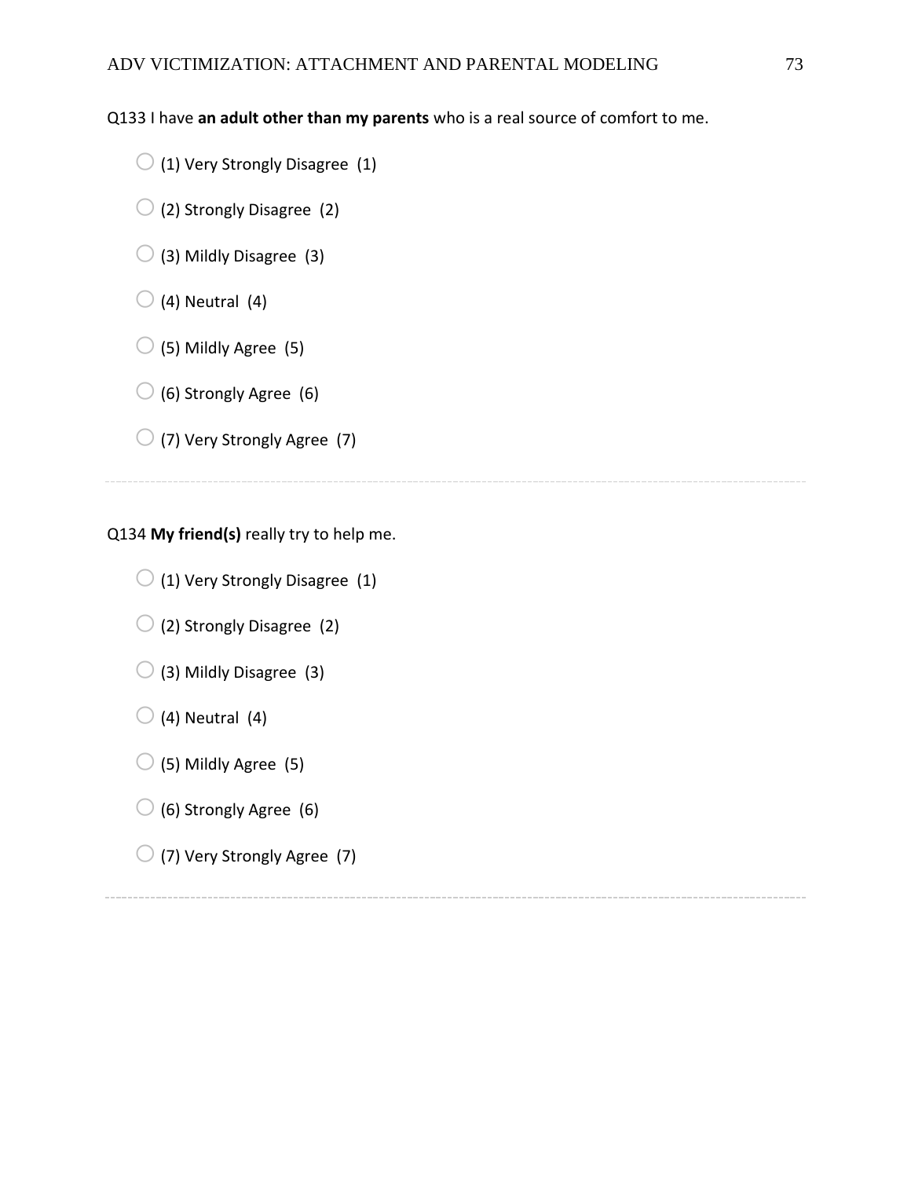Q133 I have **an adult other than my parents** who is a real source of comfort to me.

- (1) Very Strongly Disagree (1)
- (2) Strongly Disagree (2)
- (3) Mildly Disagree (3)
- (4) Neutral (4)
- (5) Mildly Agree (5)
- (6) Strongly Agree (6)
- (7) Very Strongly Agree (7)

---

Q134 **My friend(s)** really try to help me.

- (1) Very Strongly Disagree (1)
- (2) Strongly Disagree (2)
- (3) Mildly Disagree (3)
- (4) Neutral (4)
- (5) Mildly Agree (5)
- (6) Strongly Agree (6)
- (7) Very Strongly Agree (7)

---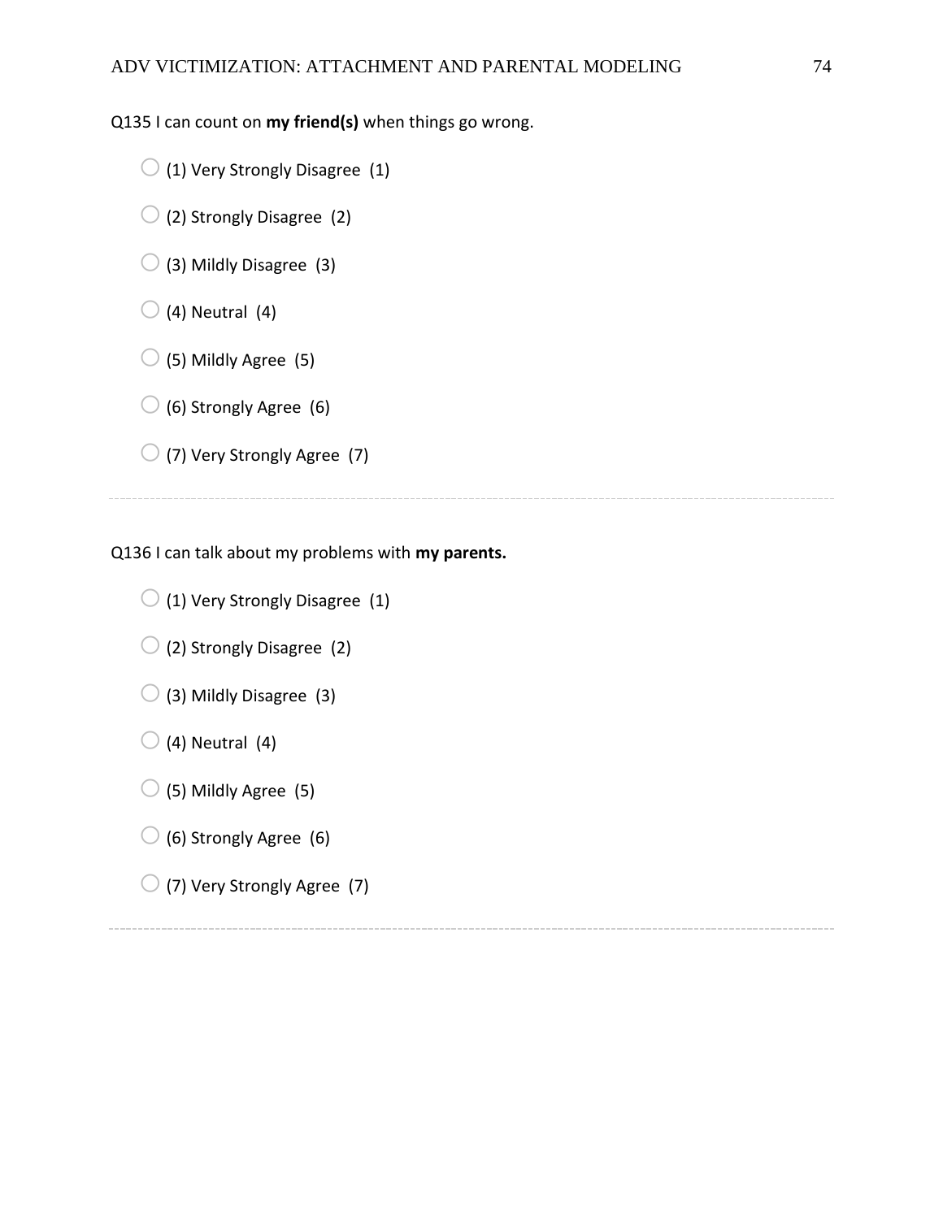Q135 I can count on **my friend(s)** when things go wrong.

- (1) Very Strongly Disagree (1)
- (2) Strongly Disagree (2)
- (3) Mildly Disagree (3)
- (4) Neutral (4)
- (5) Mildly Agree (5)
- (6) Strongly Agree (6)
- (7) Very Strongly Agree (7)

---

Q136 I can talk about my problems with **my parents.**

- (1) Very Strongly Disagree (1)
- (2) Strongly Disagree (2)
- (3) Mildly Disagree (3)
- (4) Neutral (4)
- (5) Mildly Agree (5)
- (6) Strongly Agree (6)
- (7) Very Strongly Agree (7)

---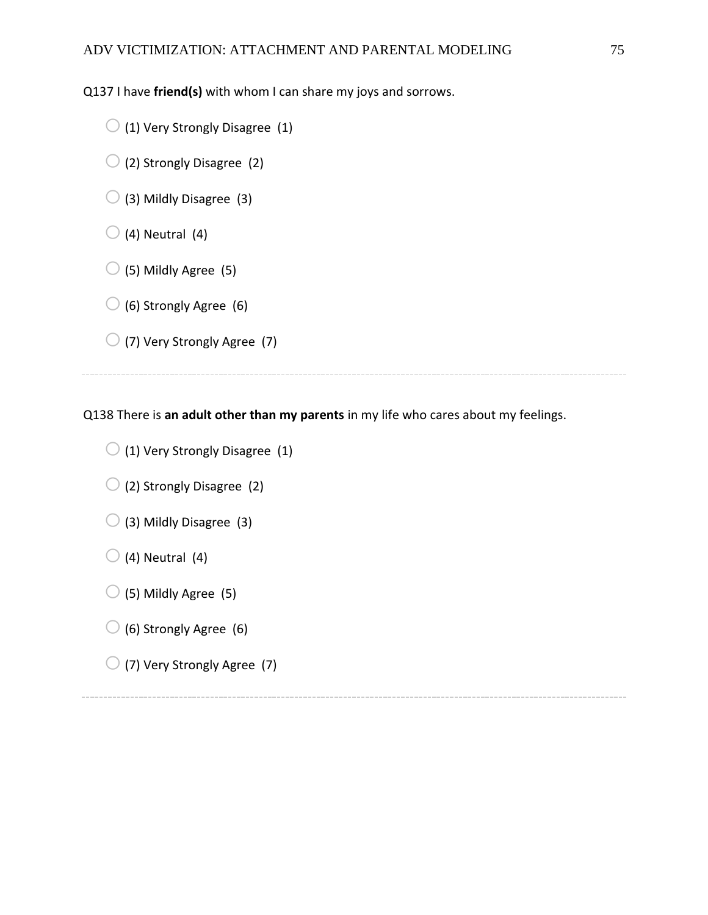Q137 I have **friend(s)** with whom I can share my joys and sorrows.

- (1) Very Strongly Disagree (1)
- (2) Strongly Disagree (2)
- (3) Mildly Disagree (3)
- (4) Neutral (4)
- (5) Mildly Agree (5)
- (6) Strongly Agree (6)
- (7) Very Strongly Agree (7)

---

Q138 There is **an adult other than my parents** in my life who cares about my feelings.

- (1) Very Strongly Disagree (1)
- (2) Strongly Disagree (2)
- (3) Mildly Disagree (3)
- (4) Neutral (4)
- (5) Mildly Agree (5)
- (6) Strongly Agree (6)
- (7) Very Strongly Agree (7)

---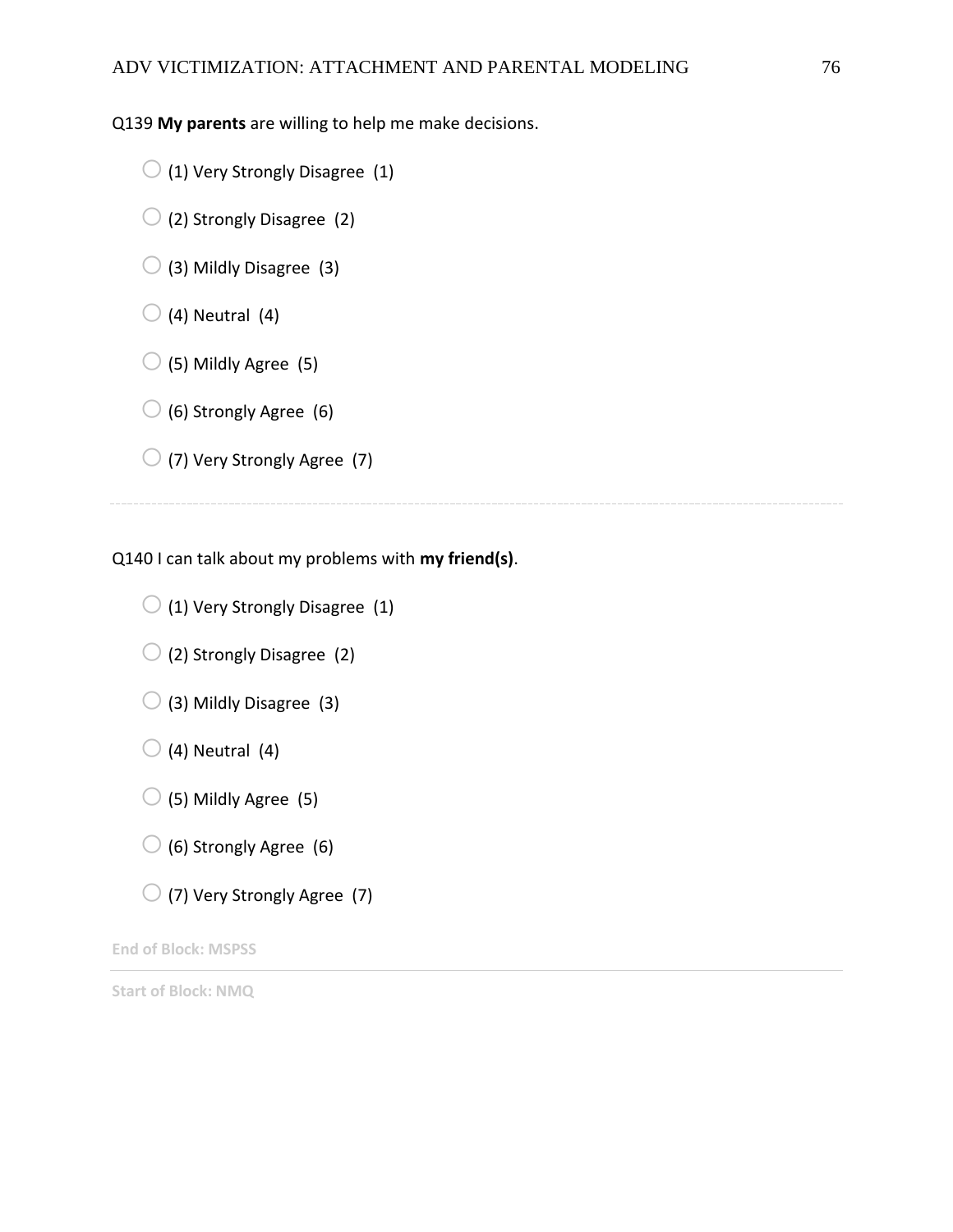Q139 **My parents** are willing to help me make decisions.

- ○ (1) Very Strongly Disagree (1)
- ○ (2) Strongly Disagree (2)
- ○ (3) Mildly Disagree (3)
- ○ (4) Neutral (4)
- ○ (5) Mildly Agree (5)
- ○ (6) Strongly Agree (6)
- ○ (7) Very Strongly Agree (7)

---

Q140 I can talk about my problems with **my friend(s)**.

- ○ (1) Very Strongly Disagree (1)
- ○ (2) Strongly Disagree (2)
- ○ (3) Mildly Disagree (3)
- ○ (4) Neutral (4)
- ○ (5) Mildly Agree (5)
- ○ (6) Strongly Agree (6)
- ○ (7) Very Strongly Agree (7)

**End of Block: MSPSS**

---

**Start of Block: NMQ**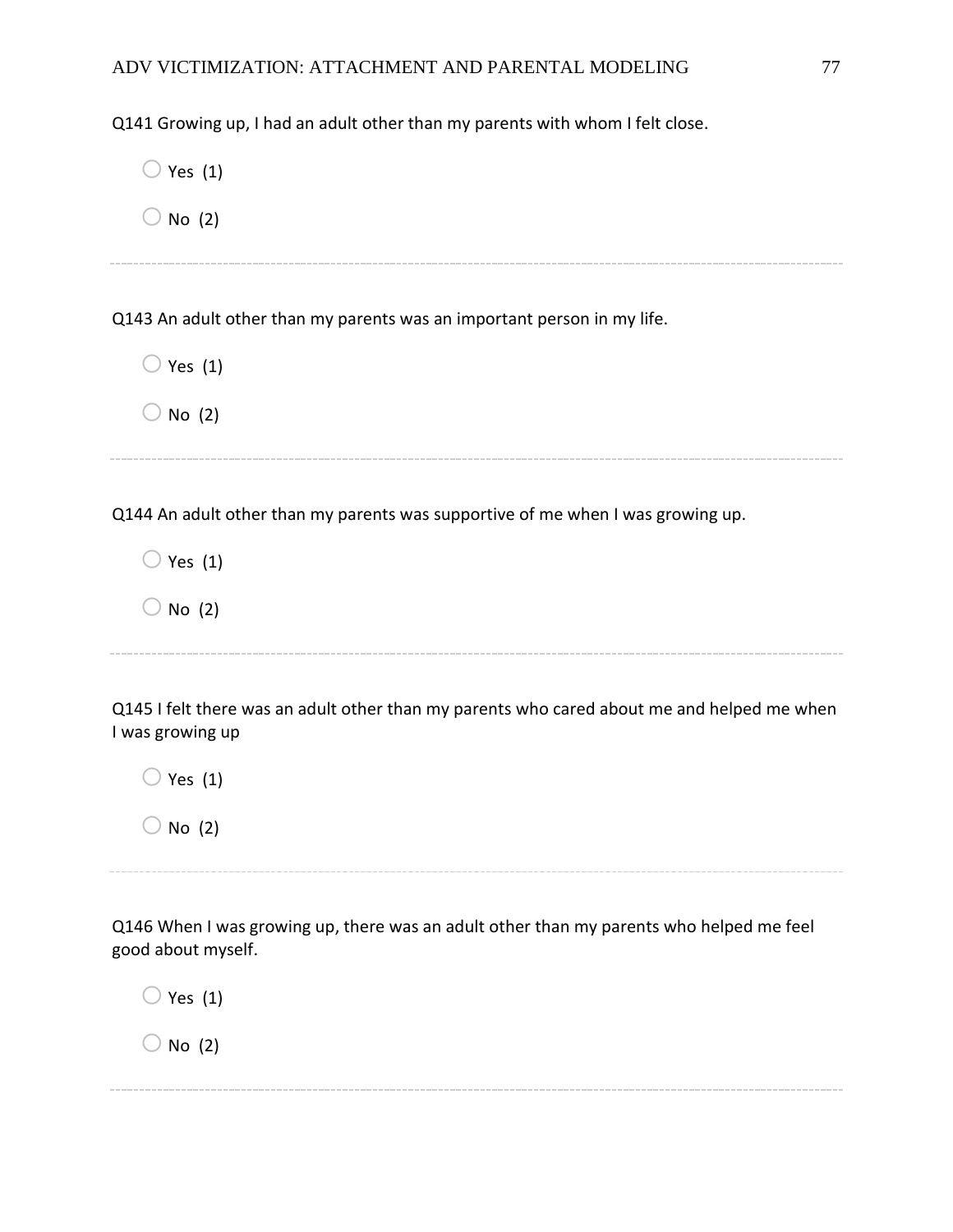Q141 Growing up, I had an adult other than my parents with whom I felt close.

- Yes (1)
- No (2)

---

Q143 An adult other than my parents was an important person in my life.

- Yes (1)
- No (2)

---

Q144 An adult other than my parents was supportive of me when I was growing up.

- Yes (1)
- No (2)

---

Q145 I felt there was an adult other than my parents who cared about me and helped me when I was growing up

- Yes (1)
- No (2)

---

Q146 When I was growing up, there was an adult other than my parents who helped me feel good about myself.

- Yes (1)
- No (2)

---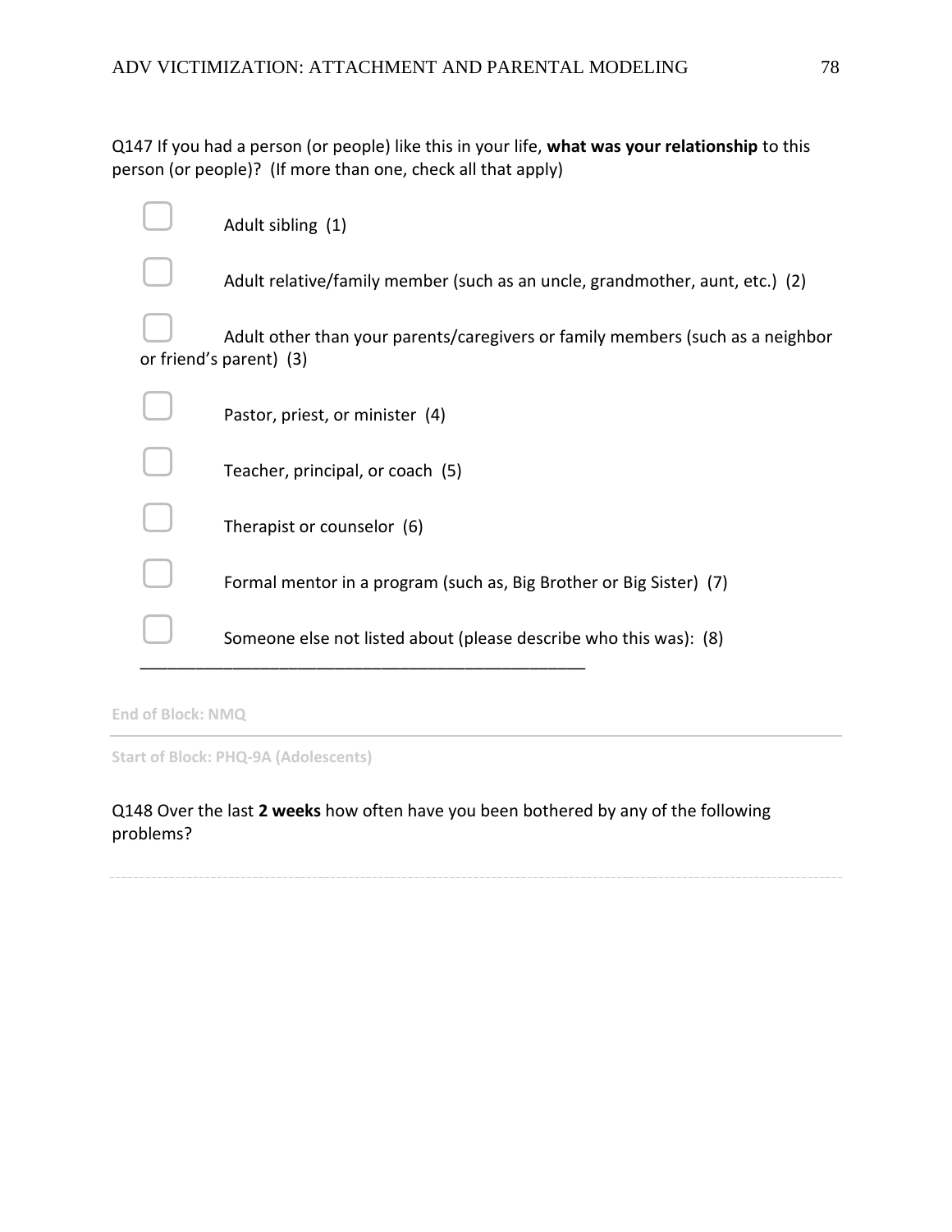Q147 If you had a person (or people) like this in your life, **what was your relationship** to this person (or people)? (If more than one, check all that apply)

- ▢ Adult sibling (1)
- ▢ Adult relative/family member (such as an uncle, grandmother, aunt, etc.) (2)
- ▢ Adult other than your parents/caregivers or family members (such as a neighbor or friend's parent) (3)
- ▢ Pastor, priest, or minister (4)
- ▢ Teacher, principal, or coach (5)
- ▢ Therapist or counselor (6)
- ▢ Formal mentor in a program (such as, Big Brother or Big Sister) (7)
- ▢ Someone else not listed about (please describe who this was): (8) ________________________________________________

End of Block: NMQ

---

Start of Block: PHQ-9A (Adolescents)

Q148 Over the last **2 weeks** how often have you been bothered by any of the following problems?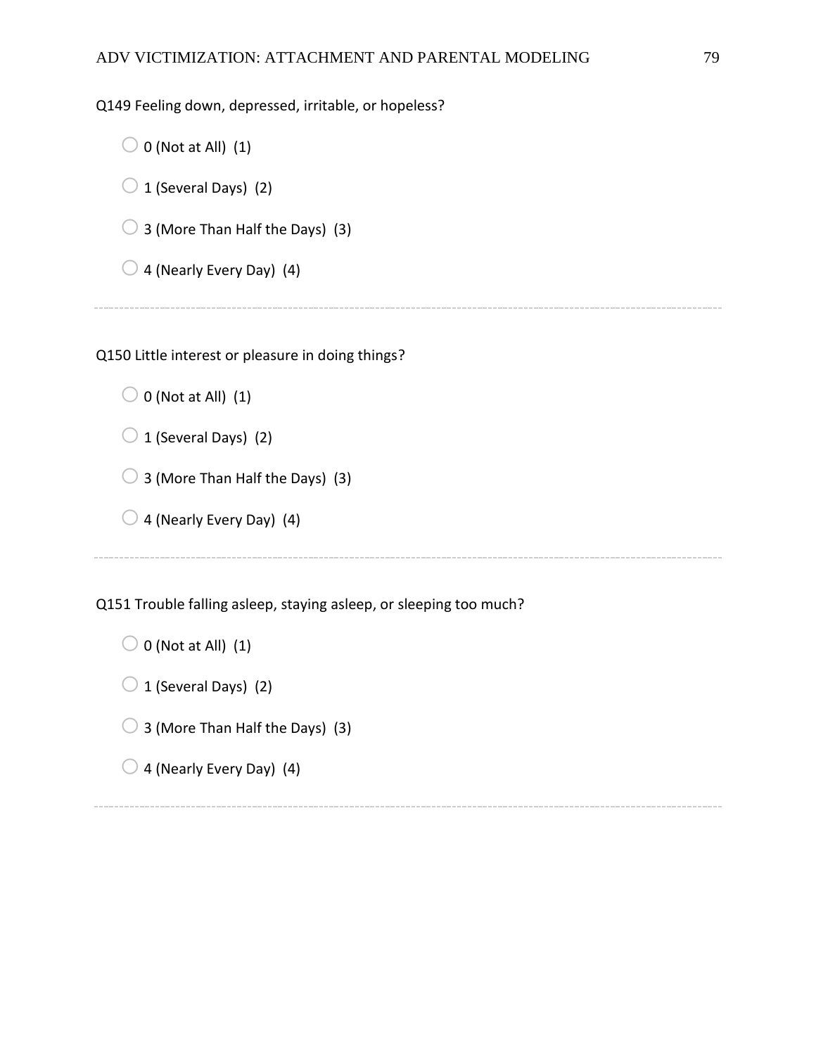Q149 Feeling down, depressed, irritable, or hopeless?

- 0 (Not at All) (1)
- 1 (Several Days) (2)
- 3 (More Than Half the Days) (3)
- 4 (Nearly Every Day) (4)

---

Q150 Little interest or pleasure in doing things?

- 0 (Not at All) (1)
- 1 (Several Days) (2)
- 3 (More Than Half the Days) (3)
- 4 (Nearly Every Day) (4)

---

Q151 Trouble falling asleep, staying asleep, or sleeping too much?

- 0 (Not at All) (1)
- 1 (Several Days) (2)
- 3 (More Than Half the Days) (3)
- 4 (Nearly Every Day) (4)

---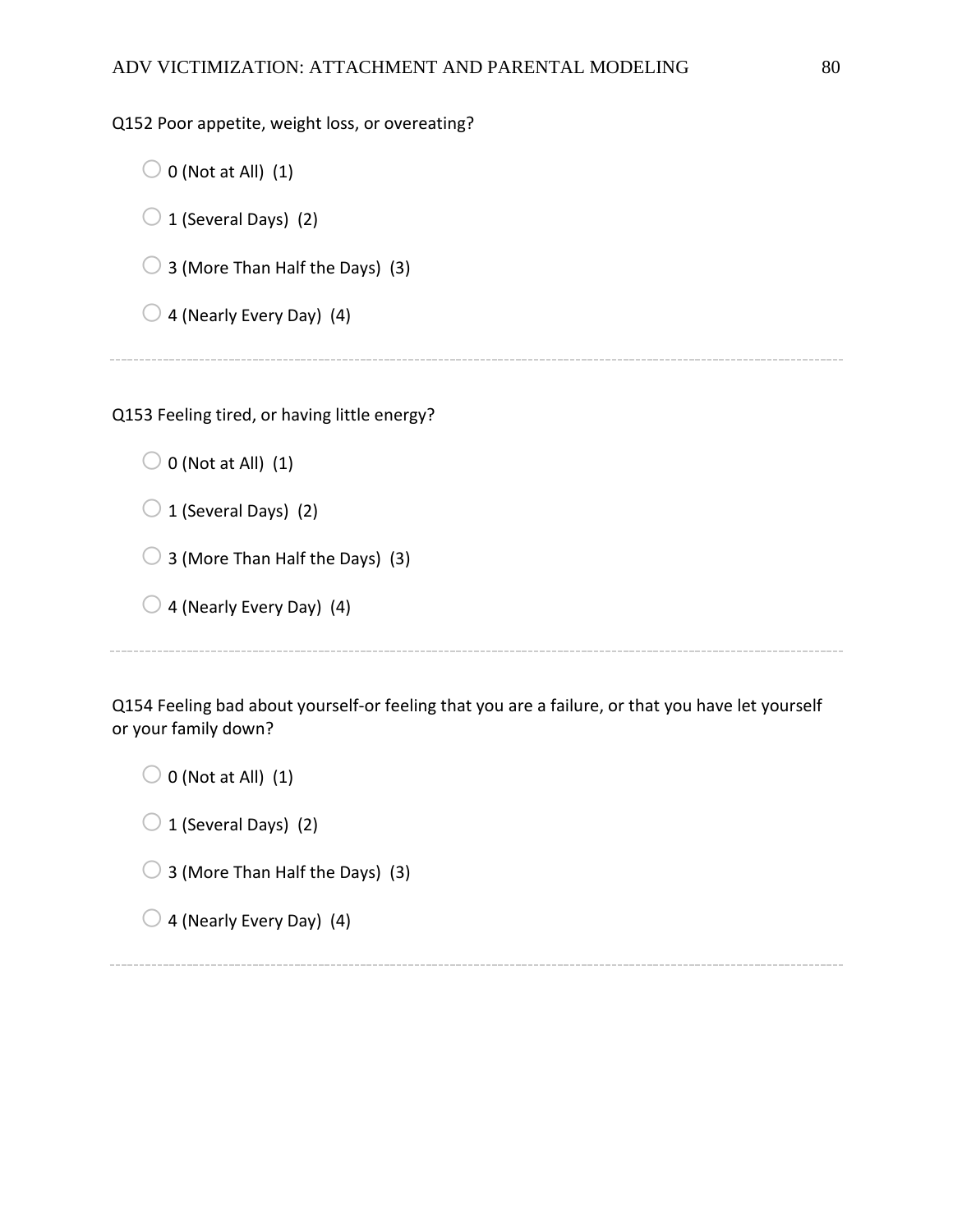Q152 Poor appetite, weight loss, or overeating?

- ○ 0 (Not at All) (1)
- ○ 1 (Several Days) (2)
- ○ 3 (More Than Half the Days) (3)
- ○ 4 (Nearly Every Day) (4)

---

Q153 Feeling tired, or having little energy?

- ○ 0 (Not at All) (1)
- ○ 1 (Several Days) (2)
- ○ 3 (More Than Half the Days) (3)
- ○ 4 (Nearly Every Day) (4)

---

Q154 Feeling bad about yourself-or feeling that you are a failure, or that you have let yourself or your family down?

- ○ 0 (Not at All) (1)
- ○ 1 (Several Days) (2)
- ○ 3 (More Than Half the Days) (3)
- ○ 4 (Nearly Every Day) (4)

---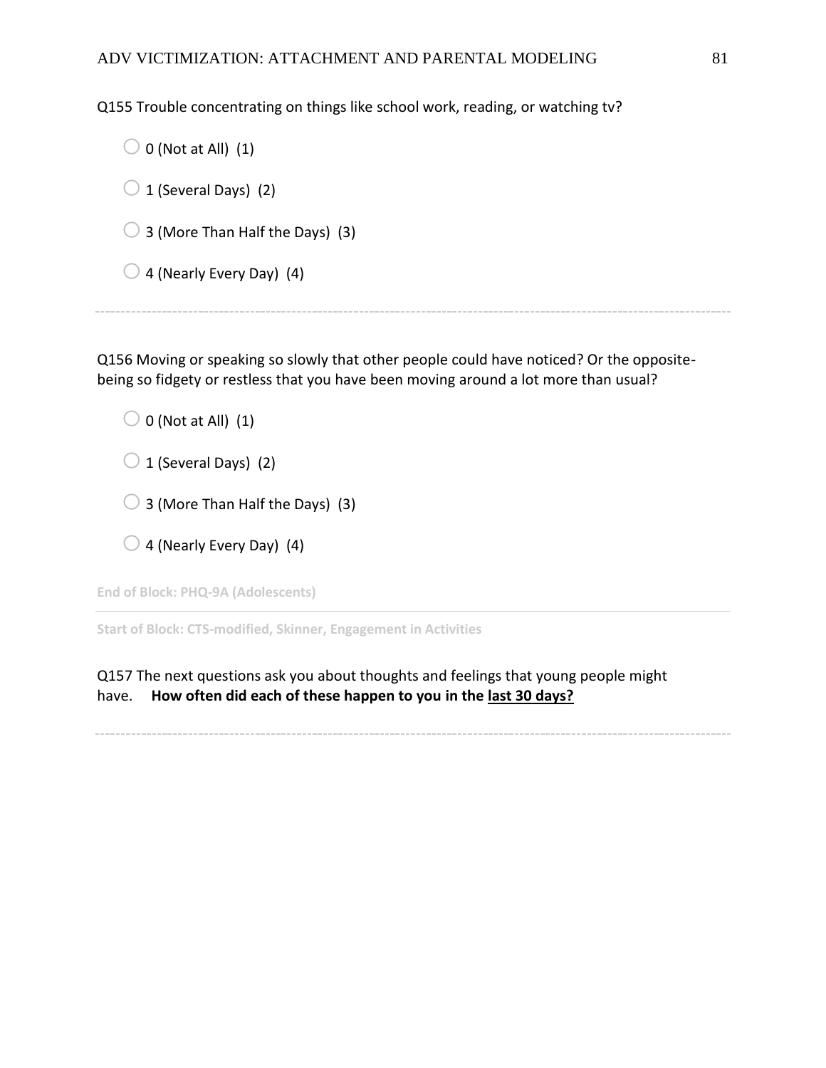Q155 Trouble concentrating on things like school work, reading, or watching tv?

- 0 (Not at All) (1)
- 1 (Several Days) (2)
- 3 (More Than Half the Days) (3)
- 4 (Nearly Every Day) (4)

---

Q156 Moving or speaking so slowly that other people could have noticed? Or the opposite- being so fidgety or restless that you have been moving around a lot more than usual?

- 0 (Not at All) (1)
- 1 (Several Days) (2)
- 3 (More Than Half the Days) (3)
- 4 (Nearly Every Day) (4)

**End of Block: PHQ-9A (Adolescents)**

---

**Start of Block: CTS-modified, Skinner, Engagement in Activities**

Q157 The next questions ask you about thoughts and feelings that young people might have. **How often did each of these happen to you in the <u>last 30 days?</u>**

---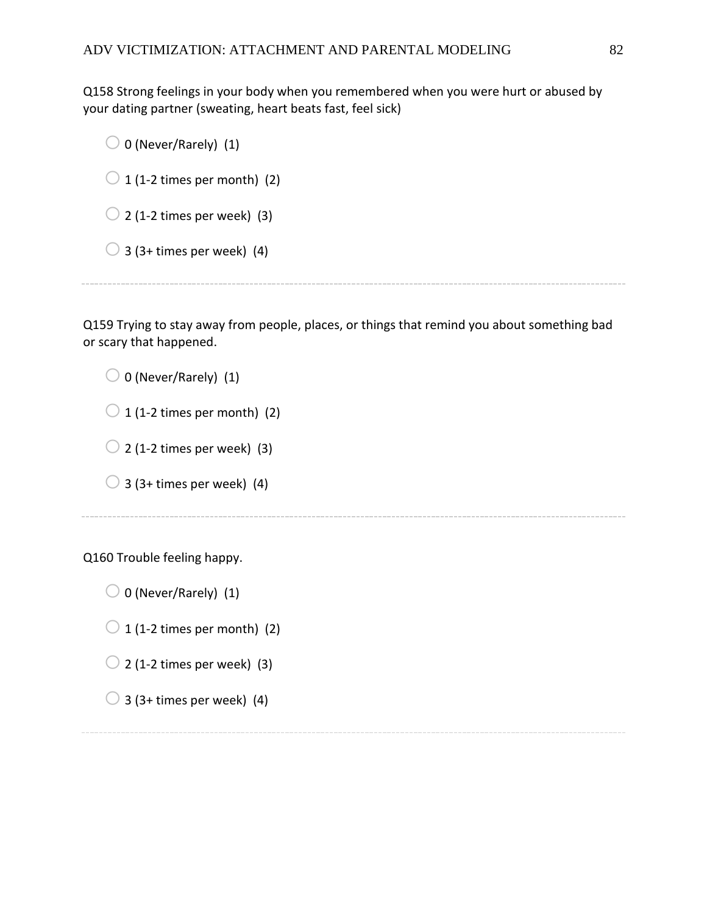Q158 Strong feelings in your body when you remembered when you were hurt or abused by your dating partner (sweating, heart beats fast, feel sick)

- 0 (Never/Rarely) (1)
- 1 (1-2 times per month) (2)
- 2 (1-2 times per week) (3)
- 3 (3+ times per week) (4)

---

Q159 Trying to stay away from people, places, or things that remind you about something bad or scary that happened.

- 0 (Never/Rarely) (1)
- 1 (1-2 times per month) (2)
- 2 (1-2 times per week) (3)
- 3 (3+ times per week) (4)

---

Q160 Trouble feeling happy.

- 0 (Never/Rarely) (1)
- 1 (1-2 times per month) (2)
- 2 (1-2 times per week) (3)
- 3 (3+ times per week) (4)

---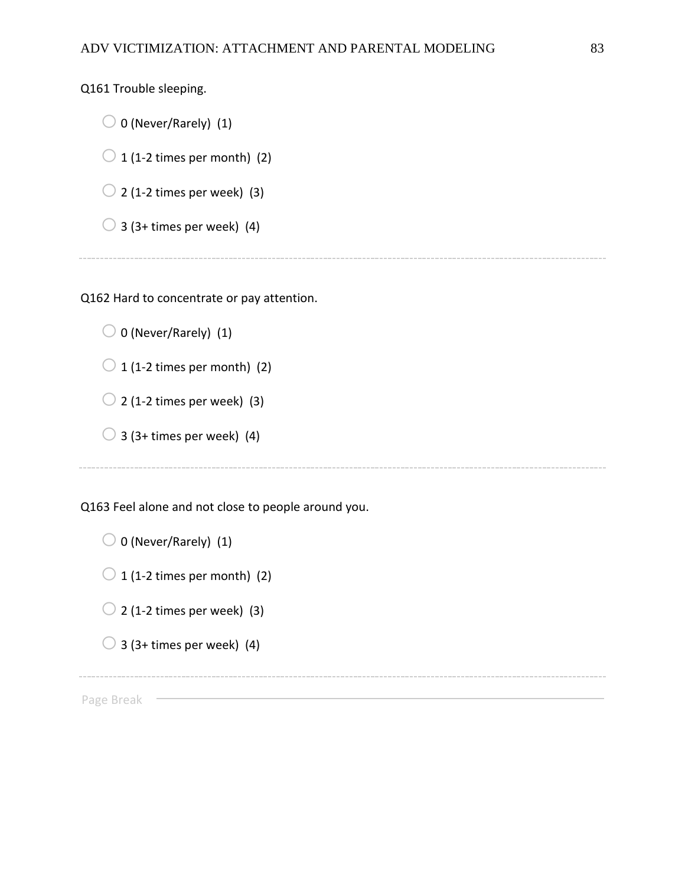Q161 Trouble sleeping.

- 0 (Never/Rarely) (1)
- 1 (1-2 times per month) (2)
- 2 (1-2 times per week) (3)
- 3 (3+ times per week) (4)

---

Q162 Hard to concentrate or pay attention.

- 0 (Never/Rarely) (1)
- 1 (1-2 times per month) (2)
- 2 (1-2 times per week) (3)
- 3 (3+ times per week) (4)

---

Q163 Feel alone and not close to people around you.

- 0 (Never/Rarely) (1)
- 1 (1-2 times per month) (2)
- 2 (1-2 times per week) (3)
- 3 (3+ times per week) (4)

---

Page Break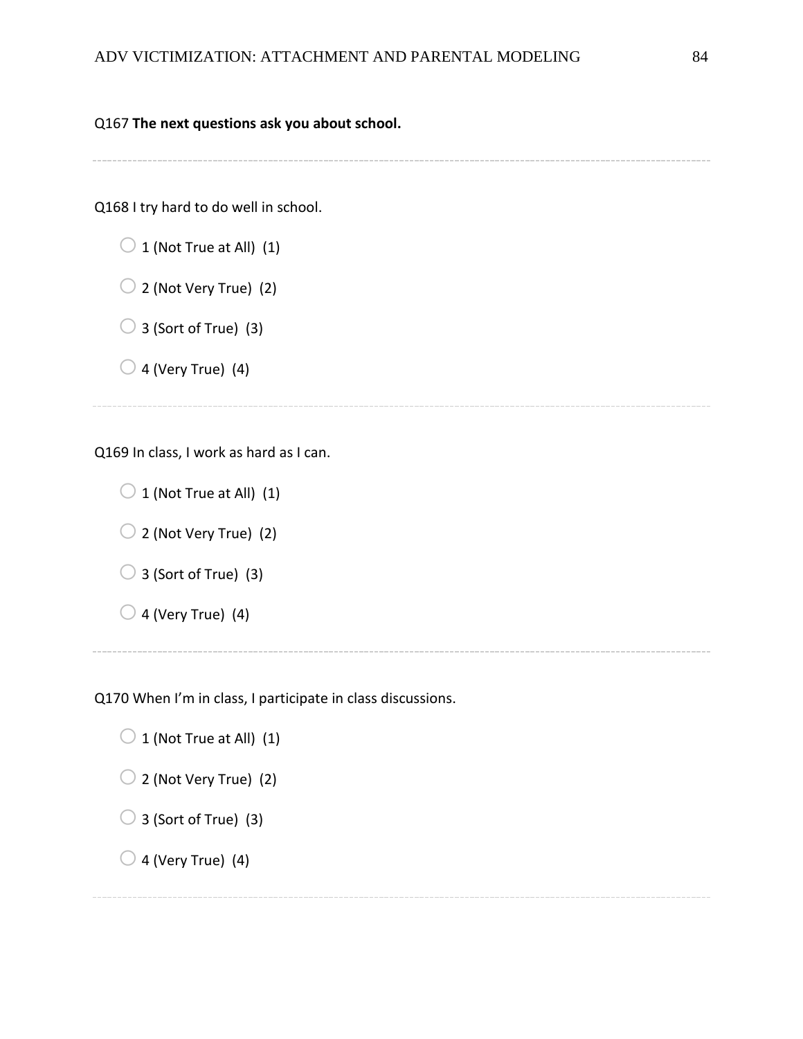Q167 **The next questions ask you about school.**

---

Q168 I try hard to do well in school.

- 1 (Not True at All)  (1)
- 2 (Not Very True)  (2)
- 3 (Sort of True)  (3)
- 4 (Very True)  (4)

---

Q169 In class, I work as hard as I can.

- 1 (Not True at All)  (1)
- 2 (Not Very True)  (2)
- 3 (Sort of True)  (3)
- 4 (Very True)  (4)

---

Q170 When I'm in class, I participate in class discussions.

- 1 (Not True at All)  (1)
- 2 (Not Very True)  (2)
- 3 (Sort of True)  (3)
- 4 (Very True)  (4)

---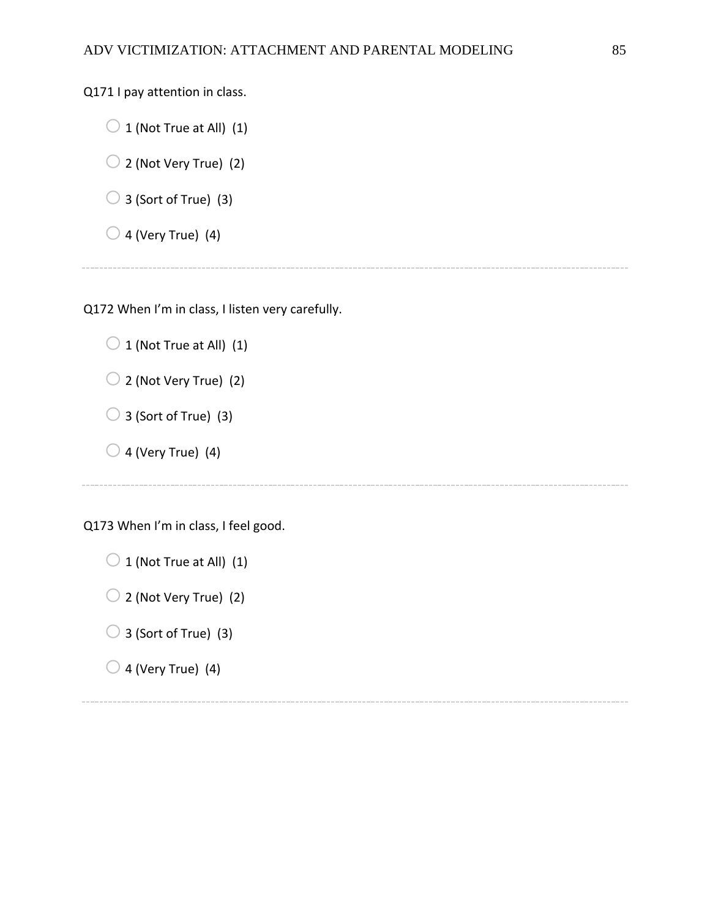Q171 I pay attention in class.

- 1 (Not True at All) (1)
- 2 (Not Very True) (2)
- 3 (Sort of True) (3)
- 4 (Very True) (4)

---

Q172 When I'm in class, I listen very carefully.

- 1 (Not True at All) (1)
- 2 (Not Very True) (2)
- 3 (Sort of True) (3)
- 4 (Very True) (4)

---

Q173 When I'm in class, I feel good.

- 1 (Not True at All) (1)
- 2 (Not Very True) (2)
- 3 (Sort of True) (3)
- 4 (Very True) (4)

---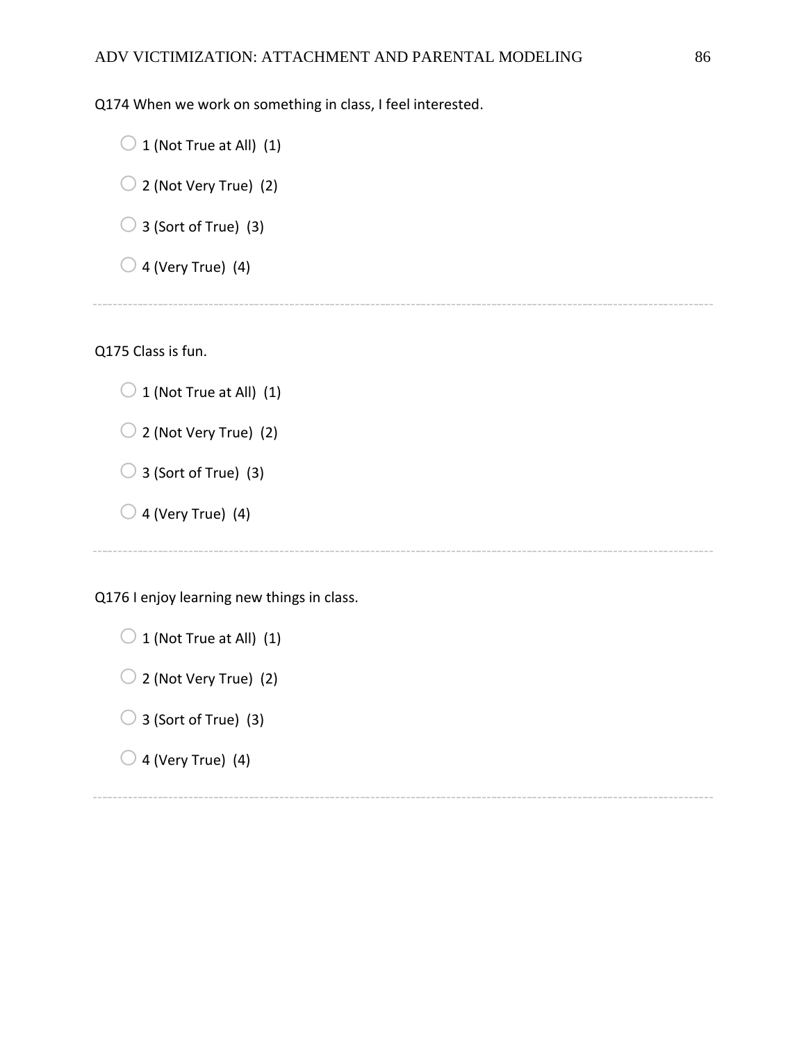Q174 When we work on something in class, I feel interested.

- 1 (Not True at All) (1)
- 2 (Not Very True) (2)
- 3 (Sort of True) (3)
- 4 (Very True) (4)

---

Q175 Class is fun.

- 1 (Not True at All) (1)
- 2 (Not Very True) (2)
- 3 (Sort of True) (3)
- 4 (Very True) (4)

---

Q176 I enjoy learning new things in class.

- 1 (Not True at All) (1)
- 2 (Not Very True) (2)
- 3 (Sort of True) (3)
- 4 (Very True) (4)

---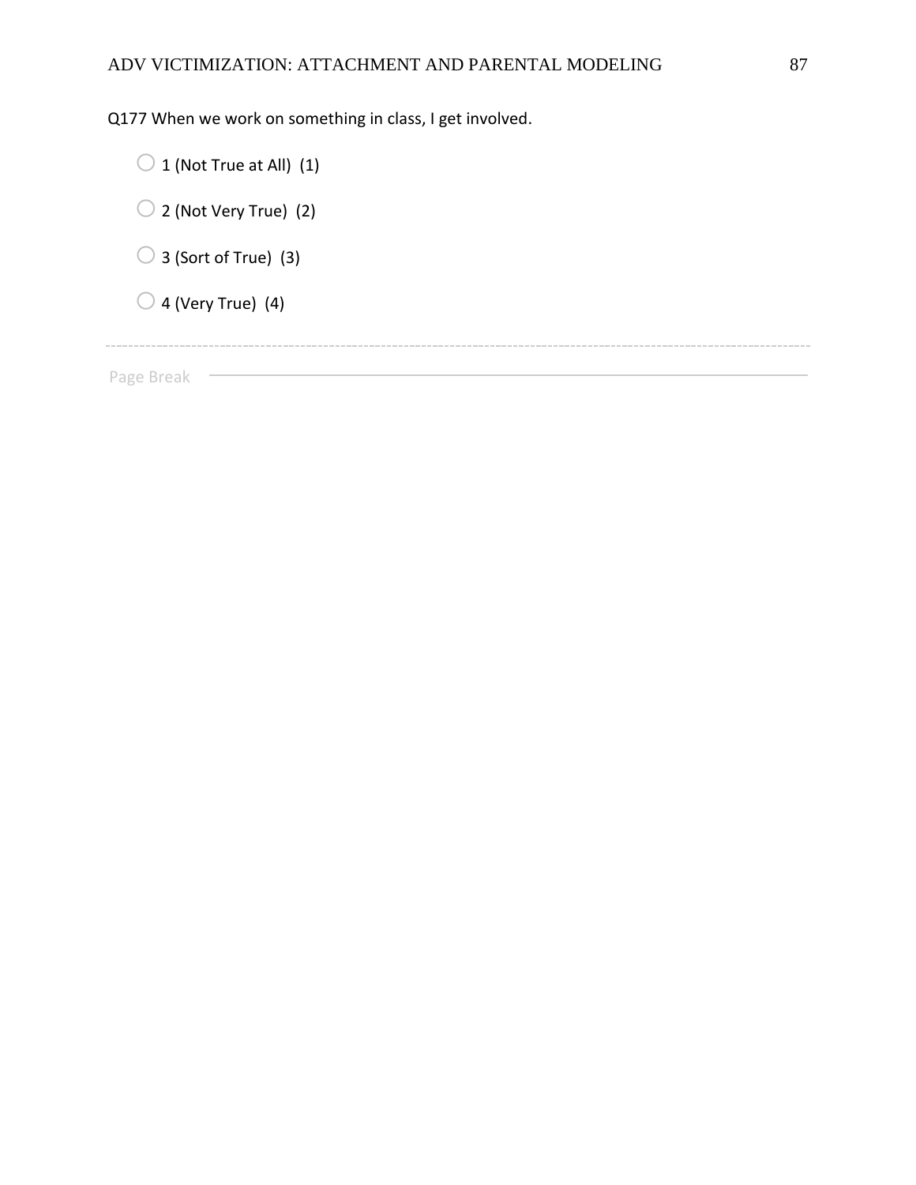Q177 When we work on something in class, I get involved.

- 1 (Not True at All) (1)
- 2 (Not Very True) (2)
- 3 (Sort of True) (3)
- 4 (Very True) (4)

---

Page Break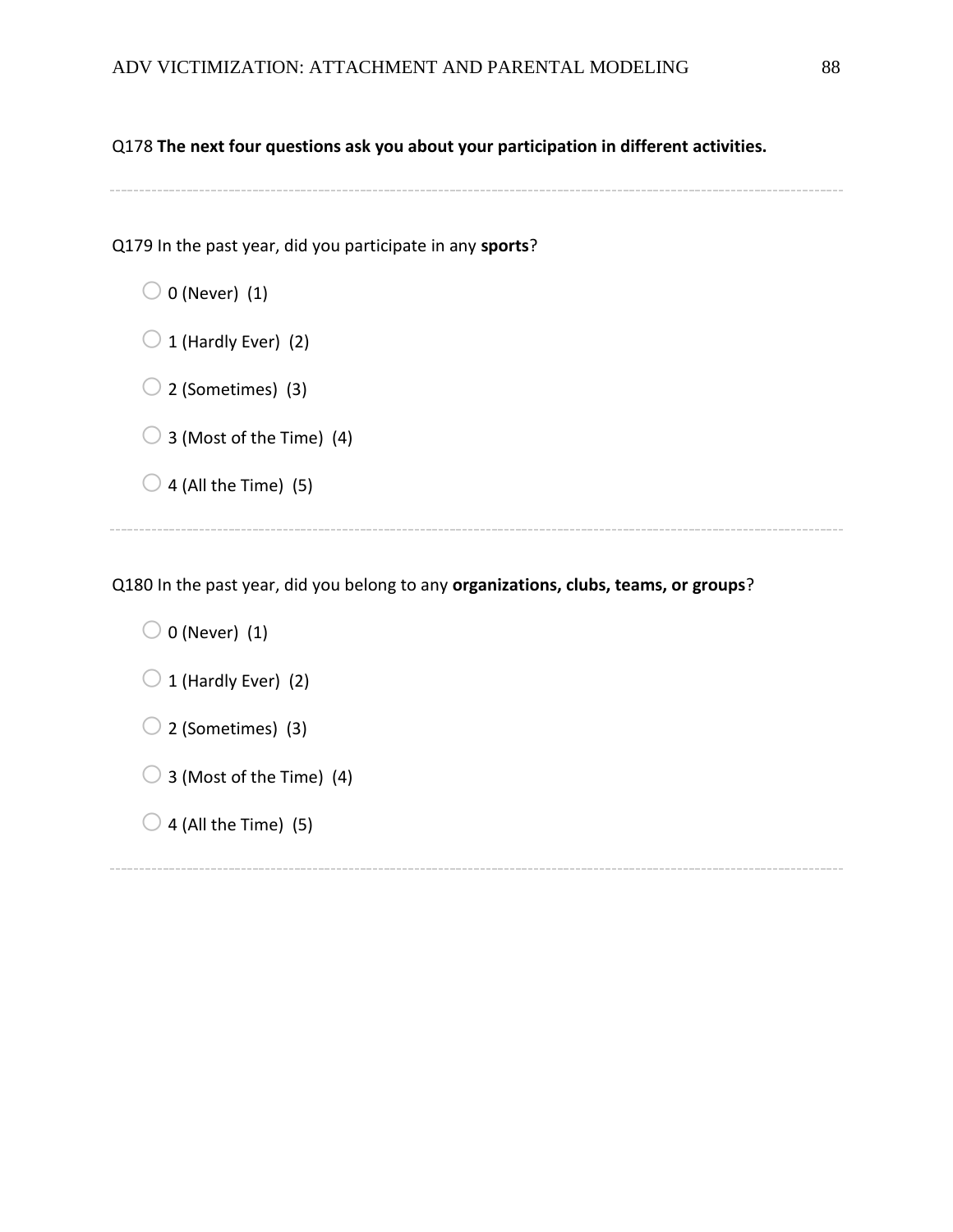Q178 **The next four questions ask you about your participation in different activities.**

---

Q179 In the past year, did you participate in any **sports**?

- 0 (Never) (1)
- 1 (Hardly Ever) (2)
- 2 (Sometimes) (3)
- 3 (Most of the Time) (4)
- 4 (All the Time) (5)

---

Q180 In the past year, did you belong to any **organizations, clubs, teams, or groups**?

- 0 (Never) (1)
- 1 (Hardly Ever) (2)
- 2 (Sometimes) (3)
- 3 (Most of the Time) (4)
- 4 (All the Time) (5)

---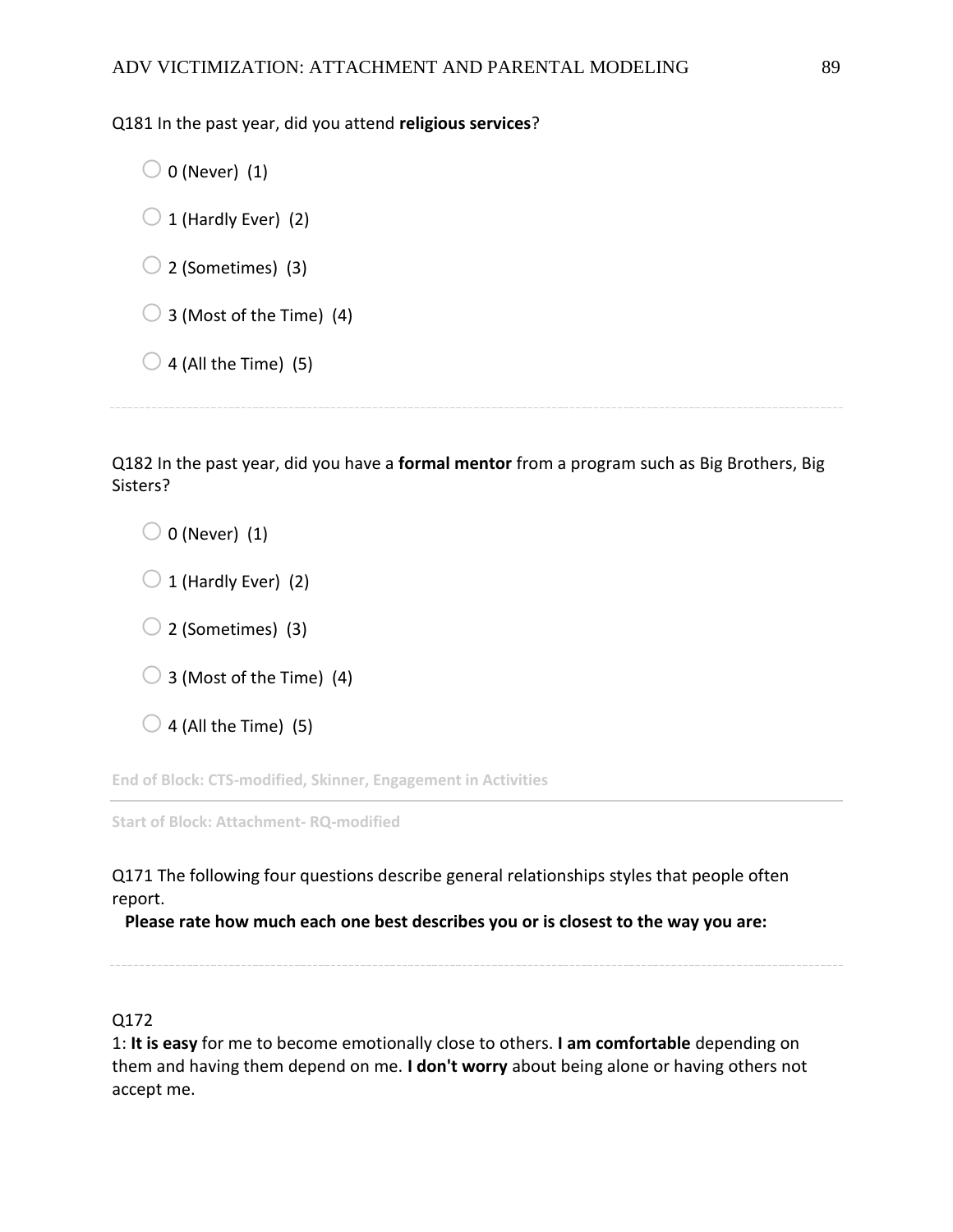Q181 In the past year, did you attend **religious services**?

- 0 (Never) (1)
- 1 (Hardly Ever) (2)
- 2 (Sometimes) (3)
- 3 (Most of the Time) (4)
- 4 (All the Time) (5)

---

Q182 In the past year, did you have a **formal mentor** from a program such as Big Brothers, Big Sisters?

- 0 (Never) (1)
- 1 (Hardly Ever) (2)
- 2 (Sometimes) (3)
- 3 (Most of the Time) (4)
- 4 (All the Time) (5)

**End of Block: CTS-modified, Skinner, Engagement in Activities**

---

**Start of Block: Attachment- RQ-modified**

Q171 The following four questions describe general relationships styles that people often report.
**Please rate how much each one best describes you or is closest to the way you are:**

---

Q172
1: **It is easy** for me to become emotionally close to others. **I am comfortable** depending on them and having them depend on me. **I don't worry** about being alone or having others not accept me.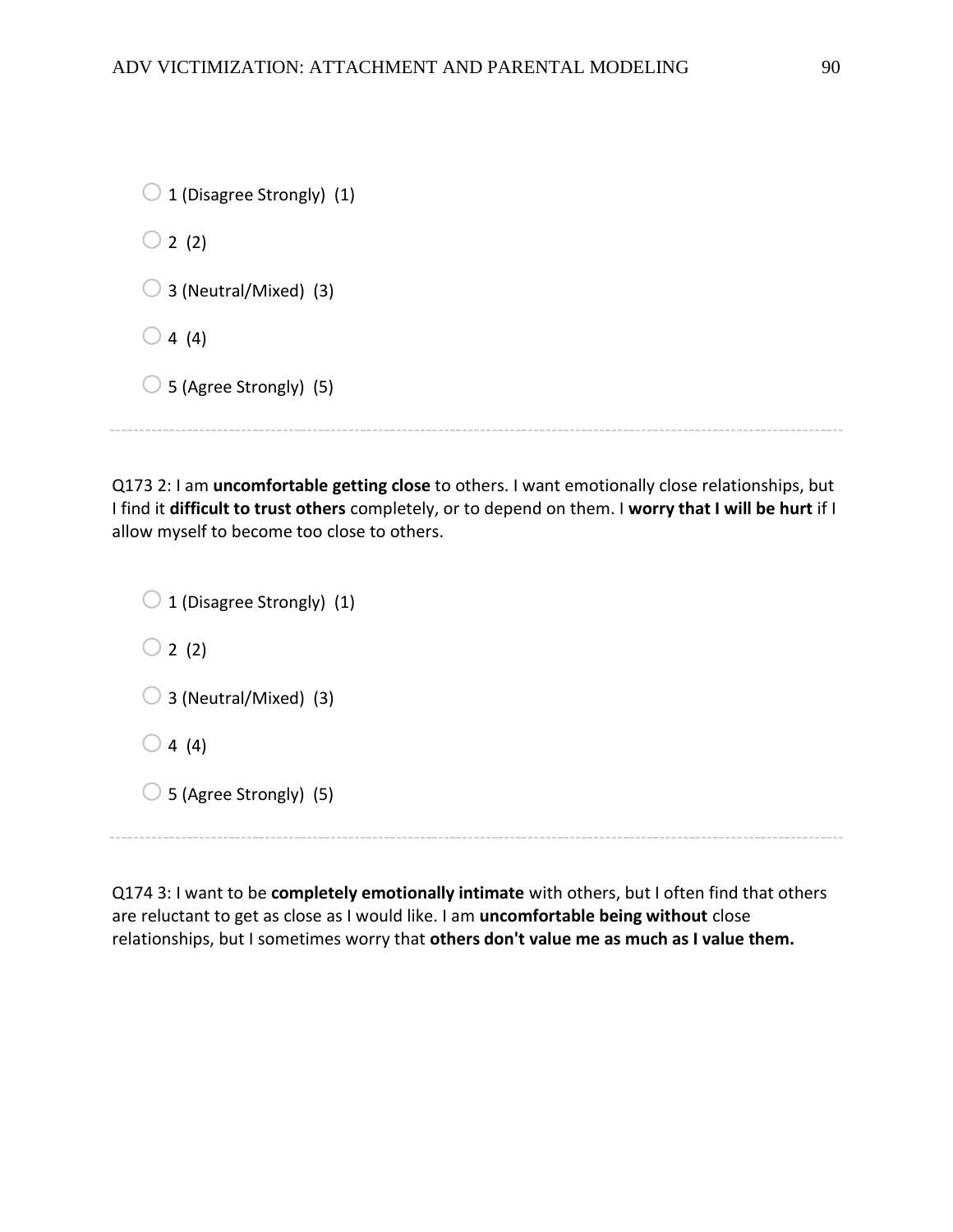- 1 (Disagree Strongly) (1)
- 2 (2)
- 3 (Neutral/Mixed) (3)
- 4 (4)
- 5 (Agree Strongly) (5)

---

Q173 2: I am **uncomfortable getting close** to others. I want emotionally close relationships, but I find it **difficult to trust others** completely, or to depend on them. I **worry that I will be hurt** if I allow myself to become too close to others.

- 1 (Disagree Strongly) (1)
- 2 (2)
- 3 (Neutral/Mixed) (3)
- 4 (4)
- 5 (Agree Strongly) (5)

---

Q174 3: I want to be **completely emotionally intimate** with others, but I often find that others are reluctant to get as close as I would like. I am **uncomfortable being without** close relationships, but I sometimes worry that **others don't value me as much as I value them.**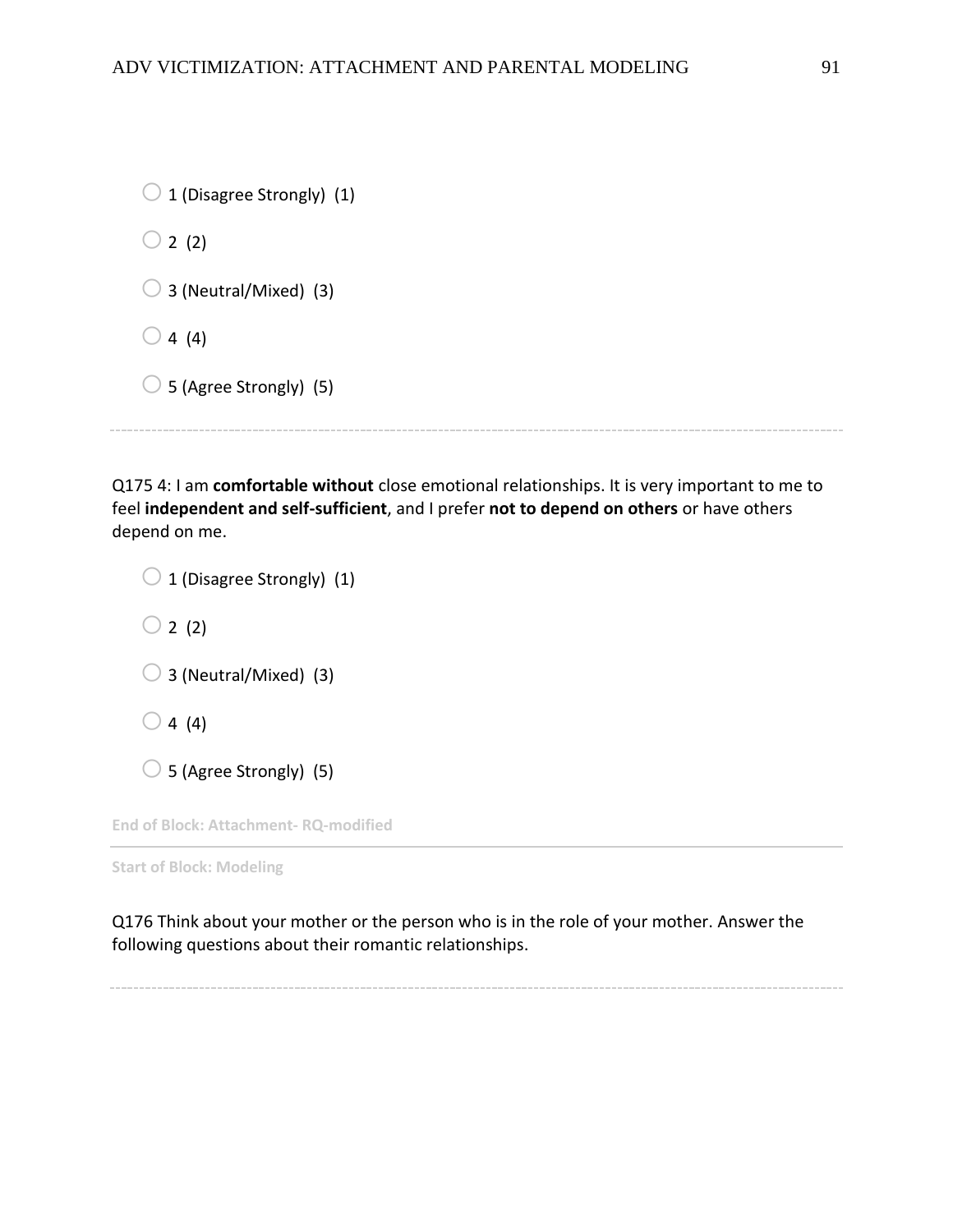- 1 (Disagree Strongly) (1)
- 2 (2)
- 3 (Neutral/Mixed) (3)
- 4 (4)
- 5 (Agree Strongly) (5)

---

Q175 4: I am **comfortable without** close emotional relationships. It is very important to me to feel **independent and self-sufficient**, and I prefer **not to depend on others** or have others depend on me.

- 1 (Disagree Strongly) (1)
- 2 (2)
- 3 (Neutral/Mixed) (3)
- 4 (4)
- 5 (Agree Strongly) (5)

End of Block: Attachment- RQ-modified

---

Start of Block: Modeling

Q176 Think about your mother or the person who is in the role of your mother. Answer the following questions about their romantic relationships.

---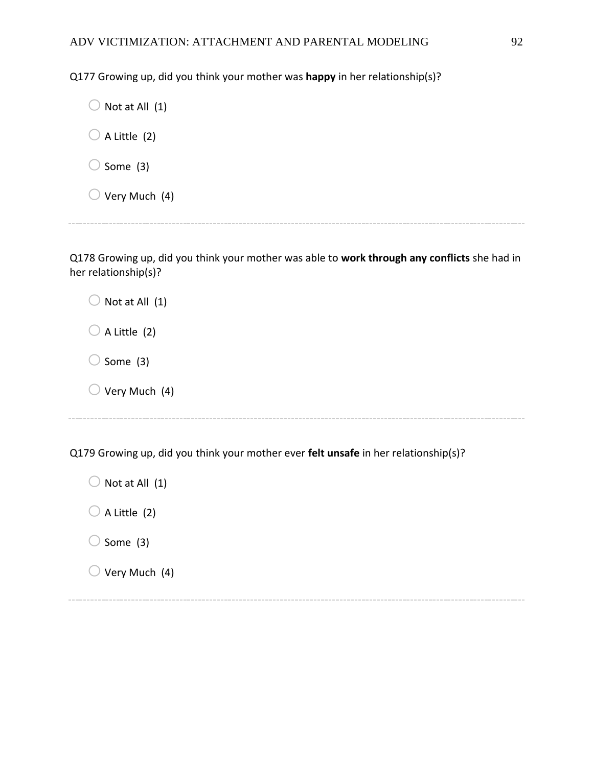Q177 Growing up, did you think your mother was **happy** in her relationship(s)?

- Not at All (1)
- A Little (2)
- Some (3)
- Very Much (4)

---

Q178 Growing up, did you think your mother was able to **work through any conflicts** she had in her relationship(s)?

- Not at All (1)
- A Little (2)
- Some (3)
- Very Much (4)

---

Q179 Growing up, did you think your mother ever **felt unsafe** in her relationship(s)?

- Not at All (1)
- A Little (2)
- Some (3)
- Very Much (4)

---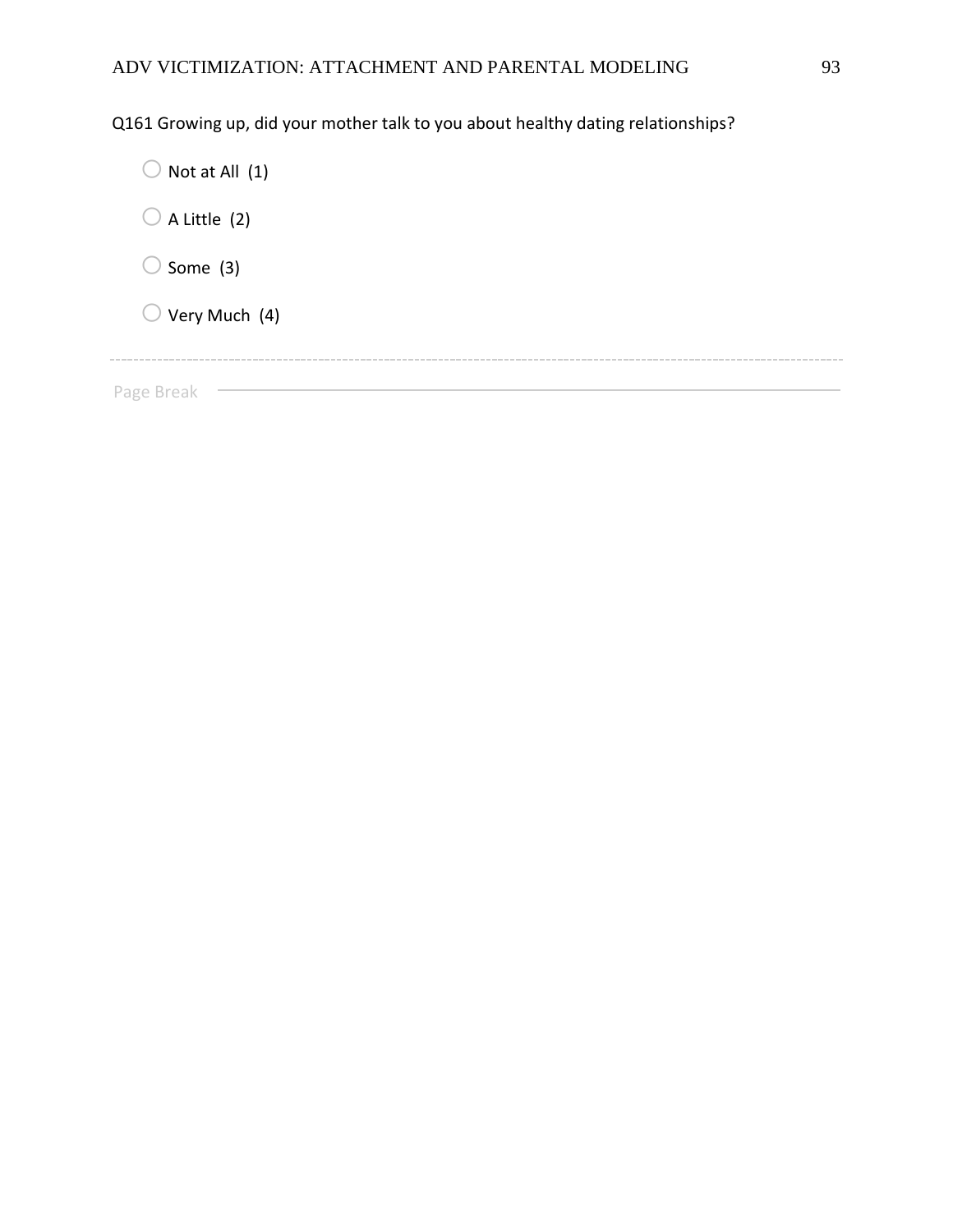Q161 Growing up, did your mother talk to you about healthy dating relationships?

- Not at All (1)
- A Little (2)
- Some (3)
- Very Much (4)

Page Break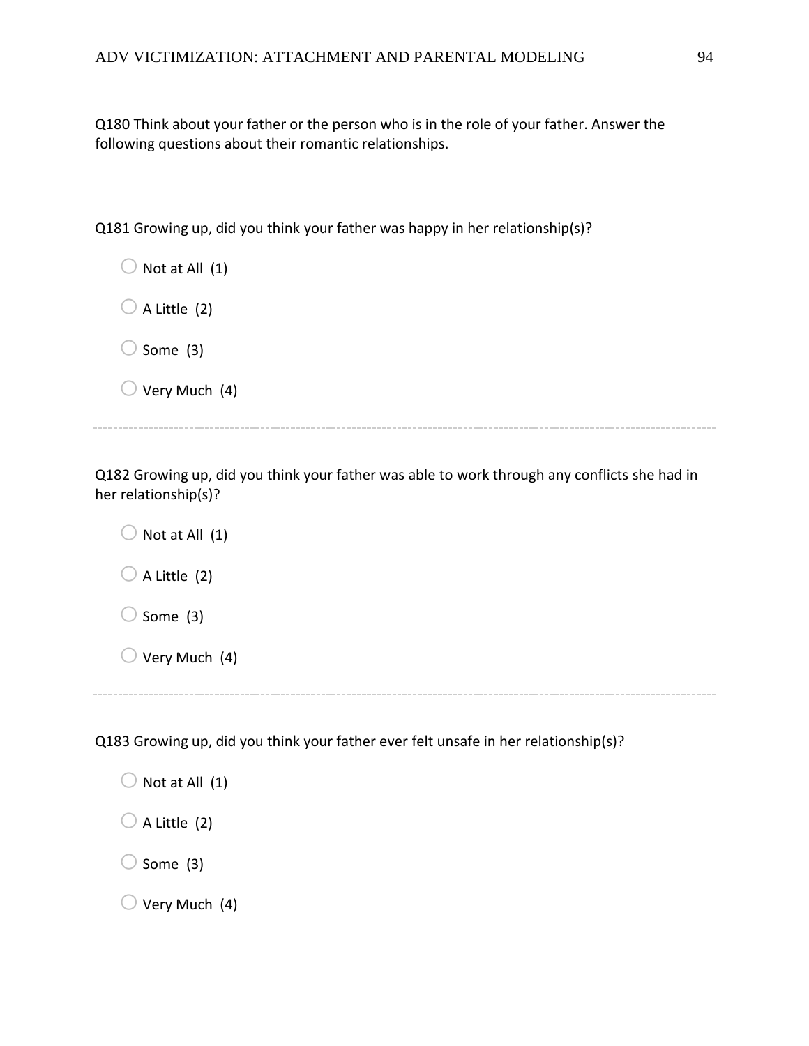Q180 Think about your father or the person who is in the role of your father. Answer the following questions about their romantic relationships.

---

Q181 Growing up, did you think your father was happy in her relationship(s)?

- Not at All (1)
- A Little (2)
- Some (3)
- Very Much (4)

---

Q182 Growing up, did you think your father was able to work through any conflicts she had in her relationship(s)?

- Not at All (1)
- A Little (2)
- Some (3)
- Very Much (4)

---

Q183 Growing up, did you think your father ever felt unsafe in her relationship(s)?

- Not at All (1)
- A Little (2)
- Some (3)
- Very Much (4)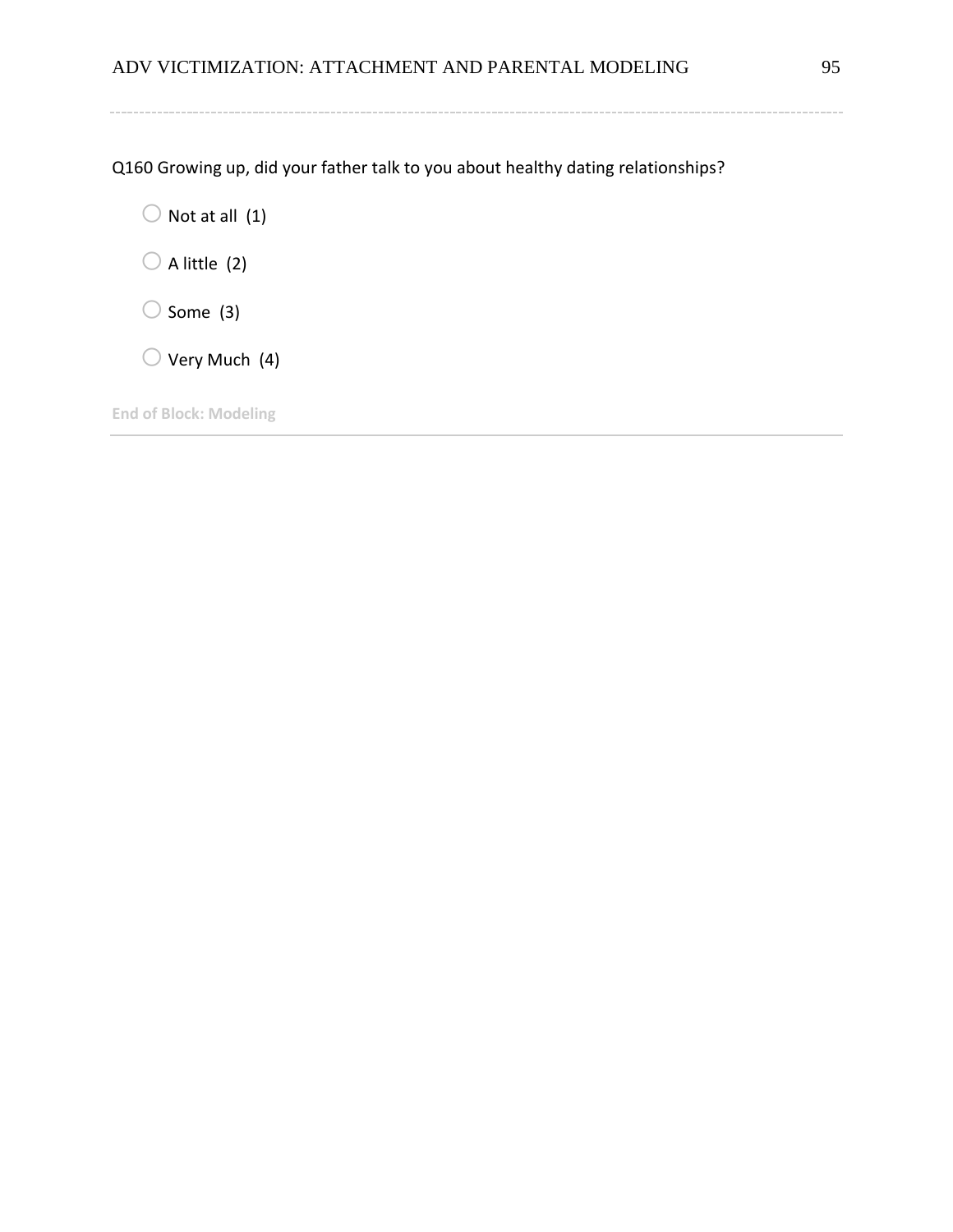Q160 Growing up, did your father talk to you about healthy dating relationships?

- Not at all (1)
- A little (2)
- Some (3)
- Very Much (4)

End of Block: Modeling